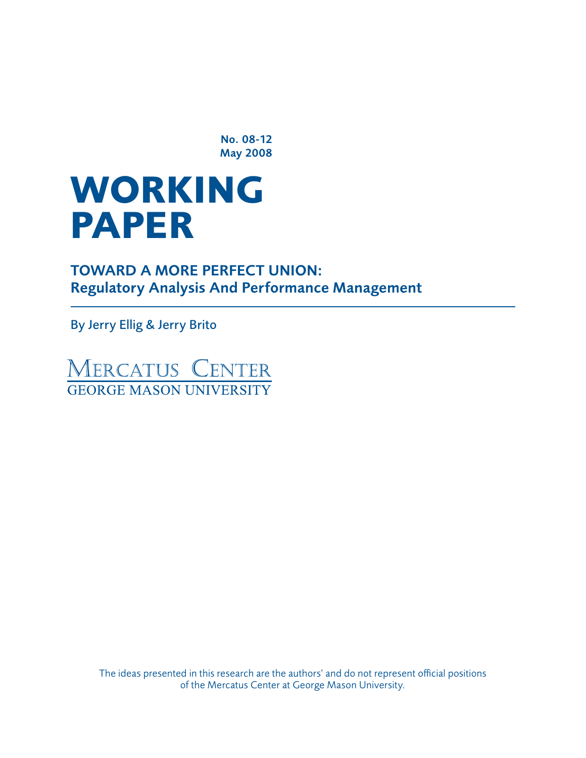No. 08-12
May 2008

# WORKING PAPER

## TOWARD A MORE PERFECT UNION: Regulatory Analysis And Performance Management

By Jerry Ellig & Jerry Brito

MERCATUS CENTER
GEORGE MASON UNIVERSITY

The ideas presented in this research are the authors' and do not represent official positions of the Mercatus Center at George Mason University.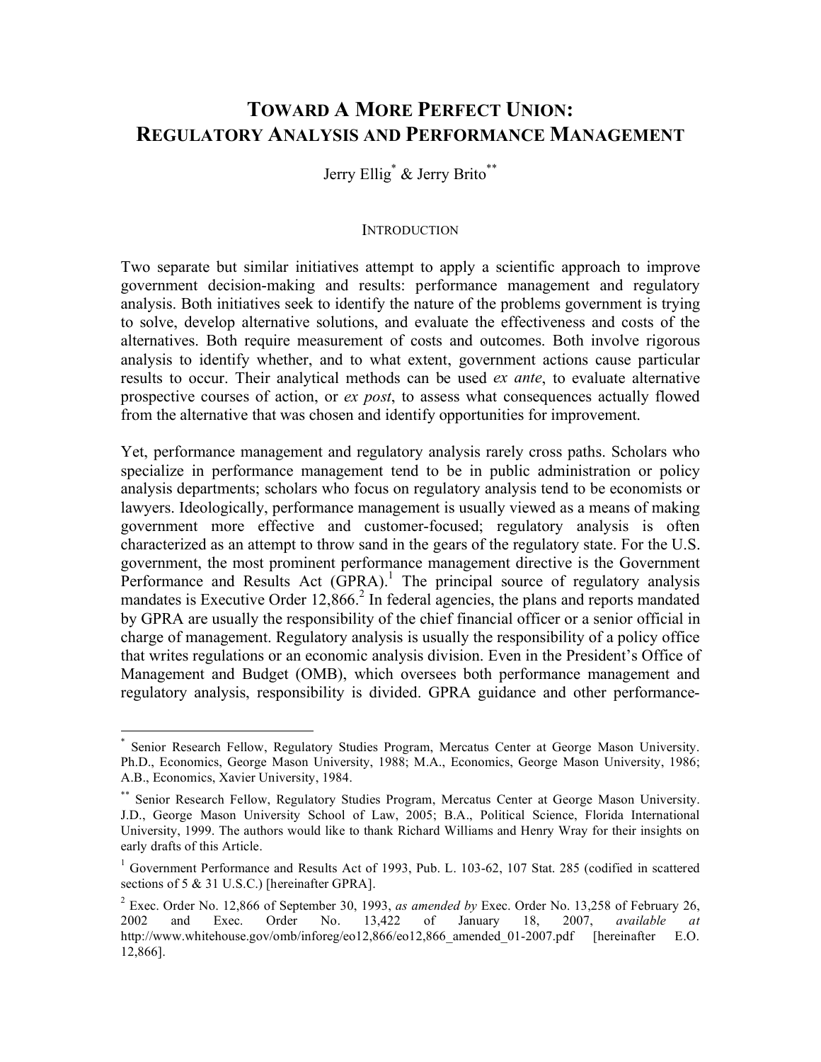# TOWARD A MORE PERFECT UNION: REGULATORY ANALYSIS AND PERFORMANCE MANAGEMENT

Jerry Ellig[*] & Jerry Brito[**]

## INTRODUCTION

Two separate but similar initiatives attempt to apply a scientific approach to improve government decision-making and results: performance management and regulatory analysis. Both initiatives seek to identify the nature of the problems government is trying to solve, develop alternative solutions, and evaluate the effectiveness and costs of the alternatives. Both require measurement of costs and outcomes. Both involve rigorous analysis to identify whether, and to what extent, government actions cause particular results to occur. Their analytical methods can be used *ex ante*, to evaluate alternative prospective courses of action, or *ex post*, to assess what consequences actually flowed from the alternative that was chosen and identify opportunities for improvement.

Yet, performance management and regulatory analysis rarely cross paths. Scholars who specialize in performance management tend to be in public administration or policy analysis departments; scholars who focus on regulatory analysis tend to be economists or lawyers. Ideologically, performance management is usually viewed as a means of making government more effective and customer-focused; regulatory analysis is often characterized as an attempt to throw sand in the gears of the regulatory state. For the U.S. government, the most prominent performance management directive is the Government Performance and Results Act (GPRA).[1] The principal source of regulatory analysis mandates is Executive Order 12,866.[2] In federal agencies, the plans and reports mandated by GPRA are usually the responsibility of the chief financial officer or a senior official in charge of management. Regulatory analysis is usually the responsibility of a policy office that writes regulations or an economic analysis division. Even in the President's Office of Management and Budget (OMB), which oversees both performance management and regulatory analysis, responsibility is divided. GPRA guidance and other performance-

---

[*] Senior Research Fellow, Regulatory Studies Program, Mercatus Center at George Mason University. Ph.D., Economics, George Mason University, 1988; M.A., Economics, George Mason University, 1986; A.B., Economics, Xavier University, 1984.

[**] Senior Research Fellow, Regulatory Studies Program, Mercatus Center at George Mason University. J.D., George Mason University School of Law, 2005; B.A., Political Science, Florida International University, 1999. The authors would like to thank Richard Williams and Henry Wray for their insights on early drafts of this Article.

[1] Government Performance and Results Act of 1993, Pub. L. 103-62, 107 Stat. 285 (codified in scattered sections of 5 & 31 U.S.C.) [hereinafter GPRA].

[2] Exec. Order No. 12,866 of September 30, 1993, *as amended by* Exec. Order No. 13,258 of February 26, 2002 and Exec. Order No. 13,422 of January 18, 2007, *available at* http://www.whitehouse.gov/omb/inforeg/eo12,866/eo12,866_amended_01-2007.pdf [hereinafter E.O. 12,866].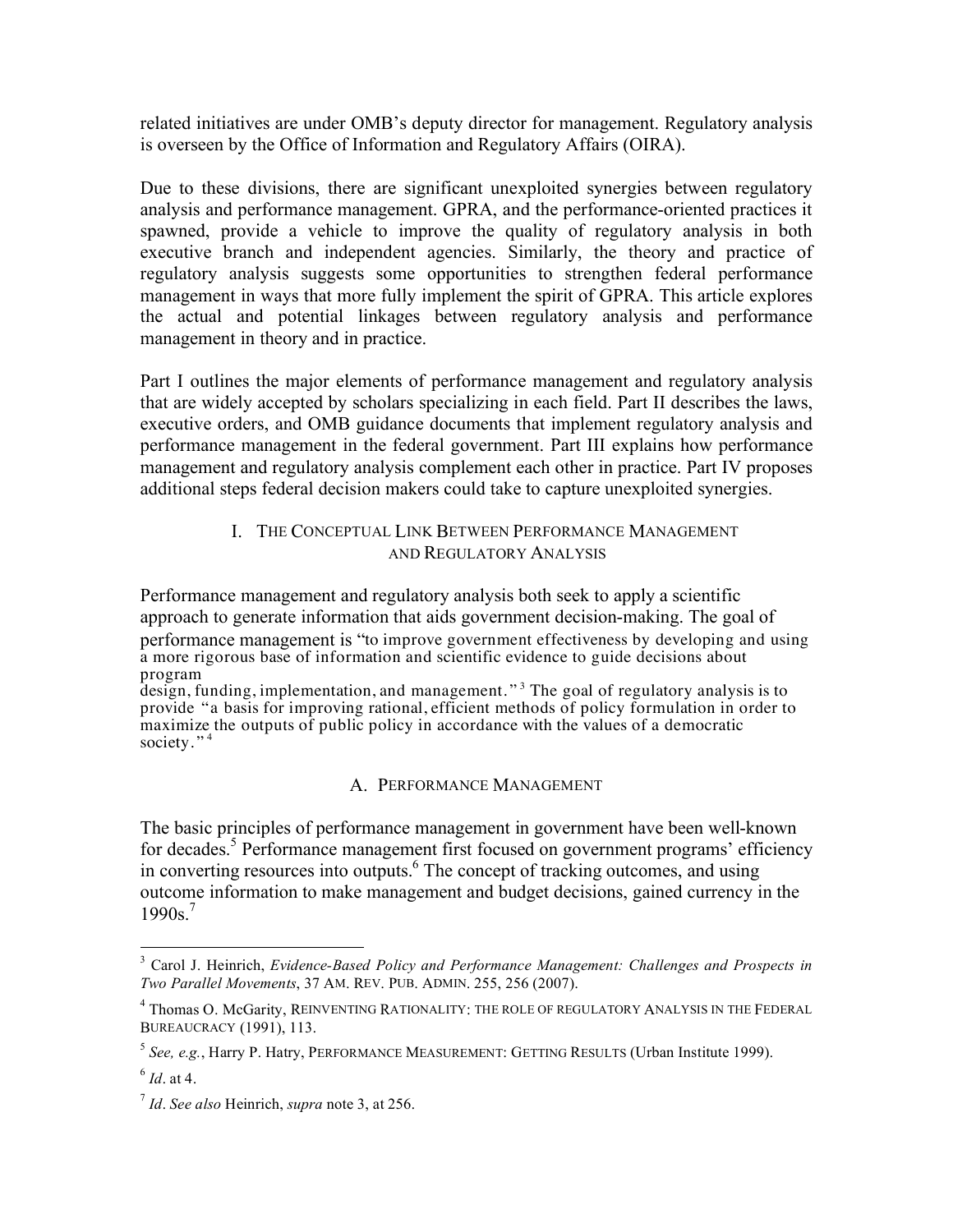related initiatives are under OMB's deputy director for management. Regulatory analysis is overseen by the Office of Information and Regulatory Affairs (OIRA).

Due to these divisions, there are significant unexploited synergies between regulatory analysis and performance management. GPRA, and the performance-oriented practices it spawned, provide a vehicle to improve the quality of regulatory analysis in both executive branch and independent agencies. Similarly, the theory and practice of regulatory analysis suggests some opportunities to strengthen federal performance management in ways that more fully implement the spirit of GPRA. This article explores the actual and potential linkages between regulatory analysis and performance management in theory and in practice.

Part I outlines the major elements of performance management and regulatory analysis that are widely accepted by scholars specializing in each field. Part II describes the laws, executive orders, and OMB guidance documents that implement regulatory analysis and performance management in the federal government. Part III explains how performance management and regulatory analysis complement each other in practice. Part IV proposes additional steps federal decision makers could take to capture unexploited synergies.

## I. THE CONCEPTUAL LINK BETWEEN PERFORMANCE MANAGEMENT AND REGULATORY ANALYSIS

Performance management and regulatory analysis both seek to apply a scientific approach to generate information that aids government decision-making. The goal of performance management is "to improve government effectiveness by developing and using a more rigorous base of information and scientific evidence to guide decisions about program design, funding, implementation, and management."[3] The goal of regulatory analysis is to provide "a basis for improving rational, efficient methods of policy formulation in order to maximize the outputs of public policy in accordance with the values of a democratic society."[4]

### A. PERFORMANCE MANAGEMENT

The basic principles of performance management in government have been well-known for decades.[5] Performance management first focused on government programs' efficiency in converting resources into outputs.[6] The concept of tracking outcomes, and using outcome information to make management and budget decisions, gained currency in the 1990s.[7]

---

[3] Carol J. Heinrich, *Evidence-Based Policy and Performance Management: Challenges and Prospects in Two Parallel Movements*, 37 AM. REV. PUB. ADMIN. 255, 256 (2007).

[4] Thomas O. McGarity, REINVENTING RATIONALITY: THE ROLE OF REGULATORY ANALYSIS IN THE FEDERAL BUREAUCRACY (1991), 113.

[5] *See, e.g.*, Harry P. Hatry, PERFORMANCE MEASUREMENT: GETTING RESULTS (Urban Institute 1999).

[6] *Id*. at 4.

[7] *Id*. *See also* Heinrich, *supra* note 3, at 256.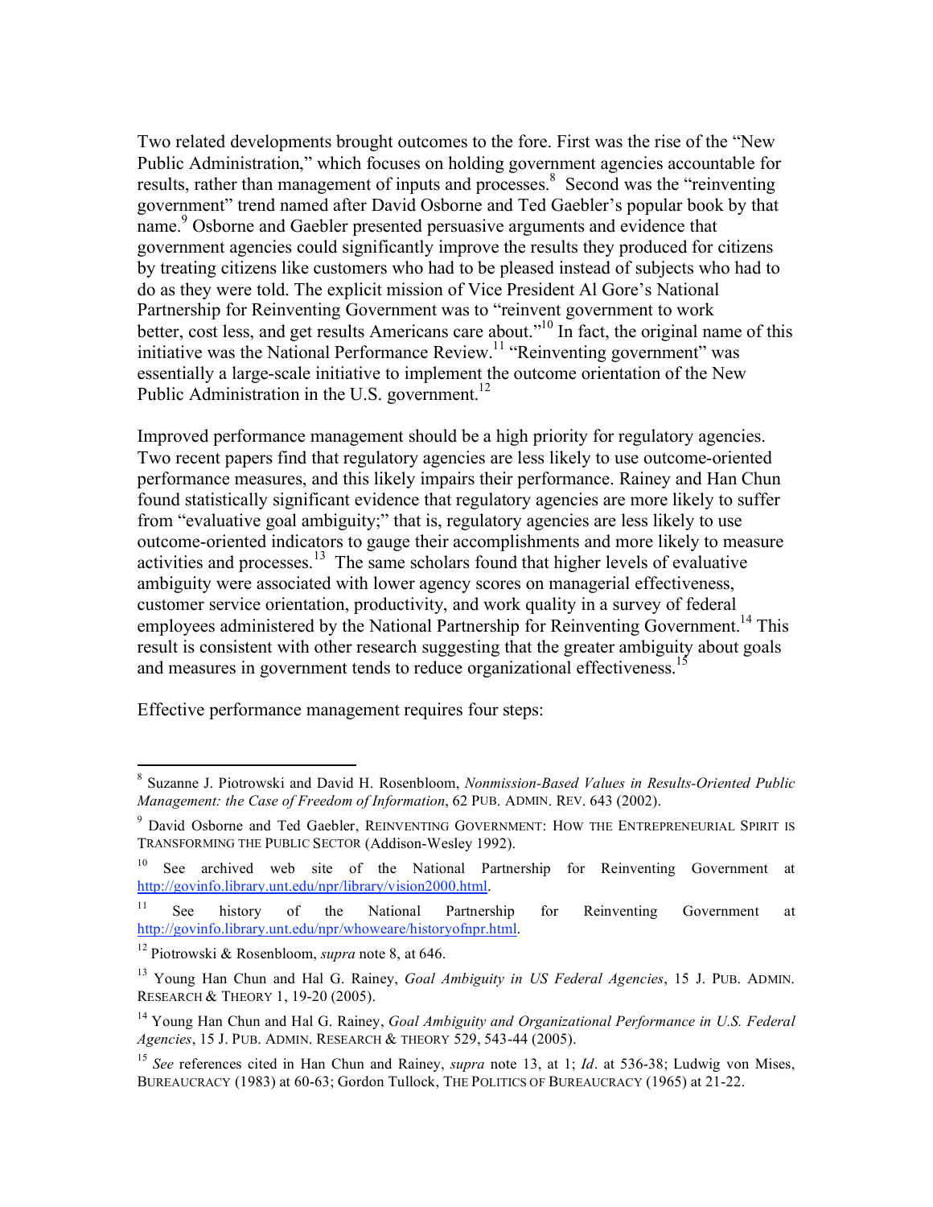Two related developments brought outcomes to the fore. First was the rise of the "New Public Administration," which focuses on holding government agencies accountable for results, rather than management of inputs and processes.[8] Second was the "reinventing government" trend named after David Osborne and Ted Gaebler's popular book by that name.[9] Osborne and Gaebler presented persuasive arguments and evidence that government agencies could significantly improve the results they produced for citizens by treating citizens like customers who had to be pleased instead of subjects who had to do as they were told. The explicit mission of Vice President Al Gore's National Partnership for Reinventing Government was to "reinvent government to work better, cost less, and get results Americans care about."[10] In fact, the original name of this initiative was the National Performance Review.[11] "Reinventing government" was essentially a large-scale initiative to implement the outcome orientation of the New Public Administration in the U.S. government.[12]

Improved performance management should be a high priority for regulatory agencies. Two recent papers find that regulatory agencies are less likely to use outcome-oriented performance measures, and this likely impairs their performance. Rainey and Han Chun found statistically significant evidence that regulatory agencies are more likely to suffer from "evaluative goal ambiguity;" that is, regulatory agencies are less likely to use outcome-oriented indicators to gauge their accomplishments and more likely to measure activities and processes.[13] The same scholars found that higher levels of evaluative ambiguity were associated with lower agency scores on managerial effectiveness, customer service orientation, productivity, and work quality in a survey of federal employees administered by the National Partnership for Reinventing Government.[14] This result is consistent with other research suggesting that the greater ambiguity about goals and measures in government tends to reduce organizational effectiveness.[15]

Effective performance management requires four steps:

---

[8] Suzanne J. Piotrowski and David H. Rosenbloom, *Nonmission-Based Values in Results-Oriented Public Management: the Case of Freedom of Information*, 62 PUB. ADMIN. REV. 643 (2002).

[9] David Osborne and Ted Gaebler, REINVENTING GOVERNMENT: HOW THE ENTREPRENEURIAL SPIRIT IS TRANSFORMING THE PUBLIC SECTOR (Addison-Wesley 1992).

[10] See archived web site of the National Partnership for Reinventing Government at http://govinfo.library.unt.edu/npr/library/vision2000.html.

[11] See history of the National Partnership for Reinventing Government at http://govinfo.library.unt.edu/npr/whoweare/historyofnpr.html.

[12] Piotrowski & Rosenbloom, *supra* note 8, at 646.

[13] Young Han Chun and Hal G. Rainey, *Goal Ambiguity in US Federal Agencies*, 15 J. PUB. ADMIN. RESEARCH & THEORY 1, 19-20 (2005).

[14] Young Han Chun and Hal G. Rainey, *Goal Ambiguity and Organizational Performance in U.S. Federal Agencies*, 15 J. PUB. ADMIN. RESEARCH & THEORY 529, 543-44 (2005).

[15] *See* references cited in Han Chun and Rainey, *supra* note 13, at 1; *Id*. at 536-38; Ludwig von Mises, BUREAUCRACY (1983) at 60-63; Gordon Tullock, THE POLITICS OF BUREAUCRACY (1965) at 21-22.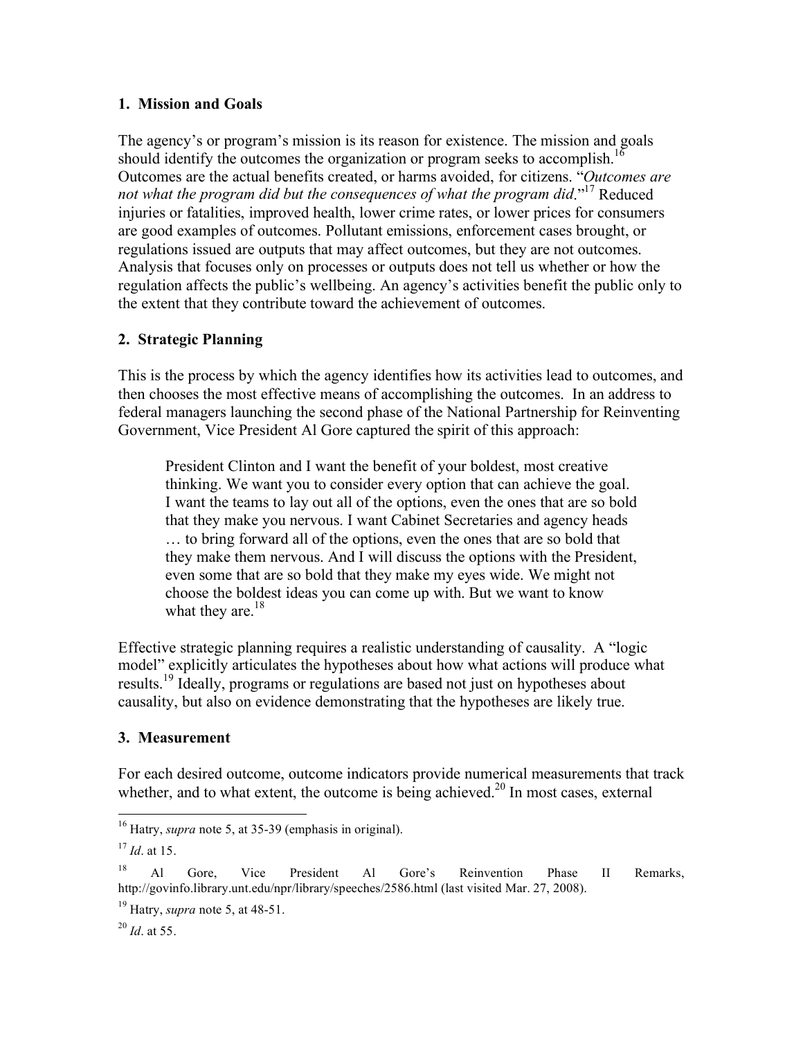### 1. Mission and Goals

The agency's or program's mission is its reason for existence. The mission and goals should identify the outcomes the organization or program seeks to accomplish.[16] Outcomes are the actual benefits created, or harms avoided, for citizens. "*Outcomes are not what the program did but the consequences of what the program did*."[17] Reduced injuries or fatalities, improved health, lower crime rates, or lower prices for consumers are good examples of outcomes. Pollutant emissions, enforcement cases brought, or regulations issued are outputs that may affect outcomes, but they are not outcomes. Analysis that focuses only on processes or outputs does not tell us whether or how the regulation affects the public's wellbeing. An agency's activities benefit the public only to the extent that they contribute toward the achievement of outcomes.

### 2. Strategic Planning

This is the process by which the agency identifies how its activities lead to outcomes, and then chooses the most effective means of accomplishing the outcomes. In an address to federal managers launching the second phase of the National Partnership for Reinventing Government, Vice President Al Gore captured the spirit of this approach:

> President Clinton and I want the benefit of your boldest, most creative thinking. We want you to consider every option that can achieve the goal. I want the teams to lay out all of the options, even the ones that are so bold that they make you nervous. I want Cabinet Secretaries and agency heads … to bring forward all of the options, even the ones that are so bold that they make them nervous. And I will discuss the options with the President, even some that are so bold that they make my eyes wide. We might not choose the boldest ideas you can come up with. But we want to know what they are.[18]

Effective strategic planning requires a realistic understanding of causality. A "logic model" explicitly articulates the hypotheses about how what actions will produce what results.[19] Ideally, programs or regulations are based not just on hypotheses about causality, but also on evidence demonstrating that the hypotheses are likely true.

### 3. Measurement

For each desired outcome, outcome indicators provide numerical measurements that track whether, and to what extent, the outcome is being achieved.[20] In most cases, external

---

[16] Hatry, *supra* note 5, at 35-39 (emphasis in original).

[17] *Id*. at 15.

[18] Al Gore, Vice President Al Gore's Reinvention Phase II Remarks, http://govinfo.library.unt.edu/npr/library/speeches/2586.html (last visited Mar. 27, 2008).

[19] Hatry, *supra* note 5, at 48-51.

[20] *Id*. at 55.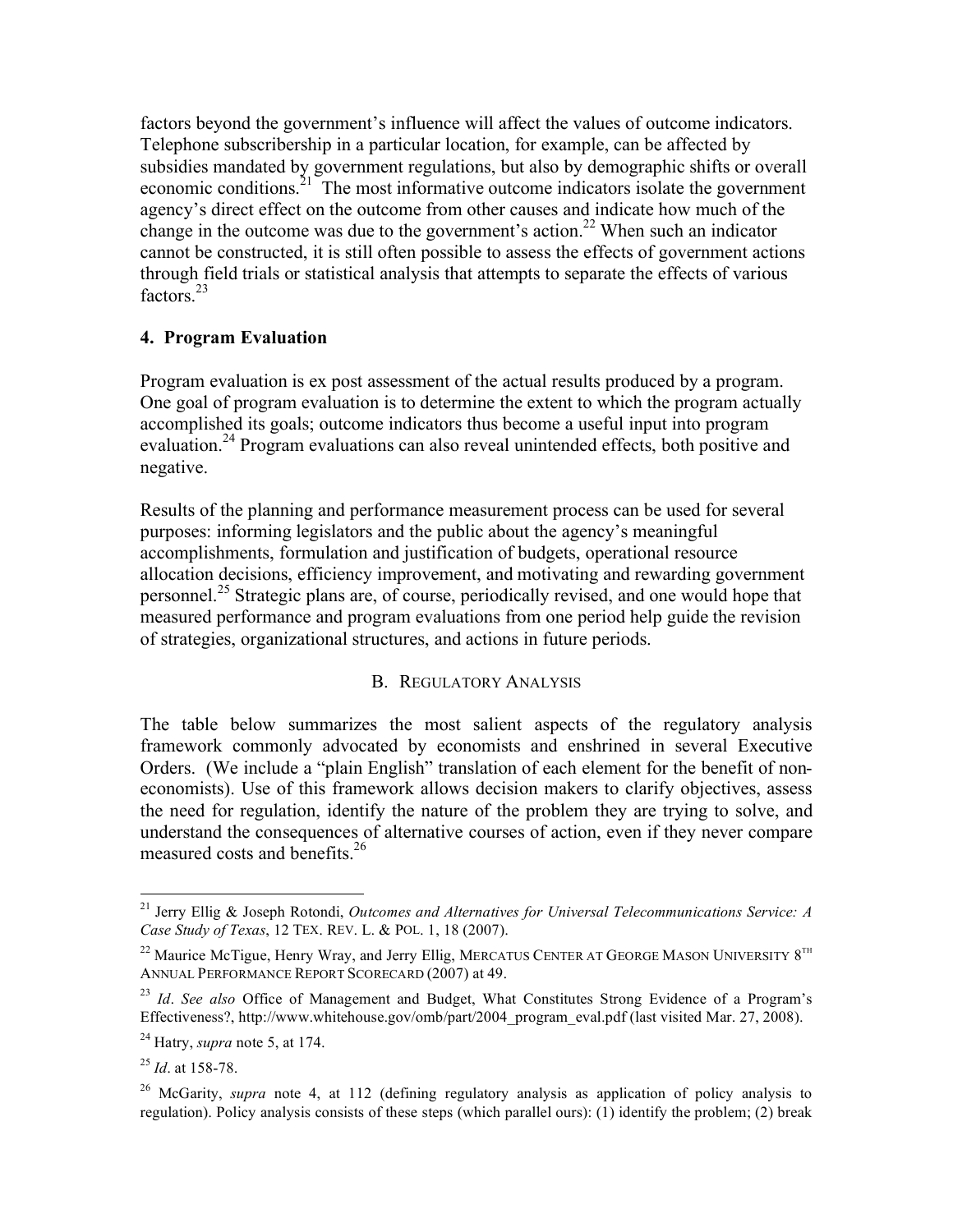factors beyond the government's influence will affect the values of outcome indicators. Telephone subscribership in a particular location, for example, can be affected by subsidies mandated by government regulations, but also by demographic shifts or overall economic conditions.[21] The most informative outcome indicators isolate the government agency's direct effect on the outcome from other causes and indicate how much of the change in the outcome was due to the government's action.[22] When such an indicator cannot be constructed, it is still often possible to assess the effects of government actions through field trials or statistical analysis that attempts to separate the effects of various factors.[23]

### 4. Program Evaluation

Program evaluation is ex post assessment of the actual results produced by a program. One goal of program evaluation is to determine the extent to which the program actually accomplished its goals; outcome indicators thus become a useful input into program evaluation.[24] Program evaluations can also reveal unintended effects, both positive and negative.

Results of the planning and performance measurement process can be used for several purposes: informing legislators and the public about the agency's meaningful accomplishments, formulation and justification of budgets, operational resource allocation decisions, efficiency improvement, and motivating and rewarding government personnel.[25] Strategic plans are, of course, periodically revised, and one would hope that measured performance and program evaluations from one period help guide the revision of strategies, organizational structures, and actions in future periods.

## B. Regulatory Analysis

The table below summarizes the most salient aspects of the regulatory analysis framework commonly advocated by economists and enshrined in several Executive Orders. (We include a "plain English" translation of each element for the benefit of non-economists). Use of this framework allows decision makers to clarify objectives, assess the need for regulation, identify the nature of the problem they are trying to solve, and understand the consequences of alternative courses of action, even if they never compare measured costs and benefits.[26]

---

[21] Jerry Ellig & Joseph Rotondi, *Outcomes and Alternatives for Universal Telecommunications Service: A Case Study of Texas*, 12 TEX. REV. L. & POL. 1, 18 (2007).

[22] Maurice McTigue, Henry Wray, and Jerry Ellig, MERCATUS CENTER AT GEORGE MASON UNIVERSITY 8TH ANNUAL PERFORMANCE REPORT SCORECARD (2007) at 49.

[23] *Id*. *See also* Office of Management and Budget, What Constitutes Strong Evidence of a Program's Effectiveness?, http://www.whitehouse.gov/omb/part/2004_program_eval.pdf (last visited Mar. 27, 2008).

[24] Hatry, *supra* note 5, at 174.

[25] *Id*. at 158-78.

[26] McGarity, *supra* note 4, at 112 (defining regulatory analysis as application of policy analysis to regulation). Policy analysis consists of these steps (which parallel ours): (1) identify the problem; (2) break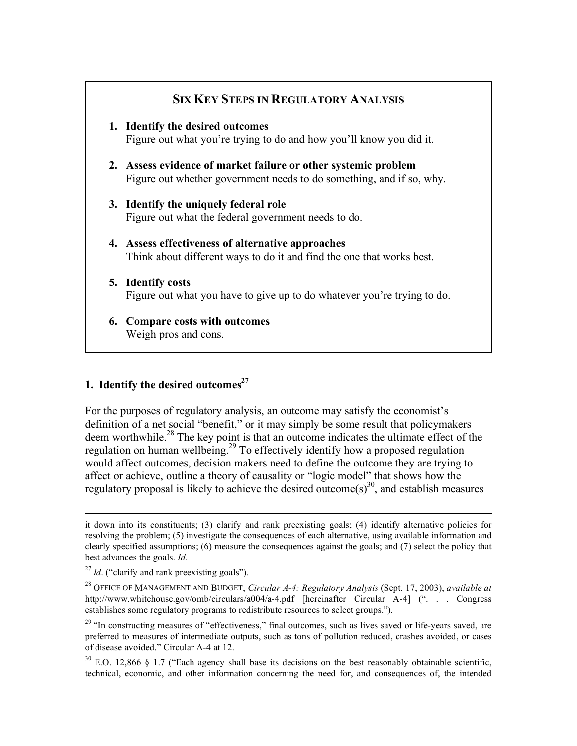**SIX KEY STEPS IN REGULATORY ANALYSIS**

1. **Identify the desired outcomes**
   Figure out what you're trying to do and how you'll know you did it.

2. **Assess evidence of market failure or other systemic problem**
   Figure out whether government needs to do something, and if so, why.

3. **Identify the uniquely federal role**
   Figure out what the federal government needs to do.

4. **Assess effectiveness of alternative approaches**
   Think about different ways to do it and find the one that works best.

5. **Identify costs**
   Figure out what you have to give up to do whatever you're trying to do.

6. **Compare costs with outcomes**
   Weigh pros and cons.

### 1. Identify the desired outcomes[27]

For the purposes of regulatory analysis, an outcome may satisfy the economist's definition of a net social "benefit," or it may simply be some result that policymakers deem worthwhile.[28] The key point is that an outcome indicates the ultimate effect of the regulation on human wellbeing.[29] To effectively identify how a proposed regulation would affect outcomes, decision makers need to define the outcome they are trying to affect or achieve, outline a theory of causality or "logic model" that shows how the regulatory proposal is likely to achieve the desired outcome(s)[30], and establish measures

---

it down into its constituents; (3) clarify and rank preexisting goals; (4) identify alternative policies for resolving the problem; (5) investigate the consequences of each alternative, using available information and clearly specified assumptions; (6) measure the consequences against the goals; and (7) select the policy that best advances the goals. *Id*.

[27] *Id*. ("clarify and rank preexisting goals").

[28] OFFICE OF MANAGEMENT AND BUDGET, *Circular A-4: Regulatory Analysis* (Sept. 17, 2003), *available at* http://www.whitehouse.gov/omb/circulars/a004/a-4.pdf [hereinafter Circular A-4] (". . . Congress establishes some regulatory programs to redistribute resources to select groups.").

[29] "In constructing measures of "effectiveness," final outcomes, such as lives saved or life-years saved, are preferred to measures of intermediate outputs, such as tons of pollution reduced, crashes avoided, or cases of disease avoided." Circular A-4 at 12.

[30] E.O. 12,866 § 1.7 ("Each agency shall base its decisions on the best reasonably obtainable scientific, technical, economic, and other information concerning the need for, and consequences of, the intended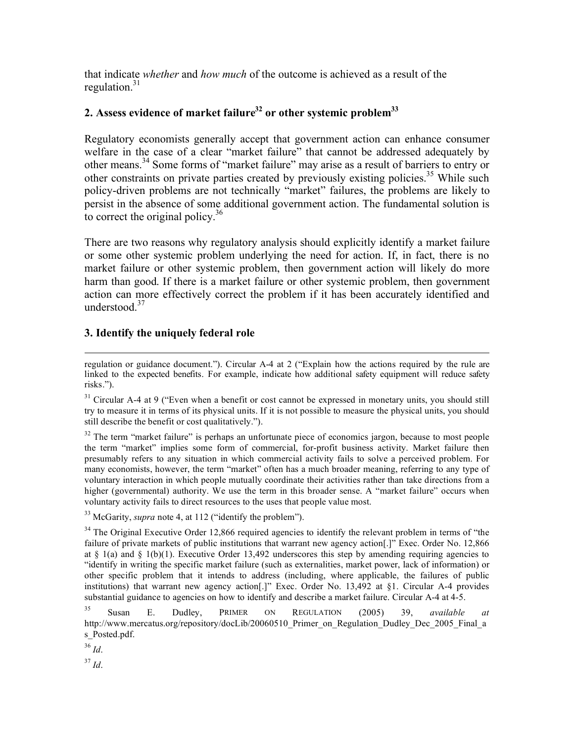that indicate *whether* and *how much* of the outcome is achieved as a result of the regulation.[31]

### 2. Assess evidence of market failure[32] or other systemic problem[33]

Regulatory economists generally accept that government action can enhance consumer welfare in the case of a clear "market failure" that cannot be addressed adequately by other means.[34] Some forms of "market failure" may arise as a result of barriers to entry or other constraints on private parties created by previously existing policies.[35] While such policy-driven problems are not technically "market" failures, the problems are likely to persist in the absence of some additional government action. The fundamental solution is to correct the original policy.[36]

There are two reasons why regulatory analysis should explicitly identify a market failure or some other systemic problem underlying the need for action. If, in fact, there is no market failure or other systemic problem, then government action will likely do more harm than good. If there is a market failure or other systemic problem, then government action can more effectively correct the problem if it has been accurately identified and understood.[37]

### 3. Identify the uniquely federal role

---

regulation or guidance document."). Circular A-4 at 2 ("Explain how the actions required by the rule are linked to the expected benefits. For example, indicate how additional safety equipment will reduce safety risks.").

[31] Circular A-4 at 9 ("Even when a benefit or cost cannot be expressed in monetary units, you should still try to measure it in terms of its physical units. If it is not possible to measure the physical units, you should still describe the benefit or cost qualitatively.").

[32] The term "market failure" is perhaps an unfortunate piece of economics jargon, because to most people the term "market" implies some form of commercial, for-profit business activity. Market failure then presumably refers to any situation in which commercial activity fails to solve a perceived problem. For many economists, however, the term "market" often has a much broader meaning, referring to any type of voluntary interaction in which people mutually coordinate their activities rather than take directions from a higher (governmental) authority. We use the term in this broader sense. A "market failure" occurs when voluntary activity fails to direct resources to the uses that people value most.

[33] McGarity, *supra* note 4, at 112 ("identify the problem").

[34] The Original Executive Order 12,866 required agencies to identify the relevant problem in terms of "the failure of private markets of public institutions that warrant new agency action[.]" Exec. Order No. 12,866 at § 1(a) and § 1(b)(1). Executive Order 13,492 underscores this step by amending requiring agencies to "identify in writing the specific market failure (such as externalities, market power, lack of information) or other specific problem that it intends to address (including, where applicable, the failures of public institutions) that warrant new agency action[.]" Exec. Order No. 13,492 at §1. Circular A-4 provides substantial guidance to agencies on how to identify and describe a market failure. Circular A-4 at 4-5.

[35] Susan E. Dudley, PRIMER ON REGULATION (2005) 39, *available at* http://www.mercatus.org/repository/docLib/20060510_Primer_on_Regulation_Dudley_Dec_2005_Final_as_Posted.pdf.

[36] *Id*.

[37] *Id*.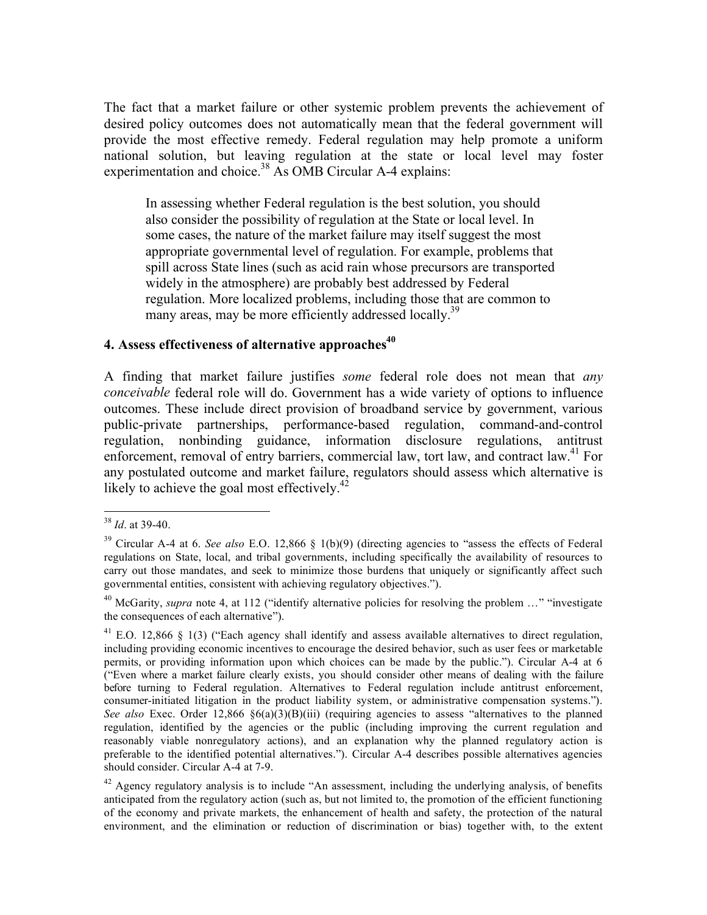The fact that a market failure or other systemic problem prevents the achievement of desired policy outcomes does not automatically mean that the federal government will provide the most effective remedy. Federal regulation may help promote a uniform national solution, but leaving regulation at the state or local level may foster experimentation and choice.[38] As OMB Circular A-4 explains:

> In assessing whether Federal regulation is the best solution, you should also consider the possibility of regulation at the State or local level. In some cases, the nature of the market failure may itself suggest the most appropriate governmental level of regulation. For example, problems that spill across State lines (such as acid rain whose precursors are transported widely in the atmosphere) are probably best addressed by Federal regulation. More localized problems, including those that are common to many areas, may be more efficiently addressed locally.[39]

### 4. Assess effectiveness of alternative approaches[40]

A finding that market failure justifies *some* federal role does not mean that *any conceivable* federal role will do. Government has a wide variety of options to influence outcomes. These include direct provision of broadband service by government, various public-private partnerships, performance-based regulation, command-and-control regulation, nonbinding guidance, information disclosure regulations, antitrust enforcement, removal of entry barriers, commercial law, tort law, and contract law.[41] For any postulated outcome and market failure, regulators should assess which alternative is likely to achieve the goal most effectively.[42]

---

[38] *Id*. at 39-40.

[39] Circular A-4 at 6. *See also* E.O. 12,866 § 1(b)(9) (directing agencies to "assess the effects of Federal regulations on State, local, and tribal governments, including specifically the availability of resources to carry out those mandates, and seek to minimize those burdens that uniquely or significantly affect such governmental entities, consistent with achieving regulatory objectives.").

[40] McGarity, *supra* note 4, at 112 ("identify alternative policies for resolving the problem …" "investigate the consequences of each alternative").

[41] E.O. 12,866 § 1(3) ("Each agency shall identify and assess available alternatives to direct regulation, including providing economic incentives to encourage the desired behavior, such as user fees or marketable permits, or providing information upon which choices can be made by the public."). Circular A-4 at 6 ("Even where a market failure clearly exists, you should consider other means of dealing with the failure before turning to Federal regulation. Alternatives to Federal regulation include antitrust enforcement, consumer-initiated litigation in the product liability system, or administrative compensation systems."). *See also* Exec. Order 12,866 §6(a)(3)(B)(iii) (requiring agencies to assess "alternatives to the planned regulation, identified by the agencies or the public (including improving the current regulation and reasonably viable nonregulatory actions), and an explanation why the planned regulatory action is preferable to the identified potential alternatives."). Circular A-4 describes possible alternatives agencies should consider. Circular A-4 at 7-9.

[42] Agency regulatory analysis is to include "An assessment, including the underlying analysis, of benefits anticipated from the regulatory action (such as, but not limited to, the promotion of the efficient functioning of the economy and private markets, the enhancement of health and safety, the protection of the natural environment, and the elimination or reduction of discrimination or bias) together with, to the extent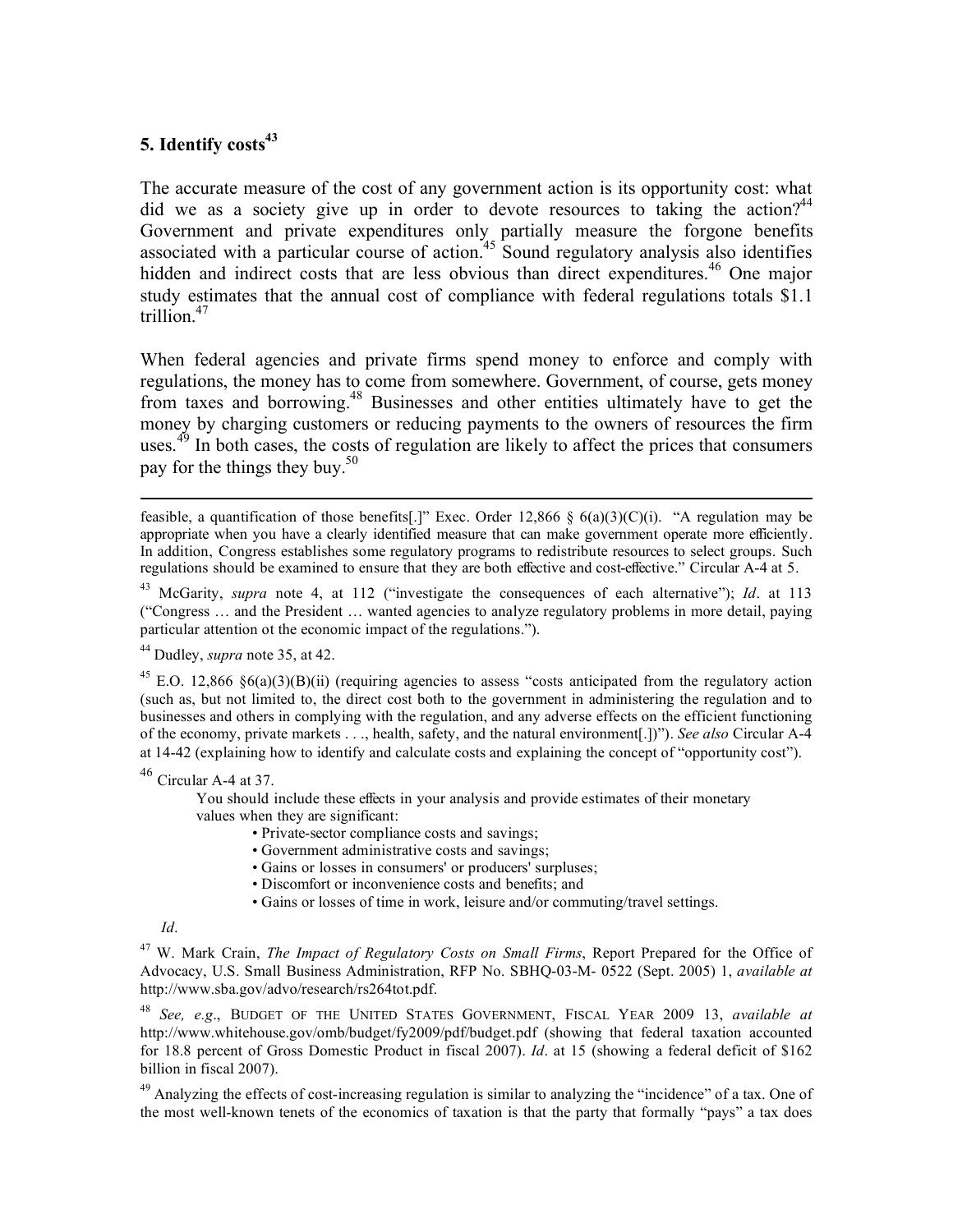## 5. Identify costs[43]

The accurate measure of the cost of any government action is its opportunity cost: what did we as a society give up in order to devote resources to taking the action?[44] Government and private expenditures only partially measure the forgone benefits associated with a particular course of action.[45] Sound regulatory analysis also identifies hidden and indirect costs that are less obvious than direct expenditures.[46] One major study estimates that the annual cost of compliance with federal regulations totals $1.1 trillion.[47]

When federal agencies and private firms spend money to enforce and comply with regulations, the money has to come from somewhere. Government, of course, gets money from taxes and borrowing.[48] Businesses and other entities ultimately have to get the money by charging customers or reducing payments to the owners of resources the firm uses.[49] In both cases, the costs of regulation are likely to affect the prices that consumers pay for the things they buy.[50]

---

feasible, a quantification of those benefits[.]" Exec. Order 12,866 § 6(a)(3)(C)(i). "A regulation may be appropriate when you have a clearly identified measure that can make government operate more efficiently. In addition, Congress establishes some regulatory programs to redistribute resources to select groups. Such regulations should be examined to ensure that they are both effective and cost-effective." Circular A-4 at 5.

[43] McGarity, *supra* note 4, at 112 ("investigate the consequences of each alternative"); *Id*. at 113 ("Congress … and the President … wanted agencies to analyze regulatory problems in more detail, paying particular attention ot the economic impact of the regulations.").

[44] Dudley, *supra* note 35, at 42.

[45] E.O. 12,866 §6(a)(3)(B)(ii) (requiring agencies to assess "costs anticipated from the regulatory action (such as, but not limited to, the direct cost both to the government in administering the regulation and to businesses and others in complying with the regulation, and any adverse effects on the efficient functioning of the economy, private markets . . ., health, safety, and the natural environment[.])"). *See also* Circular A-4 at 14-42 (explaining how to identify and calculate costs and explaining the concept of "opportunity cost").

[46] Circular A-4 at 37.

> You should include these effects in your analysis and provide estimates of their monetary values when they are significant:
>
> - Private-sector compliance costs and savings;
> - Government administrative costs and savings;
> - Gains or losses in consumers' or producers' surpluses;
> - Discomfort or inconvenience costs and benefits; and
> - Gains or losses of time in work, leisure and/or commuting/travel settings.

*Id*.

[47] W. Mark Crain, *The Impact of Regulatory Costs on Small Firms*, Report Prepared for the Office of Advocacy, U.S. Small Business Administration, RFP No. SBHQ-03-M- 0522 (Sept. 2005) 1, *available at* http://www.sba.gov/advo/research/rs264tot.pdf.

[48] *See, e.g*., BUDGET OF THE UNITED STATES GOVERNMENT, FISCAL YEAR 2009 13, *available at* http://www.whitehouse.gov/omb/budget/fy2009/pdf/budget.pdf (showing that federal taxation accounted for 18.8 percent of Gross Domestic Product in fiscal 2007). *Id*. at 15 (showing a federal deficit of $162 billion in fiscal 2007).

[49] Analyzing the effects of cost-increasing regulation is similar to analyzing the "incidence" of a tax. One of the most well-known tenets of the economics of taxation is that the party that formally "pays" a tax does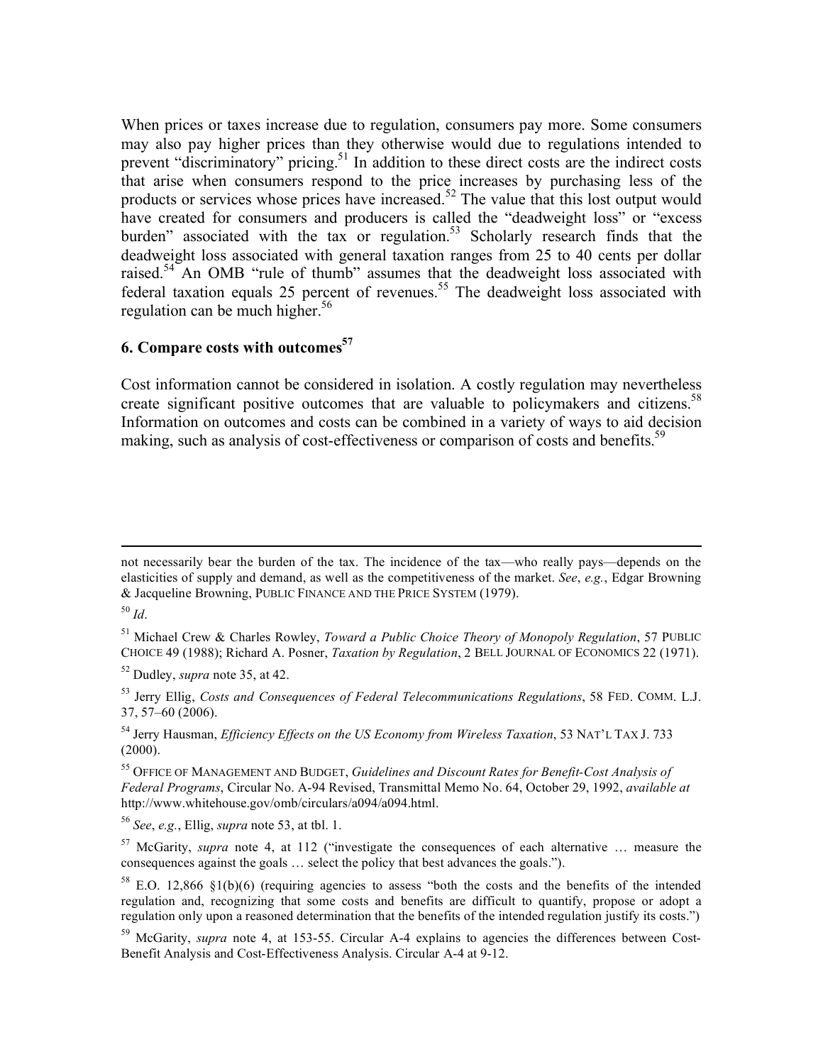When prices or taxes increase due to regulation, consumers pay more. Some consumers may also pay higher prices than they otherwise would due to regulations intended to prevent "discriminatory" pricing.[51] In addition to these direct costs are the indirect costs that arise when consumers respond to the price increases by purchasing less of the products or services whose prices have increased.[52] The value that this lost output would have created for consumers and producers is called the "deadweight loss" or "excess burden" associated with the tax or regulation.[53] Scholarly research finds that the deadweight loss associated with general taxation ranges from 25 to 40 cents per dollar raised.[54] An OMB "rule of thumb" assumes that the deadweight loss associated with federal taxation equals 25 percent of revenues.[55] The deadweight loss associated with regulation can be much higher.[56]

### 6. Compare costs with outcomes[57]

Cost information cannot be considered in isolation. A costly regulation may nevertheless create significant positive outcomes that are valuable to policymakers and citizens.[58] Information on outcomes and costs can be combined in a variety of ways to aid decision making, such as analysis of cost-effectiveness or comparison of costs and benefits.[59]

---

not necessarily bear the burden of the tax. The incidence of the tax—who really pays—depends on the elasticities of supply and demand, as well as the competitiveness of the market. *See*, *e.g.*, Edgar Browning & Jacqueline Browning, PUBLIC FINANCE AND THE PRICE SYSTEM (1979).

[50] *Id*.

[51] Michael Crew & Charles Rowley, *Toward a Public Choice Theory of Monopoly Regulation*, 57 PUBLIC CHOICE 49 (1988); Richard A. Posner, *Taxation by Regulation*, 2 BELL JOURNAL OF ECONOMICS 22 (1971).

[52] Dudley, *supra* note 35, at 42.

[53] Jerry Ellig, *Costs and Consequences of Federal Telecommunications Regulations*, 58 FED. COMM. L.J. 37, 57–60 (2006).

[54] Jerry Hausman, *Efficiency Effects on the US Economy from Wireless Taxation*, 53 NAT'L TAX J. 733 (2000).

[55] OFFICE OF MANAGEMENT AND BUDGET, *Guidelines and Discount Rates for Benefit-Cost Analysis of Federal Programs*, Circular No. A-94 Revised, Transmittal Memo No. 64, October 29, 1992, *available at* http://www.whitehouse.gov/omb/circulars/a094/a094.html.

[56] *See*, *e.g.*, Ellig, *supra* note 53, at tbl. 1.

[57] McGarity, *supra* note 4, at 112 ("investigate the consequences of each alternative … measure the consequences against the goals … select the policy that best advances the goals.").

[58] E.O. 12,866 §1(b)(6) (requiring agencies to assess "both the costs and the benefits of the intended regulation and, recognizing that some costs and benefits are difficult to quantify, propose or adopt a regulation only upon a reasoned determination that the benefits of the intended regulation justify its costs.")

[59] McGarity, *supra* note 4, at 153-55. Circular A-4 explains to agencies the differences between Cost-Benefit Analysis and Cost-Effectiveness Analysis. Circular A-4 at 9-12.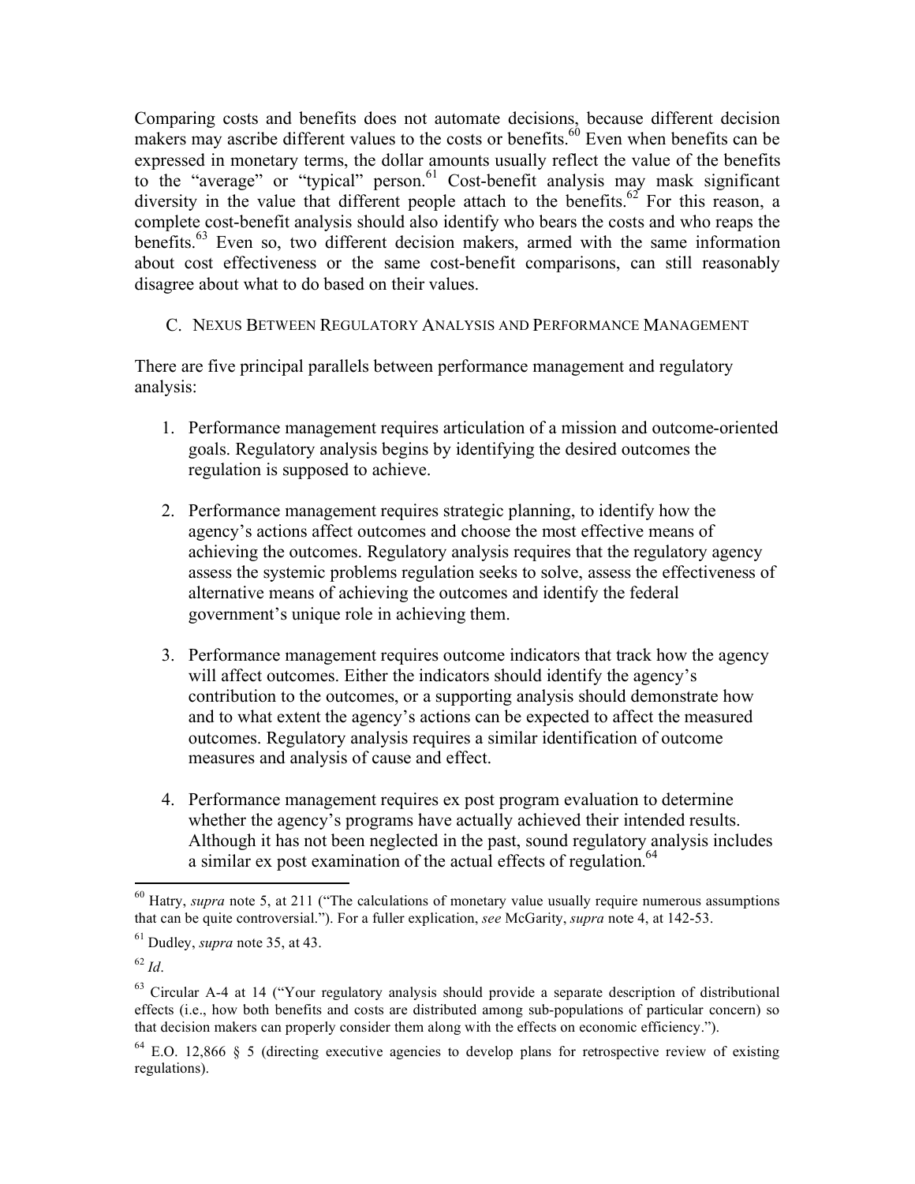Comparing costs and benefits does not automate decisions, because different decision makers may ascribe different values to the costs or benefits.[60] Even when benefits can be expressed in monetary terms, the dollar amounts usually reflect the value of the benefits to the "average" or "typical" person.[61] Cost-benefit analysis may mask significant diversity in the value that different people attach to the benefits.[62] For this reason, a complete cost-benefit analysis should also identify who bears the costs and who reaps the benefits.[63] Even so, two different decision makers, armed with the same information about cost effectiveness or the same cost-benefit comparisons, can still reasonably disagree about what to do based on their values.

### C. Nexus Between Regulatory Analysis and Performance Management

There are five principal parallels between performance management and regulatory analysis:

1. Performance management requires articulation of a mission and outcome-oriented goals. Regulatory analysis begins by identifying the desired outcomes the regulation is supposed to achieve.

2. Performance management requires strategic planning, to identify how the agency's actions affect outcomes and choose the most effective means of achieving the outcomes. Regulatory analysis requires that the regulatory agency assess the systemic problems regulation seeks to solve, assess the effectiveness of alternative means of achieving the outcomes and identify the federal government's unique role in achieving them.

3. Performance management requires outcome indicators that track how the agency will affect outcomes. Either the indicators should identify the agency's contribution to the outcomes, or a supporting analysis should demonstrate how and to what extent the agency's actions can be expected to affect the measured outcomes. Regulatory analysis requires a similar identification of outcome measures and analysis of cause and effect.

4. Performance management requires ex post program evaluation to determine whether the agency's programs have actually achieved their intended results. Although it has not been neglected in the past, sound regulatory analysis includes a similar ex post examination of the actual effects of regulation.[64]

---

[60] Hatry, *supra* note 5, at 211 ("The calculations of monetary value usually require numerous assumptions that can be quite controversial."). For a fuller explication, *see* McGarity, *supra* note 4, at 142-53.

[61] Dudley, *supra* note 35, at 43.

[62] *Id*.

[63] Circular A-4 at 14 ("Your regulatory analysis should provide a separate description of distributional effects (i.e., how both benefits and costs are distributed among sub-populations of particular concern) so that decision makers can properly consider them along with the effects on economic efficiency.").

[64] E.O. 12,866 § 5 (directing executive agencies to develop plans for retrospective review of existing regulations).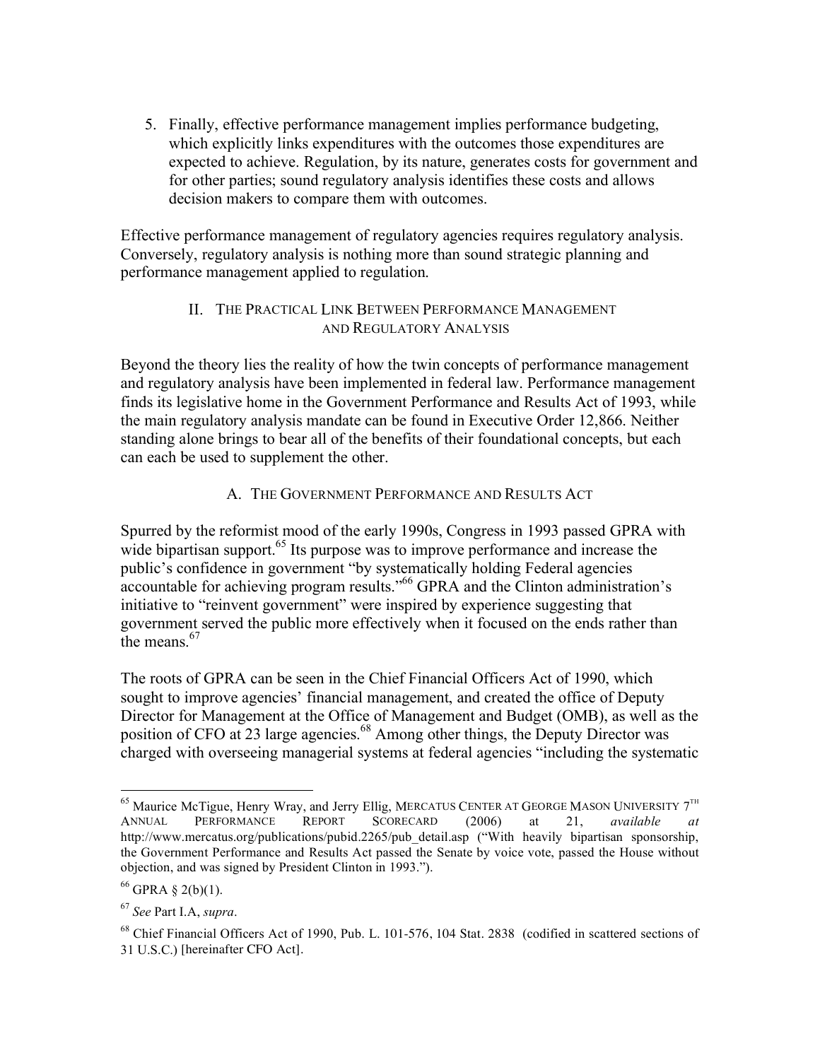5. Finally, effective performance management implies performance budgeting, which explicitly links expenditures with the outcomes those expenditures are expected to achieve. Regulation, by its nature, generates costs for government and for other parties; sound regulatory analysis identifies these costs and allows decision makers to compare them with outcomes.

Effective performance management of regulatory agencies requires regulatory analysis. Conversely, regulatory analysis is nothing more than sound strategic planning and performance management applied to regulation.

## II. The Practical Link Between Performance Management and Regulatory Analysis

Beyond the theory lies the reality of how the twin concepts of performance management and regulatory analysis have been implemented in federal law. Performance management finds its legislative home in the Government Performance and Results Act of 1993, while the main regulatory analysis mandate can be found in Executive Order 12,866. Neither standing alone brings to bear all of the benefits of their foundational concepts, but each can each be used to supplement the other.

### A. The Government Performance and Results Act

Spurred by the reformist mood of the early 1990s, Congress in 1993 passed GPRA with wide bipartisan support.[65] Its purpose was to improve performance and increase the public's confidence in government "by systematically holding Federal agencies accountable for achieving program results."[66] GPRA and the Clinton administration's initiative to "reinvent government" were inspired by experience suggesting that government served the public more effectively when it focused on the ends rather than the means.[67]

The roots of GPRA can be seen in the Chief Financial Officers Act of 1990, which sought to improve agencies' financial management, and created the office of Deputy Director for Management at the Office of Management and Budget (OMB), as well as the position of CFO at 23 large agencies.[68] Among other things, the Deputy Director was charged with overseeing managerial systems at federal agencies "including the systematic

---

[65] Maurice McTigue, Henry Wray, and Jerry Ellig, MERCATUS CENTER AT GEORGE MASON UNIVERSITY 7TH ANNUAL PERFORMANCE REPORT SCORECARD (2006) at 21, *available at* http://www.mercatus.org/publications/pubid.2265/pub_detail.asp ("With heavily bipartisan sponsorship, the Government Performance and Results Act passed the Senate by voice vote, passed the House without objection, and was signed by President Clinton in 1993.").

[66] GPRA § 2(b)(1).

[67] *See* Part I.A, *supra*.

[68] Chief Financial Officers Act of 1990, Pub. L. 101-576, 104 Stat. 2838 (codified in scattered sections of 31 U.S.C.) [hereinafter CFO Act].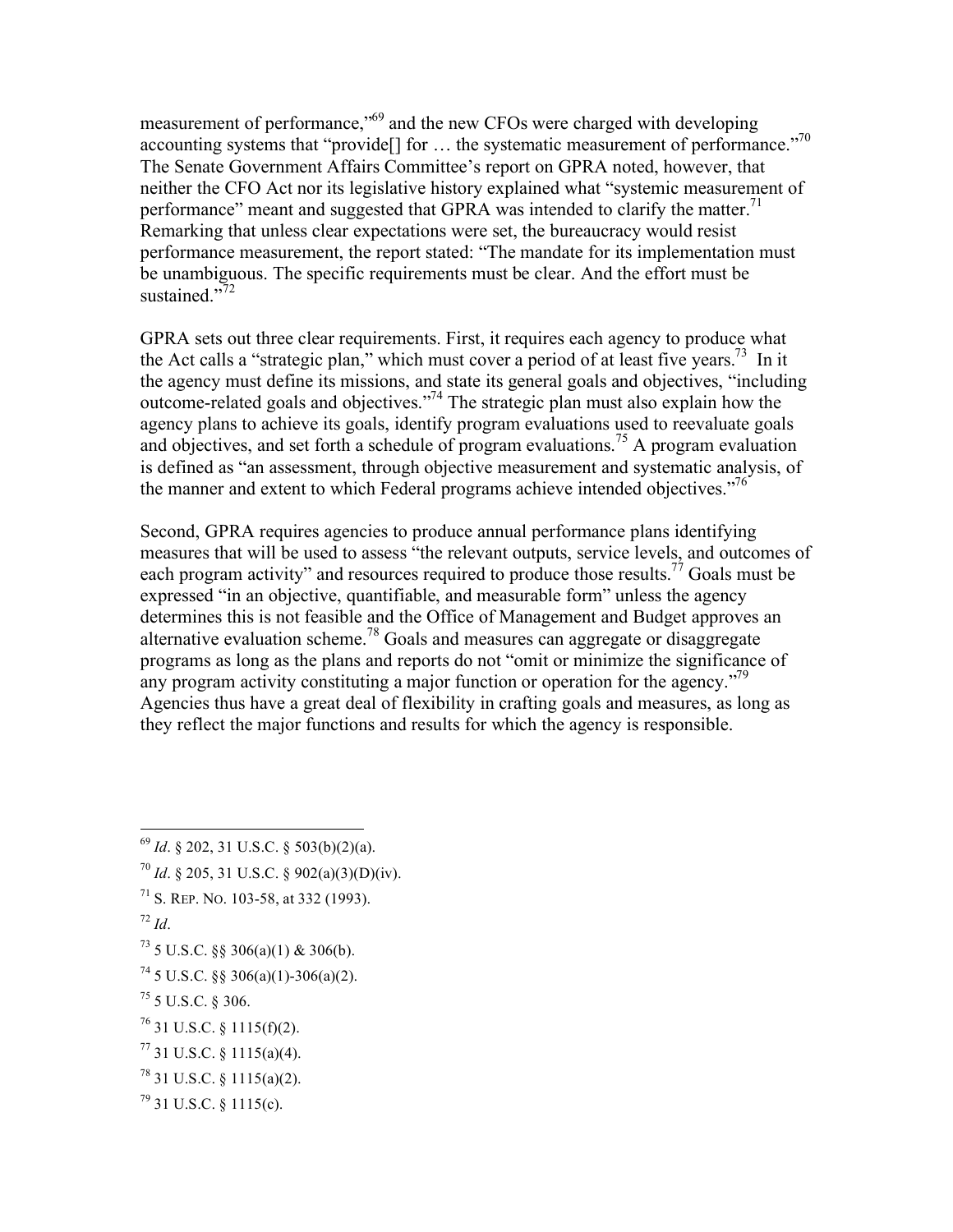measurement of performance,"[69] and the new CFOs were charged with developing accounting systems that "provide[] for … the systematic measurement of performance."[70] The Senate Government Affairs Committee's report on GPRA noted, however, that neither the CFO Act nor its legislative history explained what "systemic measurement of performance" meant and suggested that GPRA was intended to clarify the matter.[71] Remarking that unless clear expectations were set, the bureaucracy would resist performance measurement, the report stated: "The mandate for its implementation must be unambiguous. The specific requirements must be clear. And the effort must be sustained."[72]

GPRA sets out three clear requirements. First, it requires each agency to produce what the Act calls a "strategic plan," which must cover a period of at least five years.[73] In it the agency must define its missions, and state its general goals and objectives, "including outcome-related goals and objectives."[74] The strategic plan must also explain how the agency plans to achieve its goals, identify program evaluations used to reevaluate goals and objectives, and set forth a schedule of program evaluations.[75] A program evaluation is defined as "an assessment, through objective measurement and systematic analysis, of the manner and extent to which Federal programs achieve intended objectives."[76]

Second, GPRA requires agencies to produce annual performance plans identifying measures that will be used to assess "the relevant outputs, service levels, and outcomes of each program activity" and resources required to produce those results.[77] Goals must be expressed "in an objective, quantifiable, and measurable form" unless the agency determines this is not feasible and the Office of Management and Budget approves an alternative evaluation scheme.[78] Goals and measures can aggregate or disaggregate programs as long as the plans and reports do not "omit or minimize the significance of any program activity constituting a major function or operation for the agency."[79] Agencies thus have a great deal of flexibility in crafting goals and measures, as long as they reflect the major functions and results for which the agency is responsible.

---

[69] *Id*. § 202, 31 U.S.C. § 503(b)(2)(a).

[70] *Id*. § 205, 31 U.S.C. § 902(a)(3)(D)(iv).

[71] S. REP. NO. 103-58, at 332 (1993).

[72] *Id*.

[73] 5 U.S.C. §§ 306(a)(1) & 306(b).

[74] 5 U.S.C. §§ 306(a)(1)-306(a)(2).

[75] 5 U.S.C. § 306.

[76] 31 U.S.C. § 1115(f)(2).

[77] 31 U.S.C. § 1115(a)(4).

[78] 31 U.S.C. § 1115(a)(2).

[79] 31 U.S.C. § 1115(c).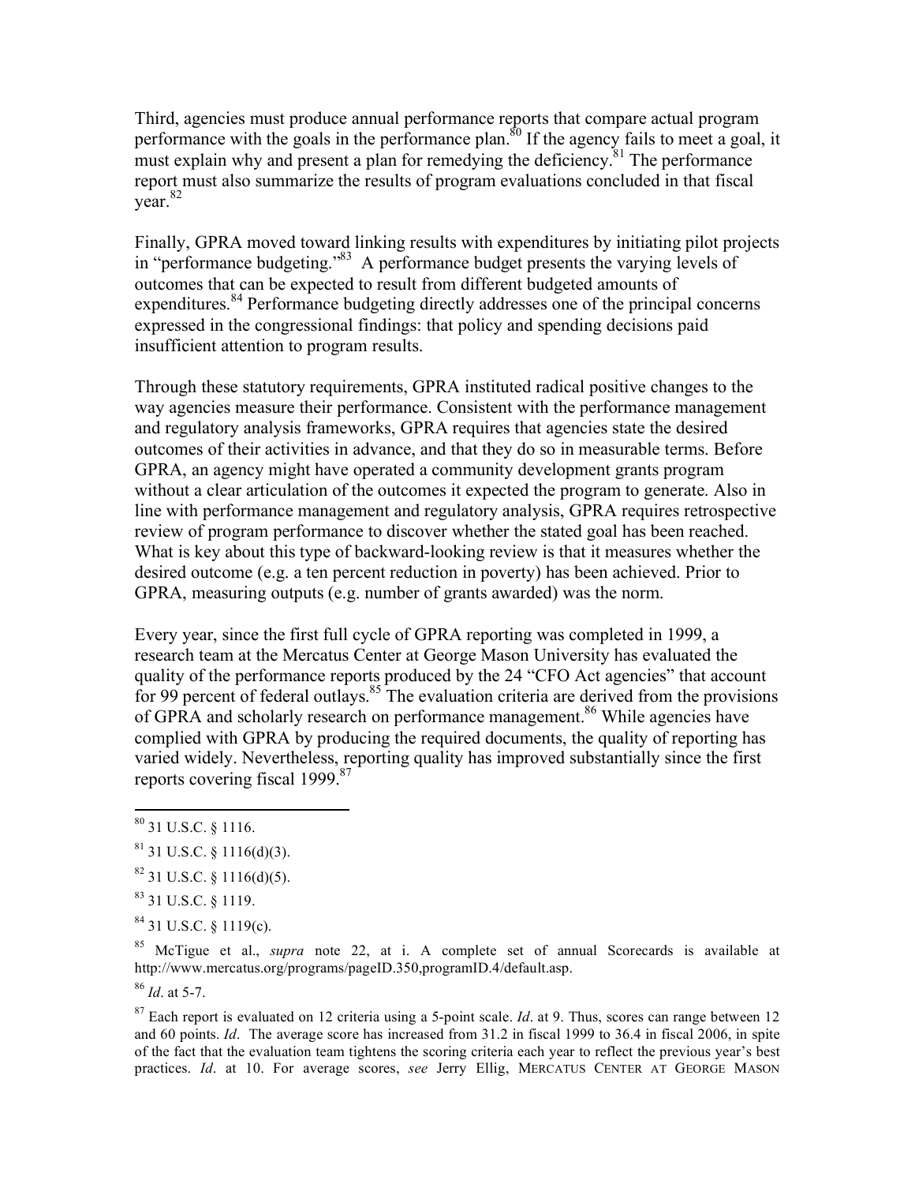Third, agencies must produce annual performance reports that compare actual program performance with the goals in the performance plan.[80] If the agency fails to meet a goal, it must explain why and present a plan for remedying the deficiency.[81] The performance report must also summarize the results of program evaluations concluded in that fiscal year.[82]

Finally, GPRA moved toward linking results with expenditures by initiating pilot projects in "performance budgeting."[83] A performance budget presents the varying levels of outcomes that can be expected to result from different budgeted amounts of expenditures.[84] Performance budgeting directly addresses one of the principal concerns expressed in the congressional findings: that policy and spending decisions paid insufficient attention to program results.

Through these statutory requirements, GPRA instituted radical positive changes to the way agencies measure their performance. Consistent with the performance management and regulatory analysis frameworks, GPRA requires that agencies state the desired outcomes of their activities in advance, and that they do so in measurable terms. Before GPRA, an agency might have operated a community development grants program without a clear articulation of the outcomes it expected the program to generate. Also in line with performance management and regulatory analysis, GPRA requires retrospective review of program performance to discover whether the stated goal has been reached. What is key about this type of backward-looking review is that it measures whether the desired outcome (e.g. a ten percent reduction in poverty) has been achieved. Prior to GPRA, measuring outputs (e.g. number of grants awarded) was the norm.

Every year, since the first full cycle of GPRA reporting was completed in 1999, a research team at the Mercatus Center at George Mason University has evaluated the quality of the performance reports produced by the 24 "CFO Act agencies" that account for 99 percent of federal outlays.[85] The evaluation criteria are derived from the provisions of GPRA and scholarly research on performance management.[86] While agencies have complied with GPRA by producing the required documents, the quality of reporting has varied widely. Nevertheless, reporting quality has improved substantially since the first reports covering fiscal 1999.[87]

---

[80] 31 U.S.C. § 1116.

[81] 31 U.S.C. § 1116(d)(3).

[82] 31 U.S.C. § 1116(d)(5).

[83] 31 U.S.C. § 1119.

[84] 31 U.S.C. § 1119(c).

[85] McTigue et al., *supra* note 22, at i. A complete set of annual Scorecards is available at http://www.mercatus.org/programs/pageID.350,programID.4/default.asp.

[86] *Id*. at 5-7.

[87] Each report is evaluated on 12 criteria using a 5-point scale. *Id*. at 9. Thus, scores can range between 12 and 60 points. *Id*. The average score has increased from 31.2 in fiscal 1999 to 36.4 in fiscal 2006, in spite of the fact that the evaluation team tightens the scoring criteria each year to reflect the previous year's best practices. *Id*. at 10. For average scores, *see* Jerry Ellig, MERCATUS CENTER AT GEORGE MASON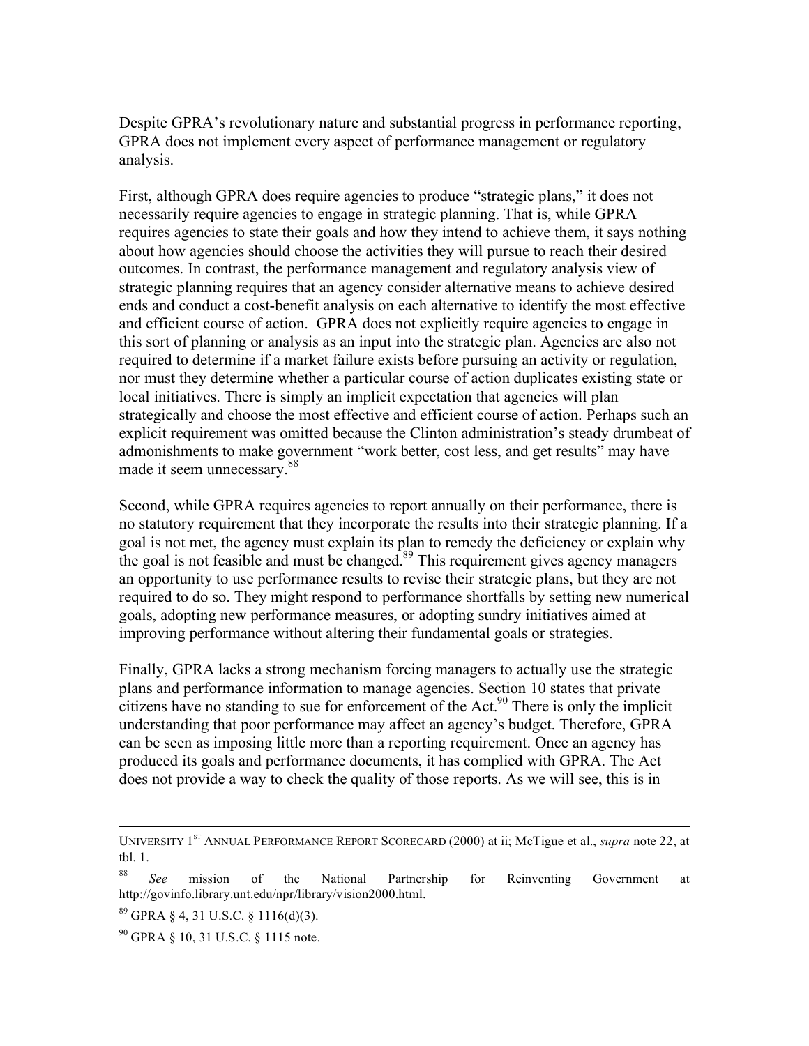Despite GPRA's revolutionary nature and substantial progress in performance reporting, GPRA does not implement every aspect of performance management or regulatory analysis.

First, although GPRA does require agencies to produce "strategic plans," it does not necessarily require agencies to engage in strategic planning. That is, while GPRA requires agencies to state their goals and how they intend to achieve them, it says nothing about how agencies should choose the activities they will pursue to reach their desired outcomes. In contrast, the performance management and regulatory analysis view of strategic planning requires that an agency consider alternative means to achieve desired ends and conduct a cost-benefit analysis on each alternative to identify the most effective and efficient course of action. GPRA does not explicitly require agencies to engage in this sort of planning or analysis as an input into the strategic plan. Agencies are also not required to determine if a market failure exists before pursuing an activity or regulation, nor must they determine whether a particular course of action duplicates existing state or local initiatives. There is simply an implicit expectation that agencies will plan strategically and choose the most effective and efficient course of action. Perhaps such an explicit requirement was omitted because the Clinton administration's steady drumbeat of admonishments to make government "work better, cost less, and get results" may have made it seem unnecessary.[88]

Second, while GPRA requires agencies to report annually on their performance, there is no statutory requirement that they incorporate the results into their strategic planning. If a goal is not met, the agency must explain its plan to remedy the deficiency or explain why the goal is not feasible and must be changed.[89] This requirement gives agency managers an opportunity to use performance results to revise their strategic plans, but they are not required to do so. They might respond to performance shortfalls by setting new numerical goals, adopting new performance measures, or adopting sundry initiatives aimed at improving performance without altering their fundamental goals or strategies.

Finally, GPRA lacks a strong mechanism forcing managers to actually use the strategic plans and performance information to manage agencies. Section 10 states that private citizens have no standing to sue for enforcement of the Act.[90] There is only the implicit understanding that poor performance may affect an agency's budget. Therefore, GPRA can be seen as imposing little more than a reporting requirement. Once an agency has produced its goals and performance documents, it has complied with GPRA. The Act does not provide a way to check the quality of those reports. As we will see, this is in

---

UNIVERSITY 1ST ANNUAL PERFORMANCE REPORT SCORECARD (2000) at ii; McTigue et al., *supra* note 22, at tbl. 1.

[88] *See* mission of the National Partnership for Reinventing Government at http://govinfo.library.unt.edu/npr/library/vision2000.html.

[89] GPRA § 4, 31 U.S.C. § 1116(d)(3).

[90] GPRA § 10, 31 U.S.C. § 1115 note.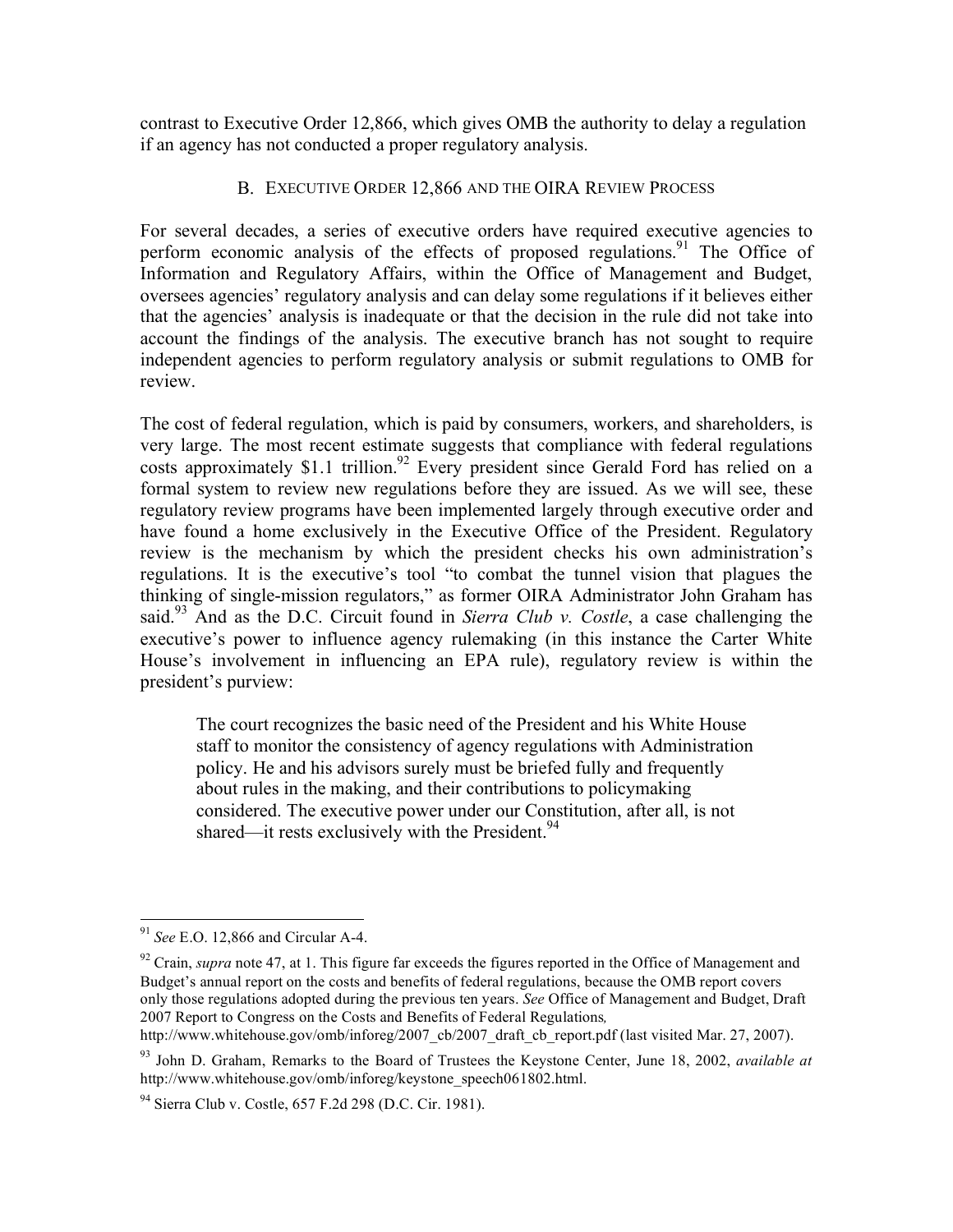contrast to Executive Order 12,866, which gives OMB the authority to delay a regulation if an agency has not conducted a proper regulatory analysis.

### B. EXECUTIVE ORDER 12,866 AND THE OIRA REVIEW PROCESS

For several decades, a series of executive orders have required executive agencies to perform economic analysis of the effects of proposed regulations.[91] The Office of Information and Regulatory Affairs, within the Office of Management and Budget, oversees agencies' regulatory analysis and can delay some regulations if it believes either that the agencies' analysis is inadequate or that the decision in the rule did not take into account the findings of the analysis. The executive branch has not sought to require independent agencies to perform regulatory analysis or submit regulations to OMB for review.

The cost of federal regulation, which is paid by consumers, workers, and shareholders, is very large. The most recent estimate suggests that compliance with federal regulations costs approximately $1.1 trillion.[92] Every president since Gerald Ford has relied on a formal system to review new regulations before they are issued. As we will see, these regulatory review programs have been implemented largely through executive order and have found a home exclusively in the Executive Office of the President. Regulatory review is the mechanism by which the president checks his own administration's regulations. It is the executive's tool "to combat the tunnel vision that plagues the thinking of single-mission regulators," as former OIRA Administrator John Graham has said.[93] And as the D.C. Circuit found in *Sierra Club v. Costle*, a case challenging the executive's power to influence agency rulemaking (in this instance the Carter White House's involvement in influencing an EPA rule), regulatory review is within the president's purview:

> The court recognizes the basic need of the President and his White House staff to monitor the consistency of agency regulations with Administration policy. He and his advisors surely must be briefed fully and frequently about rules in the making, and their contributions to policymaking considered. The executive power under our Constitution, after all, is not shared—it rests exclusively with the President.[94]

---

[91] *See* E.O. 12,866 and Circular A-4.

[92] Crain, *supra* note 47, at 1. This figure far exceeds the figures reported in the Office of Management and Budget's annual report on the costs and benefits of federal regulations, because the OMB report covers only those regulations adopted during the previous ten years. *See* Office of Management and Budget, Draft 2007 Report to Congress on the Costs and Benefits of Federal Regulations*,* http://www.whitehouse.gov/omb/inforeg/2007_cb/2007_draft_cb_report.pdf (last visited Mar. 27, 2007).

[93] John D. Graham, Remarks to the Board of Trustees the Keystone Center, June 18, 2002, *available at* http://www.whitehouse.gov/omb/inforeg/keystone_speech061802.html.

[94] Sierra Club v. Costle, 657 F.2d 298 (D.C. Cir. 1981).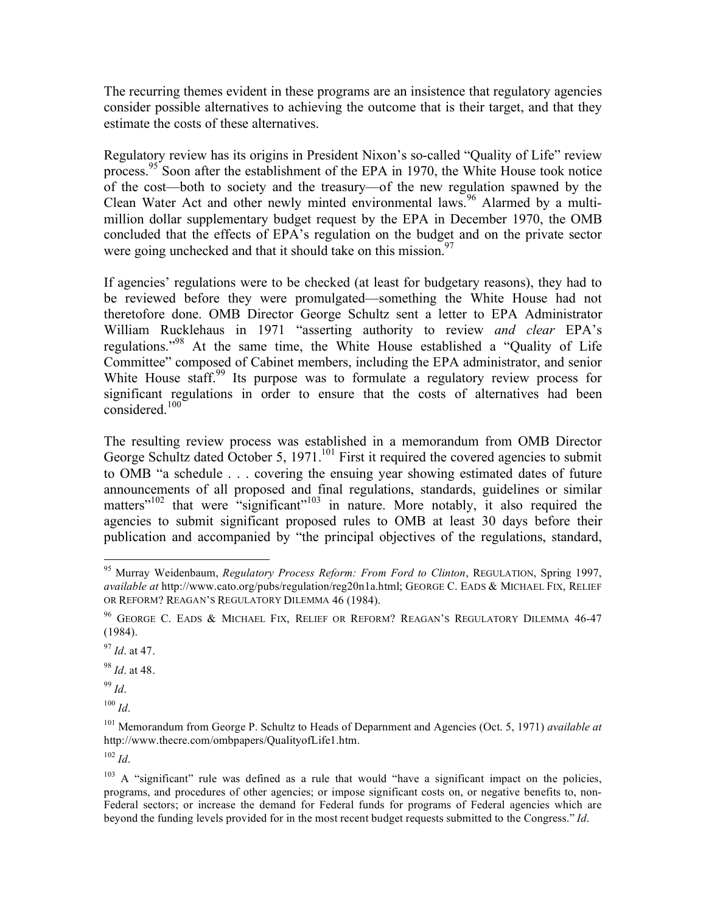The recurring themes evident in these programs are an insistence that regulatory agencies consider possible alternatives to achieving the outcome that is their target, and that they estimate the costs of these alternatives.

Regulatory review has its origins in President Nixon's so-called "Quality of Life" review process.[95] Soon after the establishment of the EPA in 1970, the White House took notice of the cost—both to society and the treasury—of the new regulation spawned by the Clean Water Act and other newly minted environmental laws.[96] Alarmed by a multi-million dollar supplementary budget request by the EPA in December 1970, the OMB concluded that the effects of EPA's regulation on the budget and on the private sector were going unchecked and that it should take on this mission.[97]

If agencies' regulations were to be checked (at least for budgetary reasons), they had to be reviewed before they were promulgated—something the White House had not theretofore done. OMB Director George Schultz sent a letter to EPA Administrator William Rucklehaus in 1971 "asserting authority to review *and clear* EPA's regulations."[98] At the same time, the White House established a "Quality of Life Committee" composed of Cabinet members, including the EPA administrator, and senior White House staff.[99] Its purpose was to formulate a regulatory review process for significant regulations in order to ensure that the costs of alternatives had been considered.[100]

The resulting review process was established in a memorandum from OMB Director George Schultz dated October 5, 1971.[101] First it required the covered agencies to submit to OMB "a schedule . . . covering the ensuing year showing estimated dates of future announcements of all proposed and final regulations, standards, guidelines or similar matters"[102] that were "significant"[103] in nature. More notably, it also required the agencies to submit significant proposed rules to OMB at least 30 days before their publication and accompanied by "the principal objectives of the regulations, standard,

---

[95] Murray Weidenbaum, *Regulatory Process Reform: From Ford to Clinton*, REGULATION, Spring 1997, *available at* http://www.cato.org/pubs/regulation/reg20n1a.html; GEORGE C. EADS & MICHAEL FIX, RELIEF OR REFORM? REAGAN'S REGULATORY DILEMMA 46 (1984).

[96] GEORGE C. EADS & MICHAEL FIX, RELIEF OR REFORM? REAGAN'S REGULATORY DILEMMA 46-47 (1984).

[97] *Id*. at 47.

[98] *Id*. at 48.

[99] *Id*.

[100] *Id*.

[101] Memorandum from George P. Schultz to Heads of Deparnment and Agencies (Oct. 5, 1971) *available at* http://www.thecre.com/ombpapers/QualityofLife1.htm.

[102] *Id*.

[103] A "significant" rule was defined as a rule that would "have a significant impact on the policies, programs, and procedures of other agencies; or impose significant costs on, or negative benefits to, non-Federal sectors; or increase the demand for Federal funds for programs of Federal agencies which are beyond the funding levels provided for in the most recent budget requests submitted to the Congress." *Id*.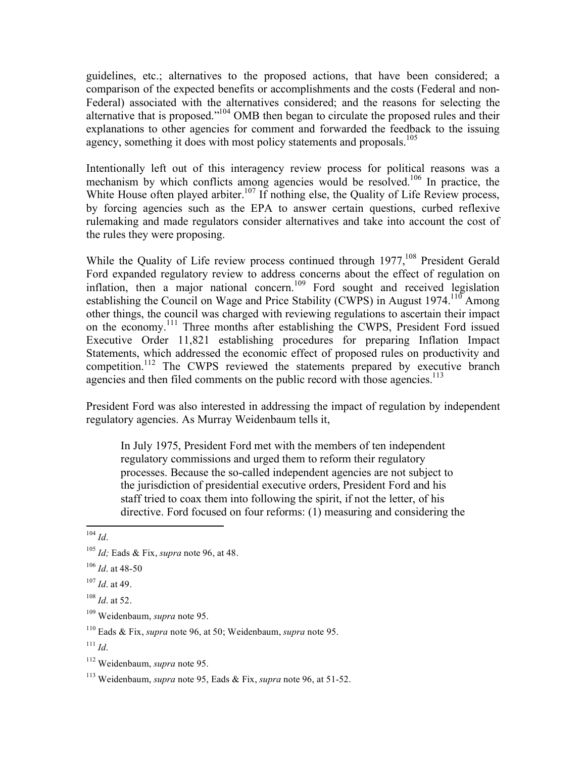guidelines, etc.; alternatives to the proposed actions, that have been considered; a comparison of the expected benefits or accomplishments and the costs (Federal and non-Federal) associated with the alternatives considered; and the reasons for selecting the alternative that is proposed."[104] OMB then began to circulate the proposed rules and their explanations to other agencies for comment and forwarded the feedback to the issuing agency, something it does with most policy statements and proposals.[105]

Intentionally left out of this interagency review process for political reasons was a mechanism by which conflicts among agencies would be resolved.[106] In practice, the White House often played arbiter.[107] If nothing else, the Quality of Life Review process, by forcing agencies such as the EPA to answer certain questions, curbed reflexive rulemaking and made regulators consider alternatives and take into account the cost of the rules they were proposing.

While the Quality of Life review process continued through 1977,[108] President Gerald Ford expanded regulatory review to address concerns about the effect of regulation on inflation, then a major national concern.[109] Ford sought and received legislation establishing the Council on Wage and Price Stability (CWPS) in August 1974.[110] Among other things, the council was charged with reviewing regulations to ascertain their impact on the economy.[111] Three months after establishing the CWPS, President Ford issued Executive Order 11,821 establishing procedures for preparing Inflation Impact Statements, which addressed the economic effect of proposed rules on productivity and competition.[112] The CWPS reviewed the statements prepared by executive branch agencies and then filed comments on the public record with those agencies.[113]

President Ford was also interested in addressing the impact of regulation by independent regulatory agencies. As Murray Weidenbaum tells it,

> In July 1975, President Ford met with the members of ten independent regulatory commissions and urged them to reform their regulatory processes. Because the so-called independent agencies are not subject to the jurisdiction of presidential executive orders, President Ford and his staff tried to coax them into following the spirit, if not the letter, of his directive. Ford focused on four reforms: (1) measuring and considering the

---

[104] *Id*.

[105] *Id;* Eads & Fix, *supra* note 96, at 48.

[106] *Id*. at 48-50

[107] *Id*. at 49.

[108] *Id*. at 52.

[109] Weidenbaum, *supra* note 95.

[110] Eads & Fix, *supra* note 96, at 50; Weidenbaum, *supra* note 95.

[111] *Id*.

[112] Weidenbaum, *supra* note 95.

[113] Weidenbaum, *supra* note 95, Eads & Fix, *supra* note 96, at 51-52.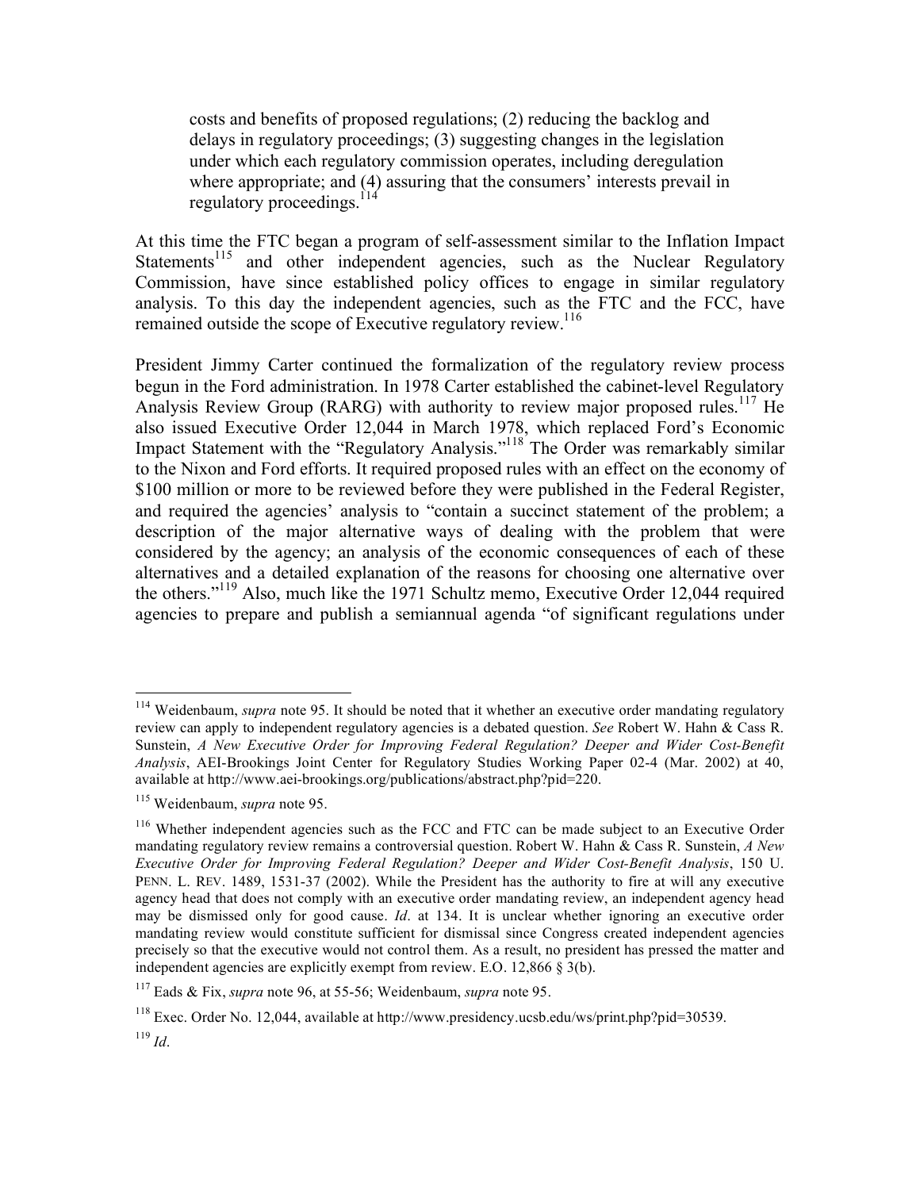> costs and benefits of proposed regulations; (2) reducing the backlog and delays in regulatory proceedings; (3) suggesting changes in the legislation under which each regulatory commission operates, including deregulation where appropriate; and (4) assuring that the consumers' interests prevail in regulatory proceedings.[114]

At this time the FTC began a program of self-assessment similar to the Inflation Impact Statements[115] and other independent agencies, such as the Nuclear Regulatory Commission, have since established policy offices to engage in similar regulatory analysis. To this day the independent agencies, such as the FTC and the FCC, have remained outside the scope of Executive regulatory review.[116]

President Jimmy Carter continued the formalization of the regulatory review process begun in the Ford administration. In 1978 Carter established the cabinet-level Regulatory Analysis Review Group (RARG) with authority to review major proposed rules.[117] He also issued Executive Order 12,044 in March 1978, which replaced Ford's Economic Impact Statement with the "Regulatory Analysis."[118] The Order was remarkably similar to the Nixon and Ford efforts. It required proposed rules with an effect on the economy of $100 million or more to be reviewed before they were published in the Federal Register, and required the agencies' analysis to "contain a succinct statement of the problem; a description of the major alternative ways of dealing with the problem that were considered by the agency; an analysis of the economic consequences of each of these alternatives and a detailed explanation of the reasons for choosing one alternative over the others."[119] Also, much like the 1971 Schultz memo, Executive Order 12,044 required agencies to prepare and publish a semiannual agenda "of significant regulations under

---

[114] Weidenbaum, *supra* note 95. It should be noted that it whether an executive order mandating regulatory review can apply to independent regulatory agencies is a debated question. *See* Robert W. Hahn & Cass R. Sunstein, *A New Executive Order for Improving Federal Regulation? Deeper and Wider Cost-Benefit Analysis*, AEI-Brookings Joint Center for Regulatory Studies Working Paper 02-4 (Mar. 2002) at 40, available at http://www.aei-brookings.org/publications/abstract.php?pid=220.

[115] Weidenbaum, *supra* note 95.

[116] Whether independent agencies such as the FCC and FTC can be made subject to an Executive Order mandating regulatory review remains a controversial question. Robert W. Hahn & Cass R. Sunstein, *A New Executive Order for Improving Federal Regulation? Deeper and Wider Cost-Benefit Analysis*, 150 U. PENN. L. REV. 1489, 1531-37 (2002). While the President has the authority to fire at will any executive agency head that does not comply with an executive order mandating review, an independent agency head may be dismissed only for good cause. *Id*. at 134. It is unclear whether ignoring an executive order mandating review would constitute sufficient for dismissal since Congress created independent agencies precisely so that the executive would not control them. As a result, no president has pressed the matter and independent agencies are explicitly exempt from review. E.O. 12,866 § 3(b).

[117] Eads & Fix, *supra* note 96, at 55-56; Weidenbaum, *supra* note 95.

[118] Exec. Order No. 12,044, available at http://www.presidency.ucsb.edu/ws/print.php?pid=30539.

[119] *Id*.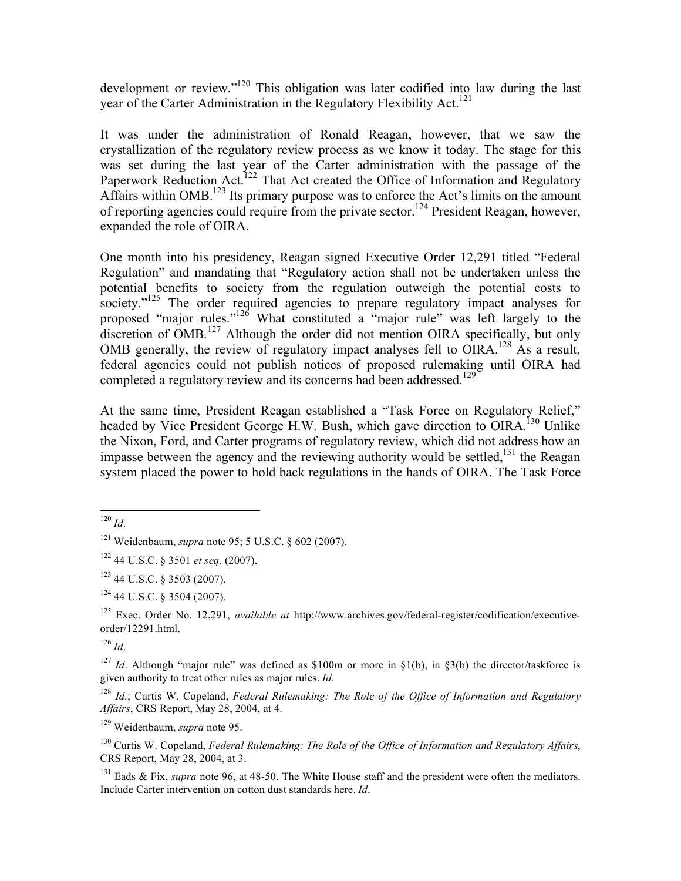development or review."[120] This obligation was later codified into law during the last year of the Carter Administration in the Regulatory Flexibility Act.[121]

It was under the administration of Ronald Reagan, however, that we saw the crystallization of the regulatory review process as we know it today. The stage for this was set during the last year of the Carter administration with the passage of the Paperwork Reduction Act.[122] That Act created the Office of Information and Regulatory Affairs within OMB.[123] Its primary purpose was to enforce the Act's limits on the amount of reporting agencies could require from the private sector.[124] President Reagan, however, expanded the role of OIRA.

One month into his presidency, Reagan signed Executive Order 12,291 titled "Federal Regulation" and mandating that "Regulatory action shall not be undertaken unless the potential benefits to society from the regulation outweigh the potential costs to society."[125] The order required agencies to prepare regulatory impact analyses for proposed "major rules."[126] What constituted a "major rule" was left largely to the discretion of OMB.[127] Although the order did not mention OIRA specifically, but only OMB generally, the review of regulatory impact analyses fell to OIRA.[128] As a result, federal agencies could not publish notices of proposed rulemaking until OIRA had completed a regulatory review and its concerns had been addressed.[129]

At the same time, President Reagan established a "Task Force on Regulatory Relief," headed by Vice President George H.W. Bush, which gave direction to OIRA.[130] Unlike the Nixon, Ford, and Carter programs of regulatory review, which did not address how an impasse between the agency and the reviewing authority would be settled,[131] the Reagan system placed the power to hold back regulations in the hands of OIRA. The Task Force

---

[120] *Id*.

[121] Weidenbaum, *supra* note 95; 5 U.S.C. § 602 (2007).

[122] 44 U.S.C. § 3501 *et seq*. (2007).

[123] 44 U.S.C. § 3503 (2007).

[124] 44 U.S.C. § 3504 (2007).

[125] Exec. Order No. 12,291, *available at* http://www.archives.gov/federal-register/codification/executive-order/12291.html.

[126] *Id*.

[127] *Id*. Although "major rule" was defined as $100m or more in §1(b), in §3(b) the director/taskforce is given authority to treat other rules as major rules. *Id*.

[128] *Id*.; Curtis W. Copeland, *Federal Rulemaking: The Role of the Office of Information and Regulatory Affairs*, CRS Report, May 28, 2004, at 4.

[129] Weidenbaum, *supra* note 95.

[130] Curtis W. Copeland, *Federal Rulemaking: The Role of the Office of Information and Regulatory Affairs*, CRS Report, May 28, 2004, at 3.

[131] Eads & Fix, *supra* note 96, at 48-50. The White House staff and the president were often the mediators. Include Carter intervention on cotton dust standards here. *Id*.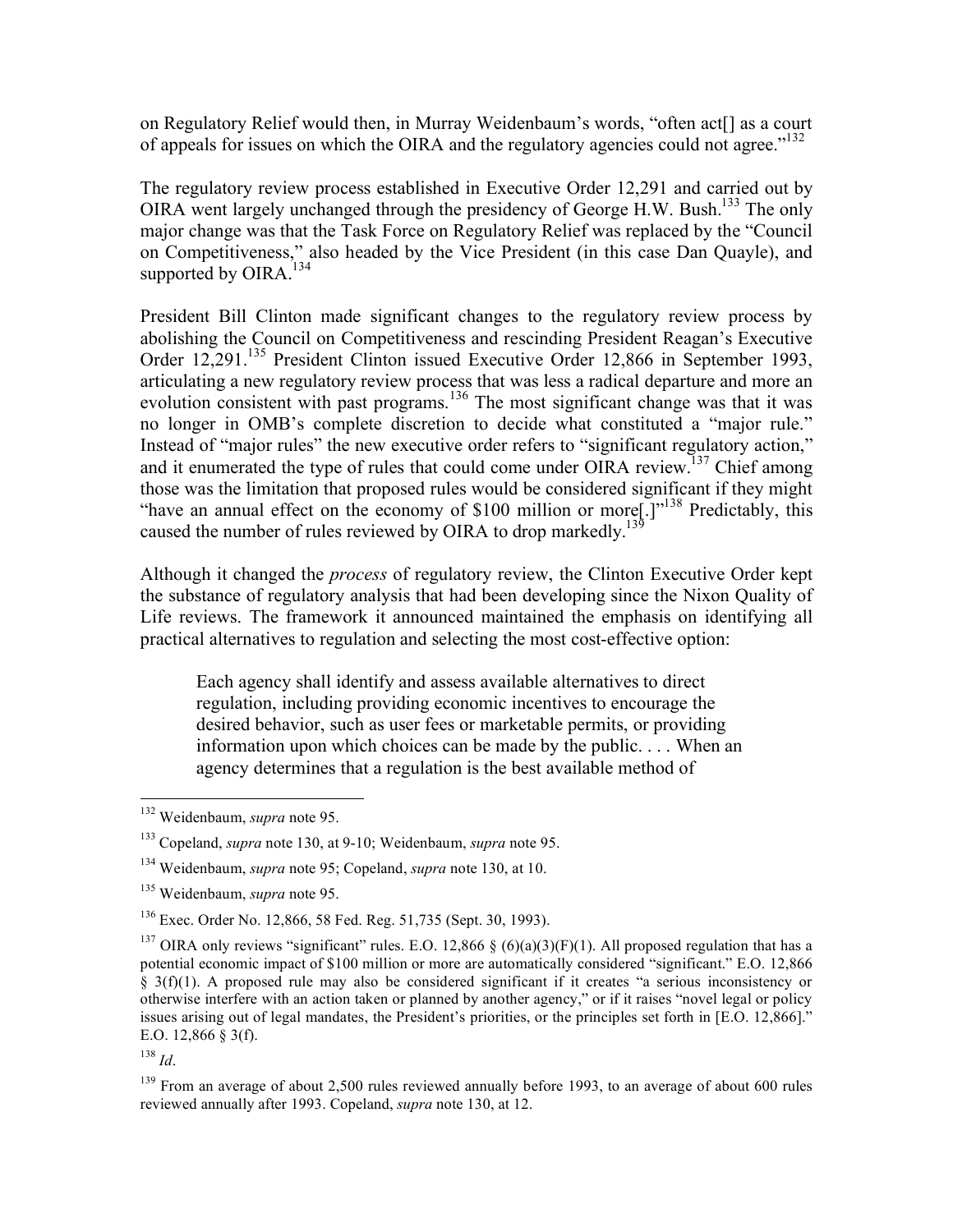on Regulatory Relief would then, in Murray Weidenbaum's words, "often act[] as a court of appeals for issues on which the OIRA and the regulatory agencies could not agree."[132]

The regulatory review process established in Executive Order 12,291 and carried out by OIRA went largely unchanged through the presidency of George H.W. Bush.[133] The only major change was that the Task Force on Regulatory Relief was replaced by the "Council on Competitiveness," also headed by the Vice President (in this case Dan Quayle), and supported by OIRA.[134]

President Bill Clinton made significant changes to the regulatory review process by abolishing the Council on Competitiveness and rescinding President Reagan's Executive Order 12,291.[135] President Clinton issued Executive Order 12,866 in September 1993, articulating a new regulatory review process that was less a radical departure and more an evolution consistent with past programs.[136] The most significant change was that it was no longer in OMB's complete discretion to decide what constituted a "major rule." Instead of "major rules" the new executive order refers to "significant regulatory action," and it enumerated the type of rules that could come under OIRA review.[137] Chief among those was the limitation that proposed rules would be considered significant if they might "have an annual effect on the economy of $100 million or more[.]"[138] Predictably, this caused the number of rules reviewed by OIRA to drop markedly.[139]

Although it changed the *process* of regulatory review, the Clinton Executive Order kept the substance of regulatory analysis that had been developing since the Nixon Quality of Life reviews. The framework it announced maintained the emphasis on identifying all practical alternatives to regulation and selecting the most cost-effective option:

> Each agency shall identify and assess available alternatives to direct regulation, including providing economic incentives to encourage the desired behavior, such as user fees or marketable permits, or providing information upon which choices can be made by the public. . . . When an agency determines that a regulation is the best available method of

---

[132] Weidenbaum, *supra* note 95.

[133] Copeland, *supra* note 130, at 9-10; Weidenbaum, *supra* note 95.

[134] Weidenbaum, *supra* note 95; Copeland, *supra* note 130, at 10.

[135] Weidenbaum, *supra* note 95.

[136] Exec. Order No. 12,866, 58 Fed. Reg. 51,735 (Sept. 30, 1993).

[137] OIRA only reviews "significant" rules. E.O. 12,866 § (6)(a)(3)(F)(1). All proposed regulation that has a potential economic impact of $100 million or more are automatically considered "significant." E.O. 12,866 § 3(f)(1). A proposed rule may also be considered significant if it creates "a serious inconsistency or otherwise interfere with an action taken or planned by another agency," or if it raises "novel legal or policy issues arising out of legal mandates, the President's priorities, or the principles set forth in [E.O. 12,866]." E.O. 12,866 § 3(f).

[138] *Id*.

[139] From an average of about 2,500 rules reviewed annually before 1993, to an average of about 600 rules reviewed annually after 1993. Copeland, *supra* note 130, at 12.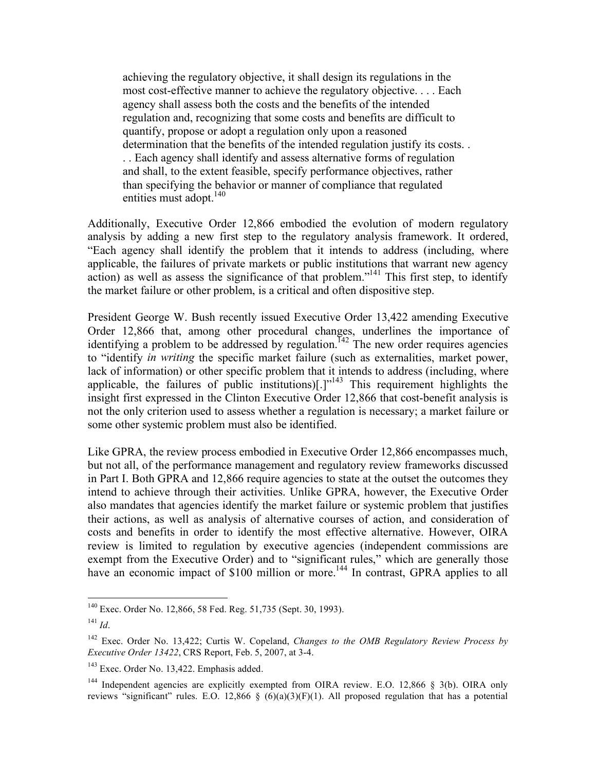> achieving the regulatory objective, it shall design its regulations in the most cost-effective manner to achieve the regulatory objective. . . . Each agency shall assess both the costs and the benefits of the intended regulation and, recognizing that some costs and benefits are difficult to quantify, propose or adopt a regulation only upon a reasoned determination that the benefits of the intended regulation justify its costs. . . . Each agency shall identify and assess alternative forms of regulation and shall, to the extent feasible, specify performance objectives, rather than specifying the behavior or manner of compliance that regulated entities must adopt.[140]

Additionally, Executive Order 12,866 embodied the evolution of modern regulatory analysis by adding a new first step to the regulatory analysis framework. It ordered, "Each agency shall identify the problem that it intends to address (including, where applicable, the failures of private markets or public institutions that warrant new agency action) as well as assess the significance of that problem."[141] This first step, to identify the market failure or other problem, is a critical and often dispositive step.

President George W. Bush recently issued Executive Order 13,422 amending Executive Order 12,866 that, among other procedural changes, underlines the importance of identifying a problem to be addressed by regulation.[142] The new order requires agencies to "identify *in writing* the specific market failure (such as externalities, market power, lack of information) or other specific problem that it intends to address (including, where applicable, the failures of public institutions)[.]"[143] This requirement highlights the insight first expressed in the Clinton Executive Order 12,866 that cost-benefit analysis is not the only criterion used to assess whether a regulation is necessary; a market failure or some other systemic problem must also be identified.

Like GPRA, the review process embodied in Executive Order 12,866 encompasses much, but not all, of the performance management and regulatory review frameworks discussed in Part I. Both GPRA and 12,866 require agencies to state at the outset the outcomes they intend to achieve through their activities. Unlike GPRA, however, the Executive Order also mandates that agencies identify the market failure or systemic problem that justifies their actions, as well as analysis of alternative courses of action, and consideration of costs and benefits in order to identify the most effective alternative. However, OIRA review is limited to regulation by executive agencies (independent commissions are exempt from the Executive Order) and to "significant rules," which are generally those have an economic impact of $100 million or more.[144] In contrast, GPRA applies to all

---

[140] Exec. Order No. 12,866, 58 Fed. Reg. 51,735 (Sept. 30, 1993).

[141] *Id*.

[142] Exec. Order No. 13,422; Curtis W. Copeland, *Changes to the OMB Regulatory Review Process by Executive Order 13422*, CRS Report, Feb. 5, 2007, at 3-4.

[143] Exec. Order No. 13,422. Emphasis added.

[144] Independent agencies are explicitly exempted from OIRA review. E.O. 12,866 § 3(b). OIRA only reviews "significant" rules. E.O. 12,866 § (6)(a)(3)(F)(1). All proposed regulation that has a potential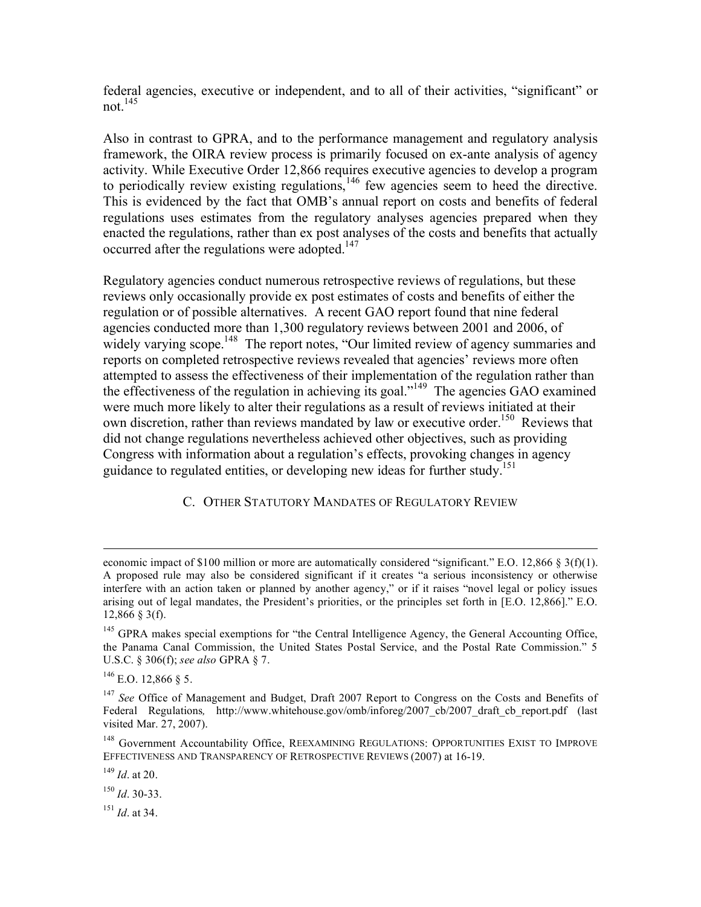federal agencies, executive or independent, and to all of their activities, "significant" or not.[145]

Also in contrast to GPRA, and to the performance management and regulatory analysis framework, the OIRA review process is primarily focused on ex-ante analysis of agency activity. While Executive Order 12,866 requires executive agencies to develop a program to periodically review existing regulations,[146] few agencies seem to heed the directive. This is evidenced by the fact that OMB's annual report on costs and benefits of federal regulations uses estimates from the regulatory analyses agencies prepared when they enacted the regulations, rather than ex post analyses of the costs and benefits that actually occurred after the regulations were adopted.[147]

Regulatory agencies conduct numerous retrospective reviews of regulations, but these reviews only occasionally provide ex post estimates of costs and benefits of either the regulation or of possible alternatives. A recent GAO report found that nine federal agencies conducted more than 1,300 regulatory reviews between 2001 and 2006, of widely varying scope.[148] The report notes, "Our limited review of agency summaries and reports on completed retrospective reviews revealed that agencies' reviews more often attempted to assess the effectiveness of their implementation of the regulation rather than the effectiveness of the regulation in achieving its goal."[149] The agencies GAO examined were much more likely to alter their regulations as a result of reviews initiated at their own discretion, rather than reviews mandated by law or executive order.[150] Reviews that did not change regulations nevertheless achieved other objectives, such as providing Congress with information about a regulation's effects, provoking changes in agency guidance to regulated entities, or developing new ideas for further study.[151]

### C. OTHER STATUTORY MANDATES OF REGULATORY REVIEW

---

economic impact of $100 million or more are automatically considered "significant." E.O. 12,866 § 3(f)(1). A proposed rule may also be considered significant if it creates "a serious inconsistency or otherwise interfere with an action taken or planned by another agency," or if it raises "novel legal or policy issues arising out of legal mandates, the President's priorities, or the principles set forth in [E.O. 12,866]." E.O. 12,866 § 3(f).

[145] GPRA makes special exemptions for "the Central Intelligence Agency, the General Accounting Office, the Panama Canal Commission, the United States Postal Service, and the Postal Rate Commission." 5 U.S.C. § 306(f); *see also* GPRA § 7.

[146] E.O. 12,866 § 5.

[147] *See* Office of Management and Budget, Draft 2007 Report to Congress on the Costs and Benefits of Federal Regulations*,* http://www.whitehouse.gov/omb/inforeg/2007_cb/2007_draft_cb_report.pdf (last visited Mar. 27, 2007).

[148] Government Accountability Office, REEXAMINING REGULATIONS: OPPORTUNITIES EXIST TO IMPROVE EFFECTIVENESS AND TRANSPARENCY OF RETROSPECTIVE REVIEWS (2007) at 16-19.

[149] *Id*. at 20.

[150] *Id*. 30-33.

[151] *Id*. at 34.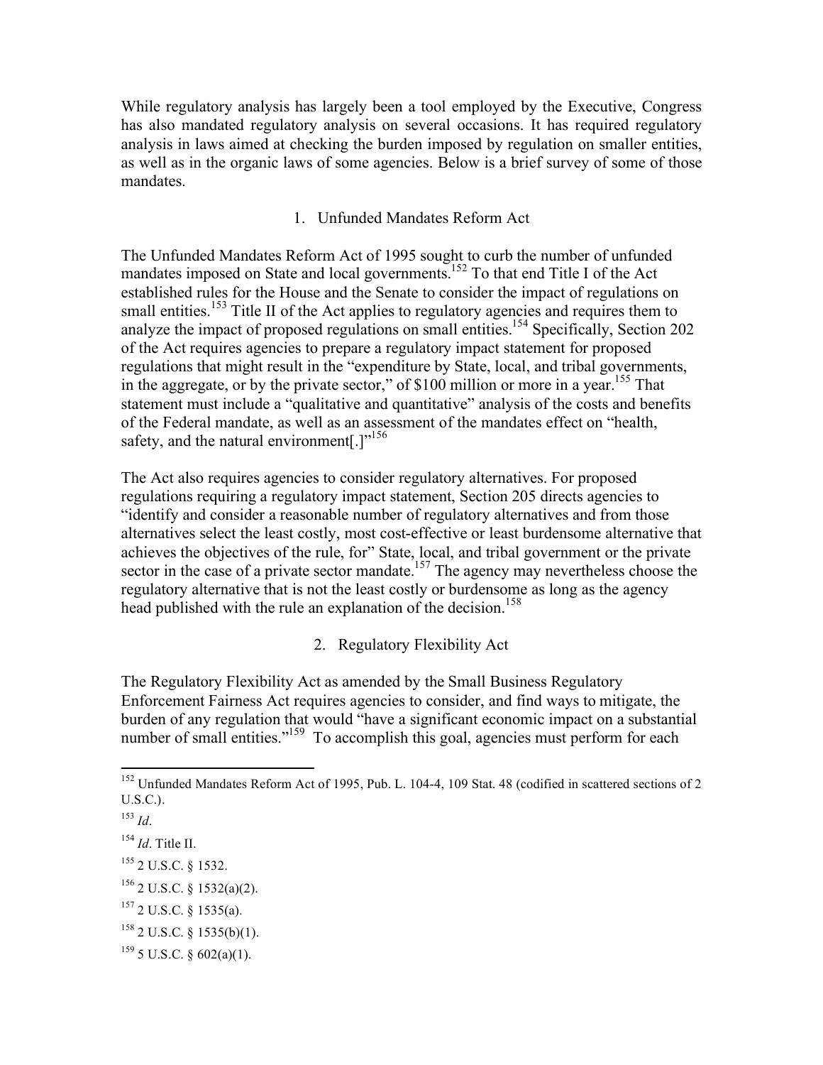While regulatory analysis has largely been a tool employed by the Executive, Congress has also mandated regulatory analysis on several occasions. It has required regulatory analysis in laws aimed at checking the burden imposed by regulation on smaller entities, as well as in the organic laws of some agencies. Below is a brief survey of some of those mandates.

### 1. Unfunded Mandates Reform Act

The Unfunded Mandates Reform Act of 1995 sought to curb the number of unfunded mandates imposed on State and local governments.[152] To that end Title I of the Act established rules for the House and the Senate to consider the impact of regulations on small entities.[153] Title II of the Act applies to regulatory agencies and requires them to analyze the impact of proposed regulations on small entities.[154] Specifically, Section 202 of the Act requires agencies to prepare a regulatory impact statement for proposed regulations that might result in the "expenditure by State, local, and tribal governments, in the aggregate, or by the private sector," of $100 million or more in a year.[155] That statement must include a "qualitative and quantitative" analysis of the costs and benefits of the Federal mandate, as well as an assessment of the mandates effect on "health, safety, and the natural environment[.]"[156]

The Act also requires agencies to consider regulatory alternatives. For proposed regulations requiring a regulatory impact statement, Section 205 directs agencies to "identify and consider a reasonable number of regulatory alternatives and from those alternatives select the least costly, most cost-effective or least burdensome alternative that achieves the objectives of the rule, for" State, local, and tribal government or the private sector in the case of a private sector mandate.[157] The agency may nevertheless choose the regulatory alternative that is not the least costly or burdensome as long as the agency head published with the rule an explanation of the decision.[158]

### 2. Regulatory Flexibility Act

The Regulatory Flexibility Act as amended by the Small Business Regulatory Enforcement Fairness Act requires agencies to consider, and find ways to mitigate, the burden of any regulation that would "have a significant economic impact on a substantial number of small entities."[159] To accomplish this goal, agencies must perform for each

---

[152] Unfunded Mandates Reform Act of 1995, Pub. L. 104-4, 109 Stat. 48 (codified in scattered sections of 2 U.S.C.).

[153] *Id*.

[154] *Id*. Title II.

[155] 2 U.S.C. § 1532.

[156] 2 U.S.C. § 1532(a)(2).

[157] 2 U.S.C. § 1535(a).

[158] 2 U.S.C. § 1535(b)(1).

[159] 5 U.S.C. § 602(a)(1).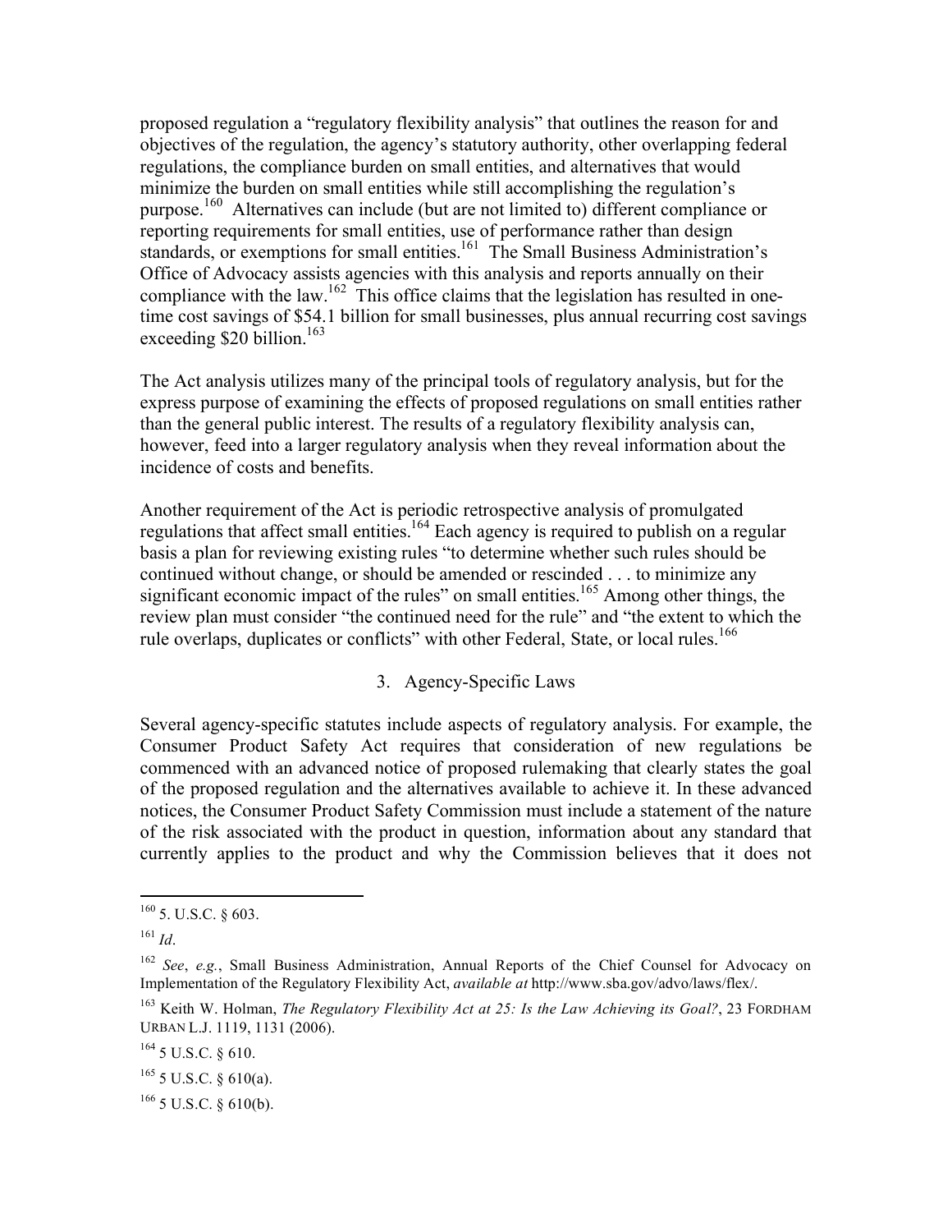proposed regulation a "regulatory flexibility analysis" that outlines the reason for and objectives of the regulation, the agency's statutory authority, other overlapping federal regulations, the compliance burden on small entities, and alternatives that would minimize the burden on small entities while still accomplishing the regulation's purpose.[160] Alternatives can include (but are not limited to) different compliance or reporting requirements for small entities, use of performance rather than design standards, or exemptions for small entities.[161] The Small Business Administration's Office of Advocacy assists agencies with this analysis and reports annually on their compliance with the law.[162] This office claims that the legislation has resulted in one-time cost savings of $54.1 billion for small businesses, plus annual recurring cost savings exceeding $20 billion.[163]

The Act analysis utilizes many of the principal tools of regulatory analysis, but for the express purpose of examining the effects of proposed regulations on small entities rather than the general public interest. The results of a regulatory flexibility analysis can, however, feed into a larger regulatory analysis when they reveal information about the incidence of costs and benefits.

Another requirement of the Act is periodic retrospective analysis of promulgated regulations that affect small entities.[164] Each agency is required to publish on a regular basis a plan for reviewing existing rules "to determine whether such rules should be continued without change, or should be amended or rescinded . . . to minimize any significant economic impact of the rules" on small entities.[165] Among other things, the review plan must consider "the continued need for the rule" and "the extent to which the rule overlaps, duplicates or conflicts" with other Federal, State, or local rules.[166]

### 3. Agency-Specific Laws

Several agency-specific statutes include aspects of regulatory analysis. For example, the Consumer Product Safety Act requires that consideration of new regulations be commenced with an advanced notice of proposed rulemaking that clearly states the goal of the proposed regulation and the alternatives available to achieve it. In these advanced notices, the Consumer Product Safety Commission must include a statement of the nature of the risk associated with the product in question, information about any standard that currently applies to the product and why the Commission believes that it does not

---

[160] 5. U.S.C. § 603.

[161] *Id*.

[162] *See*, *e.g.*, Small Business Administration, Annual Reports of the Chief Counsel for Advocacy on Implementation of the Regulatory Flexibility Act, *available at* http://www.sba.gov/advo/laws/flex/.

[163] Keith W. Holman, *The Regulatory Flexibility Act at 25: Is the Law Achieving its Goal?*, 23 FORDHAM URBAN L.J. 1119, 1131 (2006).

[164] 5 U.S.C. § 610.

[165] 5 U.S.C. § 610(a).

[166] 5 U.S.C. § 610(b).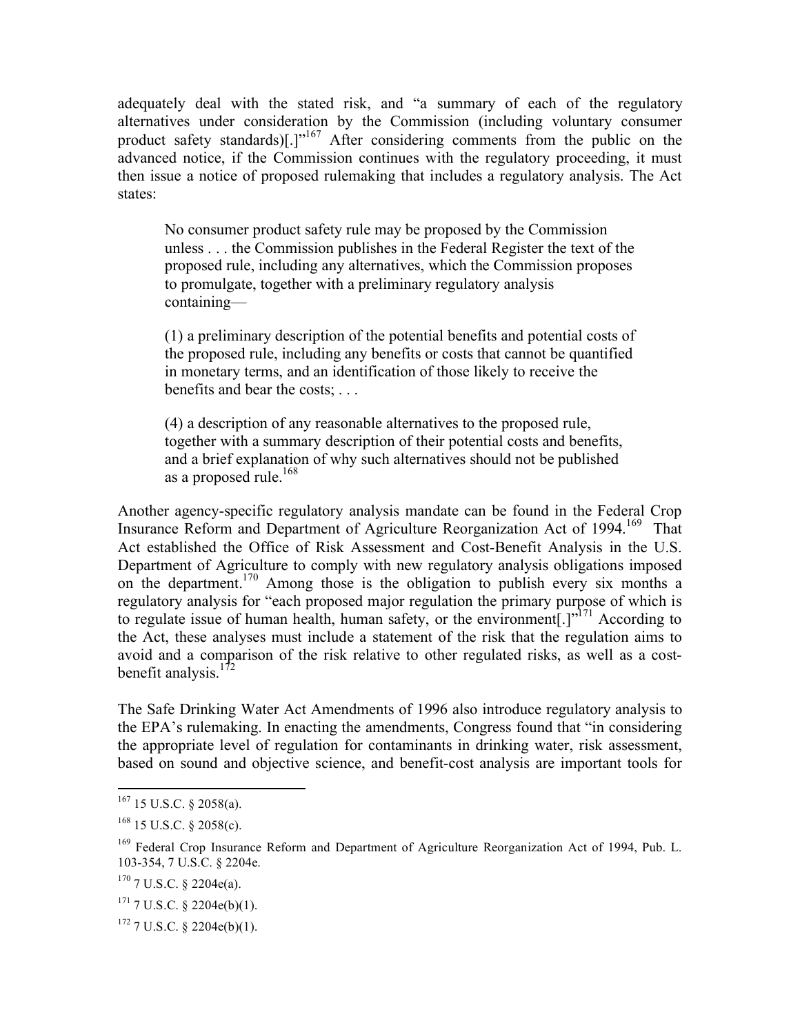adequately deal with the stated risk, and "a summary of each of the regulatory alternatives under consideration by the Commission (including voluntary consumer product safety standards)[.]"[167] After considering comments from the public on the advanced notice, if the Commission continues with the regulatory proceeding, it must then issue a notice of proposed rulemaking that includes a regulatory analysis. The Act states:

> No consumer product safety rule may be proposed by the Commission unless . . . the Commission publishes in the Federal Register the text of the proposed rule, including any alternatives, which the Commission proposes to promulgate, together with a preliminary regulatory analysis containing—
>
> (1) a preliminary description of the potential benefits and potential costs of the proposed rule, including any benefits or costs that cannot be quantified in monetary terms, and an identification of those likely to receive the benefits and bear the costs; . . .
>
> (4) a description of any reasonable alternatives to the proposed rule, together with a summary description of their potential costs and benefits, and a brief explanation of why such alternatives should not be published as a proposed rule.[168]

Another agency-specific regulatory analysis mandate can be found in the Federal Crop Insurance Reform and Department of Agriculture Reorganization Act of 1994.[169] That Act established the Office of Risk Assessment and Cost-Benefit Analysis in the U.S. Department of Agriculture to comply with new regulatory analysis obligations imposed on the department.[170] Among those is the obligation to publish every six months a regulatory analysis for "each proposed major regulation the primary purpose of which is to regulate issue of human health, human safety, or the environment[.]"[171] According to the Act, these analyses must include a statement of the risk that the regulation aims to avoid and a comparison of the risk relative to other regulated risks, as well as a cost-benefit analysis.[172]

The Safe Drinking Water Act Amendments of 1996 also introduce regulatory analysis to the EPA's rulemaking. In enacting the amendments, Congress found that "in considering the appropriate level of regulation for contaminants in drinking water, risk assessment, based on sound and objective science, and benefit-cost analysis are important tools for

---

[167] 15 U.S.C. § 2058(a).

[168] 15 U.S.C. § 2058(c).

[169] Federal Crop Insurance Reform and Department of Agriculture Reorganization Act of 1994, Pub. L. 103-354, 7 U.S.C. § 2204e.

[170] 7 U.S.C. § 2204e(a).

[171] 7 U.S.C. § 2204e(b)(1).

[172] 7 U.S.C. § 2204e(b)(1).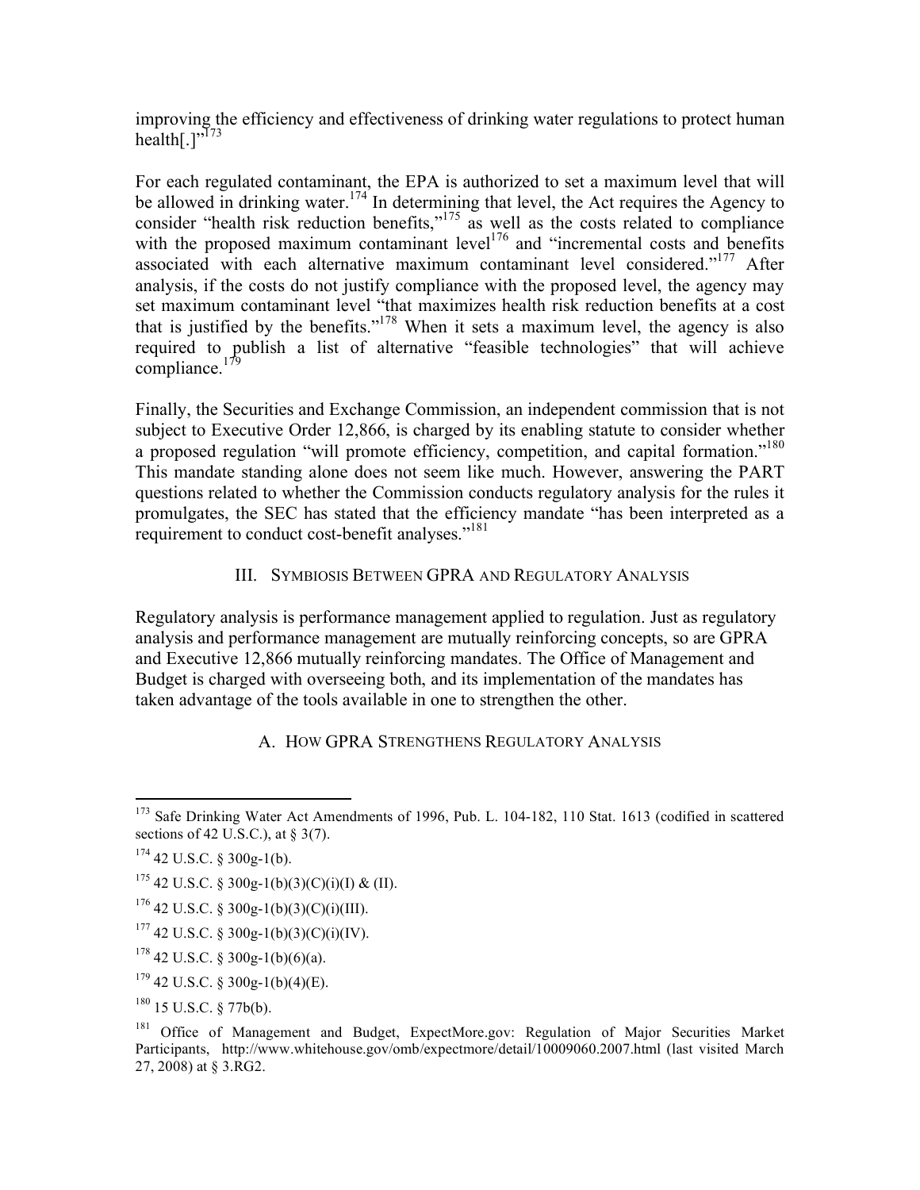improving the efficiency and effectiveness of drinking water regulations to protect human health[.]"[173]

For each regulated contaminant, the EPA is authorized to set a maximum level that will be allowed in drinking water.[174] In determining that level, the Act requires the Agency to consider "health risk reduction benefits,"[175] as well as the costs related to compliance with the proposed maximum contaminant level[176] and "incremental costs and benefits associated with each alternative maximum contaminant level considered."[177] After analysis, if the costs do not justify compliance with the proposed level, the agency may set maximum contaminant level "that maximizes health risk reduction benefits at a cost that is justified by the benefits."[178] When it sets a maximum level, the agency is also required to publish a list of alternative "feasible technologies" that will achieve compliance.[179]

Finally, the Securities and Exchange Commission, an independent commission that is not subject to Executive Order 12,866, is charged by its enabling statute to consider whether a proposed regulation "will promote efficiency, competition, and capital formation."[180] This mandate standing alone does not seem like much. However, answering the PART questions related to whether the Commission conducts regulatory analysis for the rules it promulgates, the SEC has stated that the efficiency mandate "has been interpreted as a requirement to conduct cost-benefit analyses."[181]

## III. Symbiosis Between GPRA and Regulatory Analysis

Regulatory analysis is performance management applied to regulation. Just as regulatory analysis and performance management are mutually reinforcing concepts, so are GPRA and Executive 12,866 mutually reinforcing mandates. The Office of Management and Budget is charged with overseeing both, and its implementation of the mandates has taken advantage of the tools available in one to strengthen the other.

### A. How GPRA Strengthens Regulatory Analysis

---

[173] Safe Drinking Water Act Amendments of 1996, Pub. L. 104-182, 110 Stat. 1613 (codified in scattered sections of 42 U.S.C.), at § 3(7).

[174] 42 U.S.C. § 300g-1(b).

[175] 42 U.S.C. § 300g-1(b)(3)(C)(i)(I) & (II).

[176] 42 U.S.C. § 300g-1(b)(3)(C)(i)(III).

[177] 42 U.S.C. § 300g-1(b)(3)(C)(i)(IV).

[178] 42 U.S.C. § 300g-1(b)(6)(a).

[179] 42 U.S.C. § 300g-1(b)(4)(E).

[180] 15 U.S.C. § 77b(b).

[181] Office of Management and Budget, ExpectMore.gov: Regulation of Major Securities Market Participants, http://www.whitehouse.gov/omb/expectmore/detail/10009060.2007.html (last visited March 27, 2008) at § 3.RG2.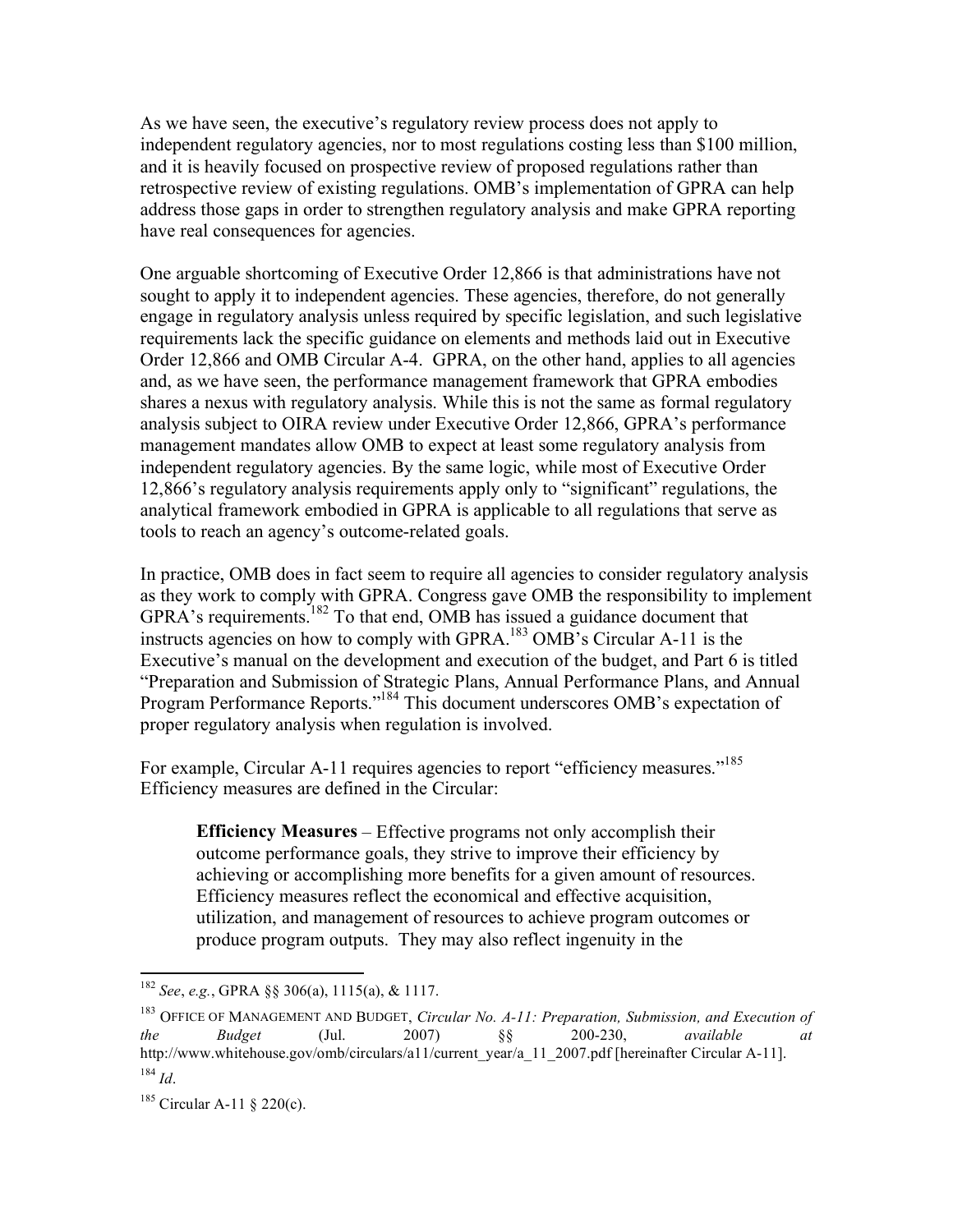As we have seen, the executive's regulatory review process does not apply to independent regulatory agencies, nor to most regulations costing less than $100 million, and it is heavily focused on prospective review of proposed regulations rather than retrospective review of existing regulations. OMB's implementation of GPRA can help address those gaps in order to strengthen regulatory analysis and make GPRA reporting have real consequences for agencies.

One arguable shortcoming of Executive Order 12,866 is that administrations have not sought to apply it to independent agencies. These agencies, therefore, do not generally engage in regulatory analysis unless required by specific legislation, and such legislative requirements lack the specific guidance on elements and methods laid out in Executive Order 12,866 and OMB Circular A-4. GPRA, on the other hand, applies to all agencies and, as we have seen, the performance management framework that GPRA embodies shares a nexus with regulatory analysis. While this is not the same as formal regulatory analysis subject to OIRA review under Executive Order 12,866, GPRA's performance management mandates allow OMB to expect at least some regulatory analysis from independent regulatory agencies. By the same logic, while most of Executive Order 12,866's regulatory analysis requirements apply only to "significant" regulations, the analytical framework embodied in GPRA is applicable to all regulations that serve as tools to reach an agency's outcome-related goals.

In practice, OMB does in fact seem to require all agencies to consider regulatory analysis as they work to comply with GPRA. Congress gave OMB the responsibility to implement GPRA's requirements.[182] To that end, OMB has issued a guidance document that instructs agencies on how to comply with GPRA.[183] OMB's Circular A-11 is the Executive's manual on the development and execution of the budget, and Part 6 is titled "Preparation and Submission of Strategic Plans, Annual Performance Plans, and Annual Program Performance Reports."[184] This document underscores OMB's expectation of proper regulatory analysis when regulation is involved.

For example, Circular A-11 requires agencies to report "efficiency measures."[185] Efficiency measures are defined in the Circular:

> **Efficiency Measures** – Effective programs not only accomplish their outcome performance goals, they strive to improve their efficiency by achieving or accomplishing more benefits for a given amount of resources. Efficiency measures reflect the economical and effective acquisition, utilization, and management of resources to achieve program outcomes or produce program outputs. They may also reflect ingenuity in the

---

[182] *See*, *e.g.*, GPRA §§ 306(a), 1115(a), & 1117.

[183] OFFICE OF MANAGEMENT AND BUDGET, *Circular No. A-11: Preparation, Submission, and Execution of the Budget* (Jul. 2007) §§ 200-230, *available at* http://www.whitehouse.gov/omb/circulars/a11/current_year/a_11_2007.pdf [hereinafter Circular A-11].

[184] *Id*.

[185] Circular A-11 § 220(c).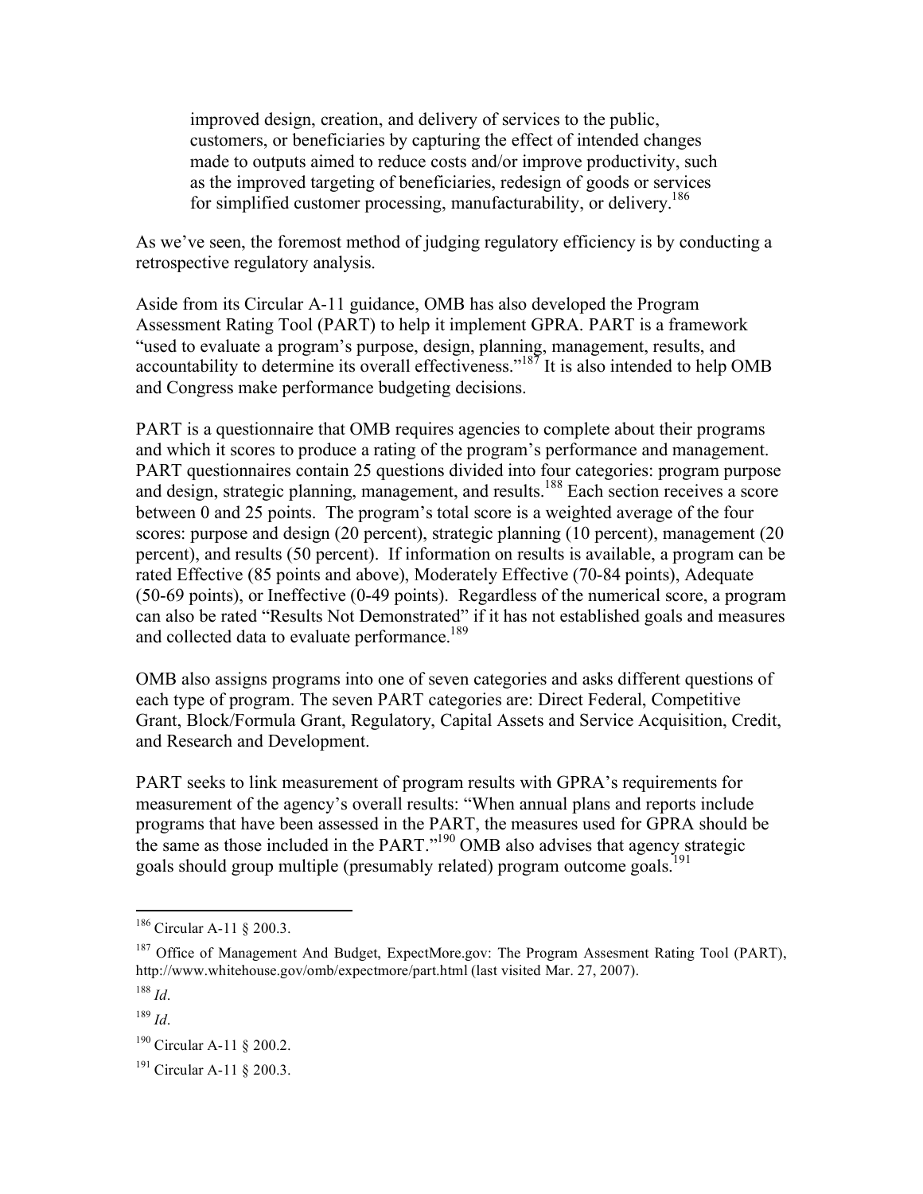> improved design, creation, and delivery of services to the public, customers, or beneficiaries by capturing the effect of intended changes made to outputs aimed to reduce costs and/or improve productivity, such as the improved targeting of beneficiaries, redesign of goods or services for simplified customer processing, manufacturability, or delivery.[186]

As we've seen, the foremost method of judging regulatory efficiency is by conducting a retrospective regulatory analysis.

Aside from its Circular A-11 guidance, OMB has also developed the Program Assessment Rating Tool (PART) to help it implement GPRA. PART is a framework "used to evaluate a program's purpose, design, planning, management, results, and accountability to determine its overall effectiveness."[187] It is also intended to help OMB and Congress make performance budgeting decisions.

PART is a questionnaire that OMB requires agencies to complete about their programs and which it scores to produce a rating of the program's performance and management. PART questionnaires contain 25 questions divided into four categories: program purpose and design, strategic planning, management, and results.[188] Each section receives a score between 0 and 25 points. The program's total score is a weighted average of the four scores: purpose and design (20 percent), strategic planning (10 percent), management (20 percent), and results (50 percent). If information on results is available, a program can be rated Effective (85 points and above), Moderately Effective (70-84 points), Adequate (50-69 points), or Ineffective (0-49 points). Regardless of the numerical score, a program can also be rated "Results Not Demonstrated" if it has not established goals and measures and collected data to evaluate performance.[189]

OMB also assigns programs into one of seven categories and asks different questions of each type of program. The seven PART categories are: Direct Federal, Competitive Grant, Block/Formula Grant, Regulatory, Capital Assets and Service Acquisition, Credit, and Research and Development.

PART seeks to link measurement of program results with GPRA's requirements for measurement of the agency's overall results: "When annual plans and reports include programs that have been assessed in the PART, the measures used for GPRA should be the same as those included in the PART."[190] OMB also advises that agency strategic goals should group multiple (presumably related) program outcome goals.[191]

---

[186] Circular A-11 § 200.3.

[187] Office of Management And Budget, ExpectMore.gov: The Program Assesment Rating Tool (PART), http://www.whitehouse.gov/omb/expectmore/part.html (last visited Mar. 27, 2007).

[188] *Id*.

[189] *Id*.

[190] Circular A-11 § 200.2.

[191] Circular A-11 § 200.3.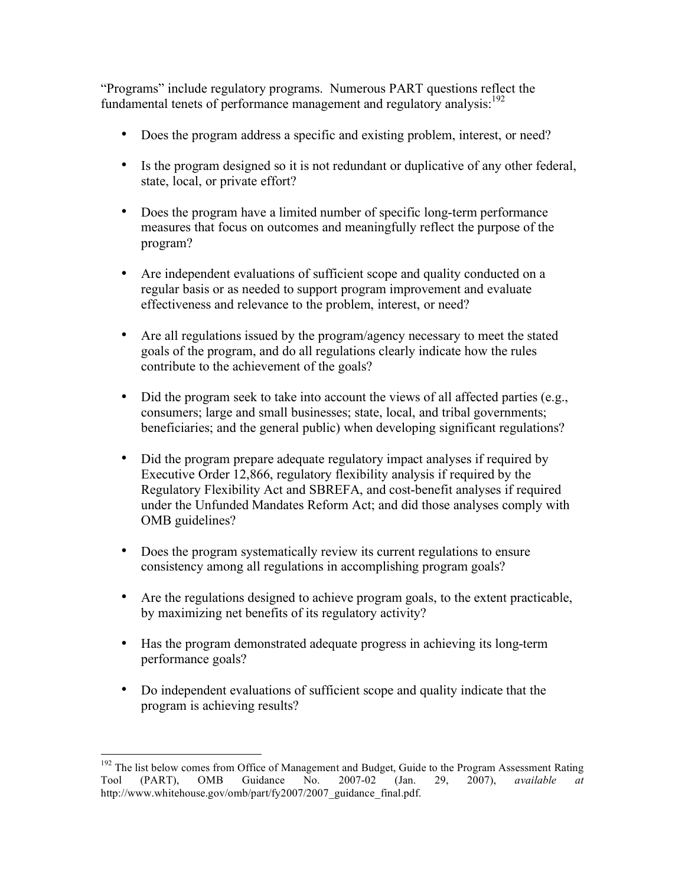"Programs" include regulatory programs. Numerous PART questions reflect the fundamental tenets of performance management and regulatory analysis:[192]

- Does the program address a specific and existing problem, interest, or need?
- Is the program designed so it is not redundant or duplicative of any other federal, state, local, or private effort?
- Does the program have a limited number of specific long-term performance measures that focus on outcomes and meaningfully reflect the purpose of the program?
- Are independent evaluations of sufficient scope and quality conducted on a regular basis or as needed to support program improvement and evaluate effectiveness and relevance to the problem, interest, or need?
- Are all regulations issued by the program/agency necessary to meet the stated goals of the program, and do all regulations clearly indicate how the rules contribute to the achievement of the goals?
- Did the program seek to take into account the views of all affected parties (e.g., consumers; large and small businesses; state, local, and tribal governments; beneficiaries; and the general public) when developing significant regulations?
- Did the program prepare adequate regulatory impact analyses if required by Executive Order 12,866, regulatory flexibility analysis if required by the Regulatory Flexibility Act and SBREFA, and cost-benefit analyses if required under the Unfunded Mandates Reform Act; and did those analyses comply with OMB guidelines?
- Does the program systematically review its current regulations to ensure consistency among all regulations in accomplishing program goals?
- Are the regulations designed to achieve program goals, to the extent practicable, by maximizing net benefits of its regulatory activity?
- Has the program demonstrated adequate progress in achieving its long-term performance goals?
- Do independent evaluations of sufficient scope and quality indicate that the program is achieving results?

---

[192] The list below comes from Office of Management and Budget, Guide to the Program Assessment Rating Tool (PART), OMB Guidance No. 2007-02 (Jan. 29, 2007), *available at* http://www.whitehouse.gov/omb/part/fy2007/2007_guidance_final.pdf.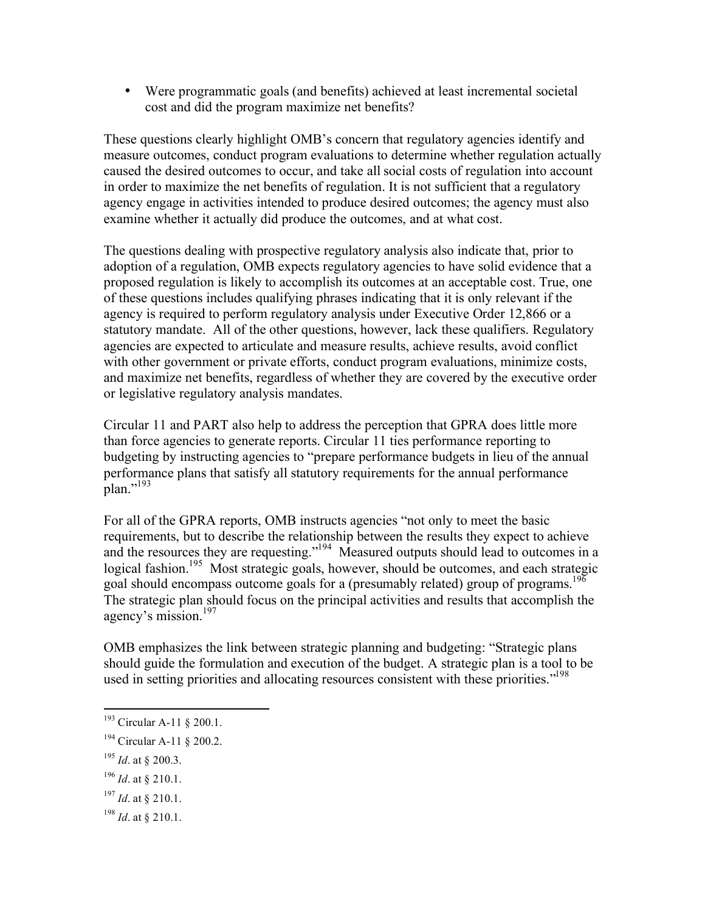- Were programmatic goals (and benefits) achieved at least incremental societal cost and did the program maximize net benefits?

These questions clearly highlight OMB's concern that regulatory agencies identify and measure outcomes, conduct program evaluations to determine whether regulation actually caused the desired outcomes to occur, and take all social costs of regulation into account in order to maximize the net benefits of regulation. It is not sufficient that a regulatory agency engage in activities intended to produce desired outcomes; the agency must also examine whether it actually did produce the outcomes, and at what cost.

The questions dealing with prospective regulatory analysis also indicate that, prior to adoption of a regulation, OMB expects regulatory agencies to have solid evidence that a proposed regulation is likely to accomplish its outcomes at an acceptable cost. True, one of these questions includes qualifying phrases indicating that it is only relevant if the agency is required to perform regulatory analysis under Executive Order 12,866 or a statutory mandate. All of the other questions, however, lack these qualifiers. Regulatory agencies are expected to articulate and measure results, achieve results, avoid conflict with other government or private efforts, conduct program evaluations, minimize costs, and maximize net benefits, regardless of whether they are covered by the executive order or legislative regulatory analysis mandates.

Circular 11 and PART also help to address the perception that GPRA does little more than force agencies to generate reports. Circular 11 ties performance reporting to budgeting by instructing agencies to "prepare performance budgets in lieu of the annual performance plans that satisfy all statutory requirements for the annual performance plan."[193]

For all of the GPRA reports, OMB instructs agencies "not only to meet the basic requirements, but to describe the relationship between the results they expect to achieve and the resources they are requesting."[194] Measured outputs should lead to outcomes in a logical fashion.[195] Most strategic goals, however, should be outcomes, and each strategic goal should encompass outcome goals for a (presumably related) group of programs.[196] The strategic plan should focus on the principal activities and results that accomplish the agency's mission.[197]

OMB emphasizes the link between strategic planning and budgeting: "Strategic plans should guide the formulation and execution of the budget. A strategic plan is a tool to be used in setting priorities and allocating resources consistent with these priorities."[198]

---

[193] Circular A-11 § 200.1.

[194] Circular A-11 § 200.2.

[195] *Id*. at § 200.3.

[196] *Id*. at § 210.1.

[197] *Id*. at § 210.1.

[198] *Id*. at § 210.1.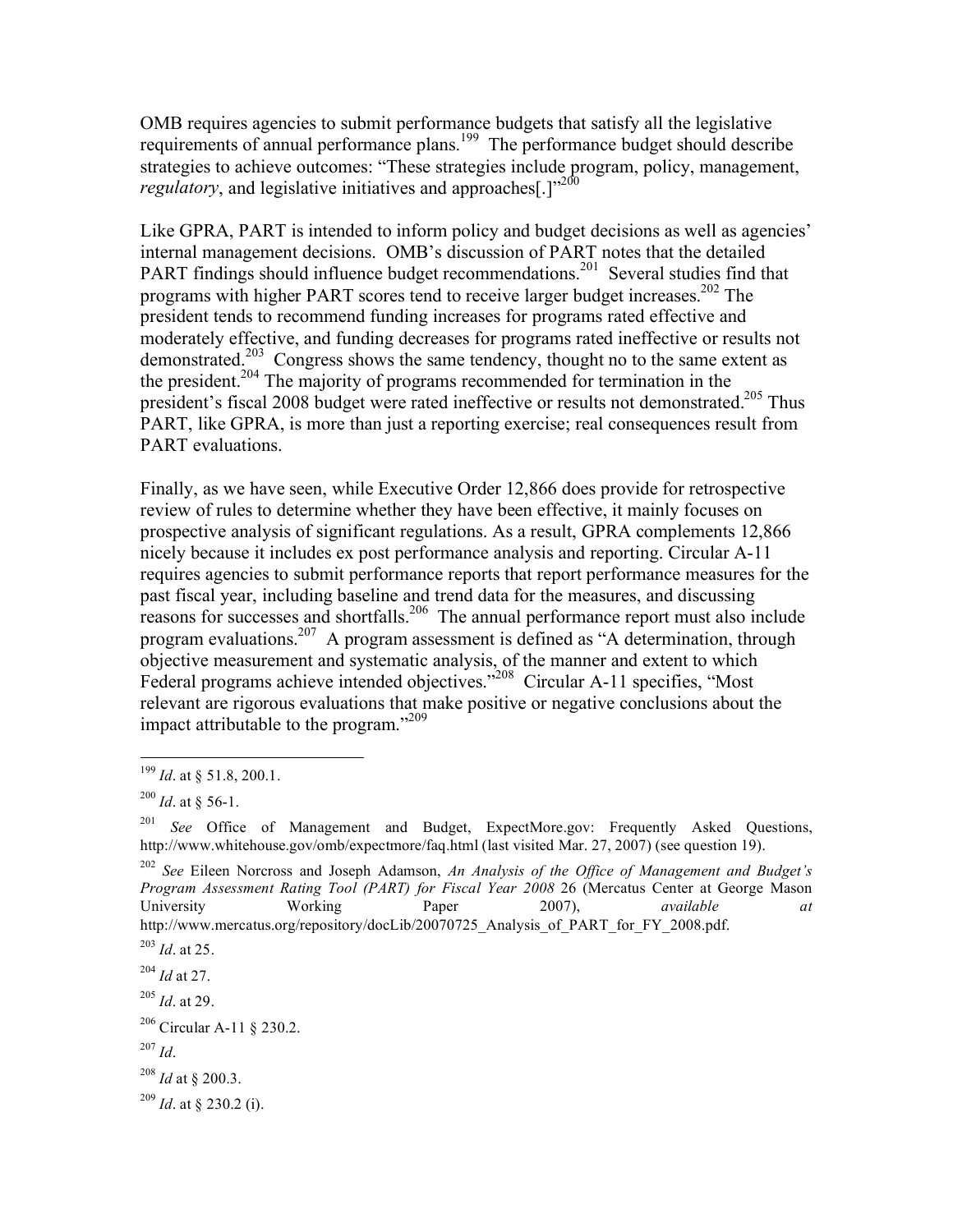OMB requires agencies to submit performance budgets that satisfy all the legislative requirements of annual performance plans.[199] The performance budget should describe strategies to achieve outcomes: "These strategies include program, policy, management, *regulatory*, and legislative initiatives and approaches[.]"[200]

Like GPRA, PART is intended to inform policy and budget decisions as well as agencies' internal management decisions. OMB's discussion of PART notes that the detailed PART findings should influence budget recommendations.[201] Several studies find that programs with higher PART scores tend to receive larger budget increases.[202] The president tends to recommend funding increases for programs rated effective and moderately effective, and funding decreases for programs rated ineffective or results not demonstrated.[203] Congress shows the same tendency, thought no to the same extent as the president.[204] The majority of programs recommended for termination in the president's fiscal 2008 budget were rated ineffective or results not demonstrated.[205] Thus PART, like GPRA, is more than just a reporting exercise; real consequences result from PART evaluations.

Finally, as we have seen, while Executive Order 12,866 does provide for retrospective review of rules to determine whether they have been effective, it mainly focuses on prospective analysis of significant regulations. As a result, GPRA complements 12,866 nicely because it includes ex post performance analysis and reporting. Circular A-11 requires agencies to submit performance reports that report performance measures for the past fiscal year, including baseline and trend data for the measures, and discussing reasons for successes and shortfalls.[206] The annual performance report must also include program evaluations.[207] A program assessment is defined as "A determination, through objective measurement and systematic analysis, of the manner and extent to which Federal programs achieve intended objectives."[208] Circular A-11 specifies, "Most relevant are rigorous evaluations that make positive or negative conclusions about the impact attributable to the program."[209]

---

[199] *Id*. at § 51.8, 200.1.

[200] *Id*. at § 56-1.

[201] *See* Office of Management and Budget, ExpectMore.gov: Frequently Asked Questions, http://www.whitehouse.gov/omb/expectmore/faq.html (last visited Mar. 27, 2007) (see question 19).

[202] *See* Eileen Norcross and Joseph Adamson, *An Analysis of the Office of Management and Budget's Program Assessment Rating Tool (PART) for Fiscal Year 2008* 26 (Mercatus Center at George Mason University Working Paper 2007), *available at* http://www.mercatus.org/repository/docLib/20070725_Analysis_of_PART_for_FY_2008.pdf.

[203] *Id*. at 25.

[204] *Id* at 27.

[205] *Id*. at 29.

[206] Circular A-11 § 230.2.

[207] *Id*.

[208] *Id* at § 200.3.

[209] *Id*. at § 230.2 (i).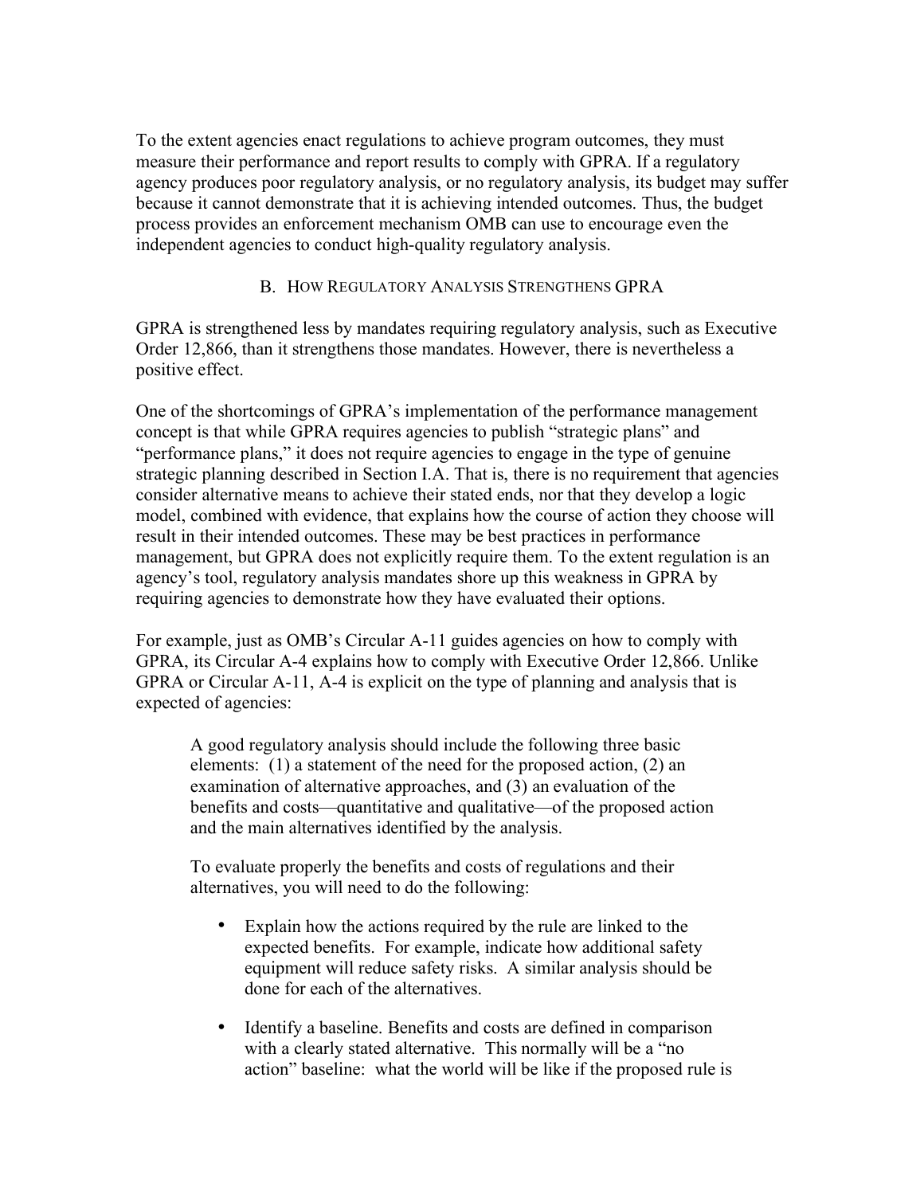To the extent agencies enact regulations to achieve program outcomes, they must measure their performance and report results to comply with GPRA. If a regulatory agency produces poor regulatory analysis, or no regulatory analysis, its budget may suffer because it cannot demonstrate that it is achieving intended outcomes. Thus, the budget process provides an enforcement mechanism OMB can use to encourage even the independent agencies to conduct high-quality regulatory analysis.

## B. How Regulatory Analysis Strengthens GPRA

GPRA is strengthened less by mandates requiring regulatory analysis, such as Executive Order 12,866, than it strengthens those mandates. However, there is nevertheless a positive effect.

One of the shortcomings of GPRA's implementation of the performance management concept is that while GPRA requires agencies to publish "strategic plans" and "performance plans," it does not require agencies to engage in the type of genuine strategic planning described in Section I.A. That is, there is no requirement that agencies consider alternative means to achieve their stated ends, nor that they develop a logic model, combined with evidence, that explains how the course of action they choose will result in their intended outcomes. These may be best practices in performance management, but GPRA does not explicitly require them. To the extent regulation is an agency's tool, regulatory analysis mandates shore up this weakness in GPRA by requiring agencies to demonstrate how they have evaluated their options.

For example, just as OMB's Circular A-11 guides agencies on how to comply with GPRA, its Circular A-4 explains how to comply with Executive Order 12,866. Unlike GPRA or Circular A-11, A-4 is explicit on the type of planning and analysis that is expected of agencies:

> A good regulatory analysis should include the following three basic elements: (1) a statement of the need for the proposed action, (2) an examination of alternative approaches, and (3) an evaluation of the benefits and costs—quantitative and qualitative—of the proposed action and the main alternatives identified by the analysis.
>
> To evaluate properly the benefits and costs of regulations and their alternatives, you will need to do the following:
>
> - Explain how the actions required by the rule are linked to the expected benefits. For example, indicate how additional safety equipment will reduce safety risks. A similar analysis should be done for each of the alternatives.
> - Identify a baseline. Benefits and costs are defined in comparison with a clearly stated alternative. This normally will be a "no action" baseline: what the world will be like if the proposed rule is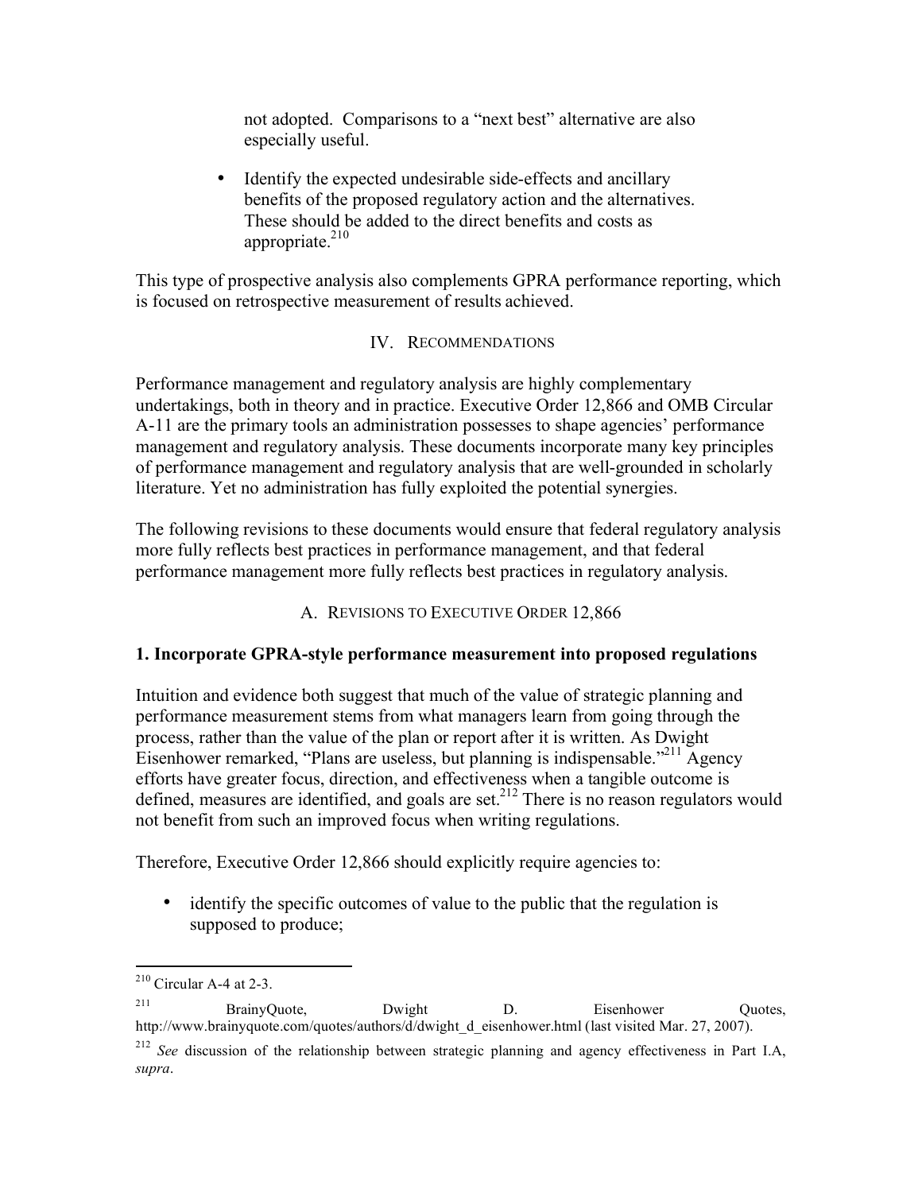not adopted. Comparisons to a "next best" alternative are also especially useful.

- Identify the expected undesirable side-effects and ancillary benefits of the proposed regulatory action and the alternatives. These should be added to the direct benefits and costs as appropriate.[210]

This type of prospective analysis also complements GPRA performance reporting, which is focused on retrospective measurement of results achieved.

## IV. Recommendations

Performance management and regulatory analysis are highly complementary undertakings, both in theory and in practice. Executive Order 12,866 and OMB Circular A-11 are the primary tools an administration possesses to shape agencies' performance management and regulatory analysis. These documents incorporate many key principles of performance management and regulatory analysis that are well-grounded in scholarly literature. Yet no administration has fully exploited the potential synergies.

The following revisions to these documents would ensure that federal regulatory analysis more fully reflects best practices in performance management, and that federal performance management more fully reflects best practices in regulatory analysis.

### A. Revisions to Executive Order 12,866

#### 1. Incorporate GPRA-style performance measurement into proposed regulations

Intuition and evidence both suggest that much of the value of strategic planning and performance measurement stems from what managers learn from going through the process, rather than the value of the plan or report after it is written. As Dwight Eisenhower remarked, "Plans are useless, but planning is indispensable."[211] Agency efforts have greater focus, direction, and effectiveness when a tangible outcome is defined, measures are identified, and goals are set.[212] There is no reason regulators would not benefit from such an improved focus when writing regulations.

Therefore, Executive Order 12,866 should explicitly require agencies to:

- identify the specific outcomes of value to the public that the regulation is supposed to produce;

---

[210] Circular A-4 at 2-3.

[211] BrainyQuote, Dwight D. Eisenhower Quotes, http://www.brainyquote.com/quotes/authors/d/dwight_d_eisenhower.html (last visited Mar. 27, 2007).

[212] *See* discussion of the relationship between strategic planning and agency effectiveness in Part I.A, *supra*.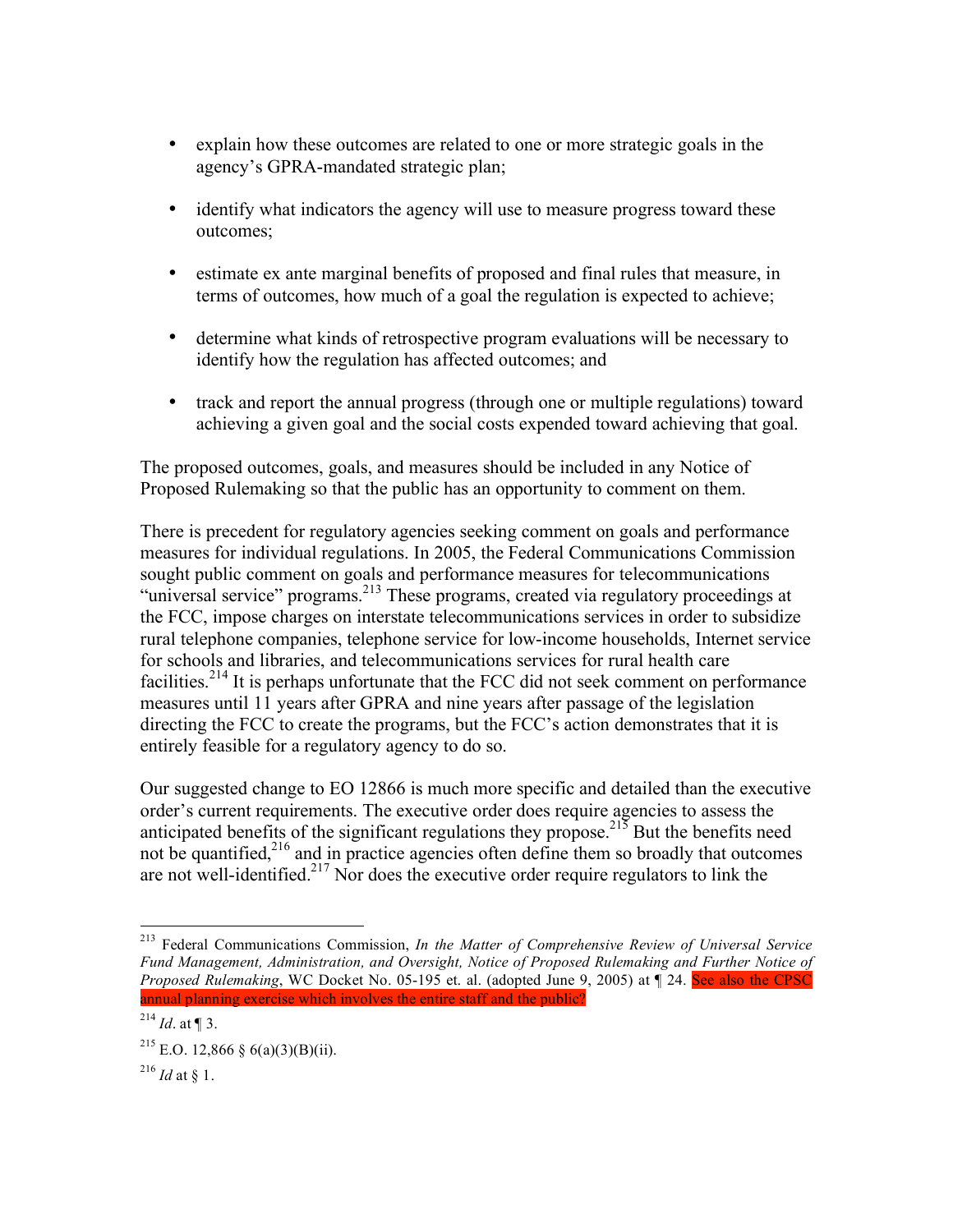- explain how these outcomes are related to one or more strategic goals in the agency's GPRA-mandated strategic plan;
- identify what indicators the agency will use to measure progress toward these outcomes;
- estimate ex ante marginal benefits of proposed and final rules that measure, in terms of outcomes, how much of a goal the regulation is expected to achieve;
- determine what kinds of retrospective program evaluations will be necessary to identify how the regulation has affected outcomes; and
- track and report the annual progress (through one or multiple regulations) toward achieving a given goal and the social costs expended toward achieving that goal.

The proposed outcomes, goals, and measures should be included in any Notice of Proposed Rulemaking so that the public has an opportunity to comment on them.

There is precedent for regulatory agencies seeking comment on goals and performance measures for individual regulations. In 2005, the Federal Communications Commission sought public comment on goals and performance measures for telecommunications "universal service" programs.[213] These programs, created via regulatory proceedings at the FCC, impose charges on interstate telecommunications services in order to subsidize rural telephone companies, telephone service for low-income households, Internet service for schools and libraries, and telecommunications services for rural health care facilities.[214] It is perhaps unfortunate that the FCC did not seek comment on performance measures until 11 years after GPRA and nine years after passage of the legislation directing the FCC to create the programs, but the FCC's action demonstrates that it is entirely feasible for a regulatory agency to do so.

Our suggested change to EO 12866 is much more specific and detailed than the executive order's current requirements. The executive order does require agencies to assess the anticipated benefits of the significant regulations they propose.[215] But the benefits need not be quantified,[216] and in practice agencies often define them so broadly that outcomes are not well-identified.[217] Nor does the executive order require regulators to link the

---

[213] Federal Communications Commission, *In the Matter of Comprehensive Review of Universal Service Fund Management, Administration, and Oversight, Notice of Proposed Rulemaking and Further Notice of Proposed Rulemaking*, WC Docket No. 05-195 et. al. (adopted June 9, 2005) at ¶ 24. See also the CPSC annual planning exercise which involves the entire staff and the public?

[214] *Id*. at ¶ 3.

[215] E.O. 12,866 § 6(a)(3)(B)(ii).

[216] *Id* at § 1.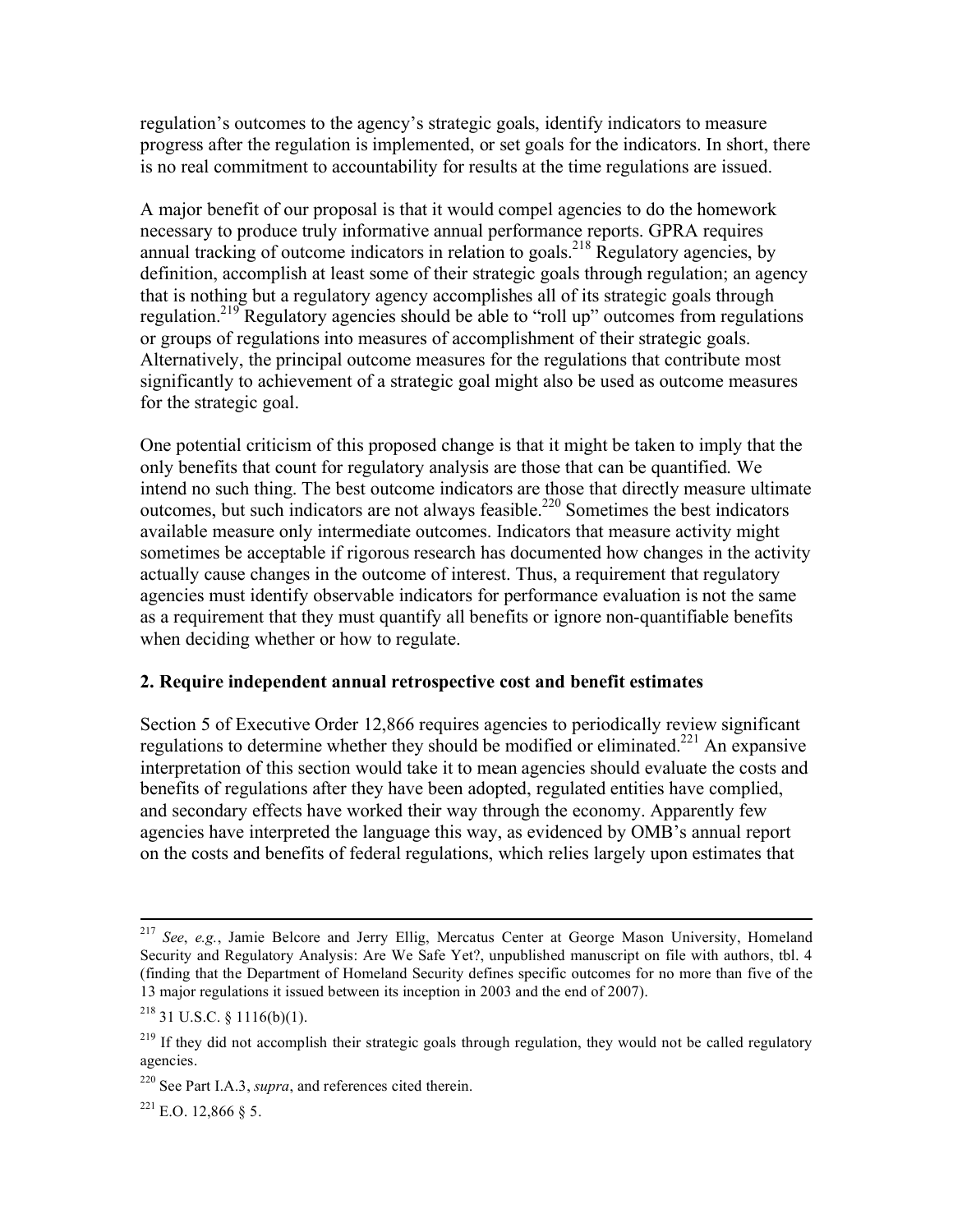regulation's outcomes to the agency's strategic goals, identify indicators to measure progress after the regulation is implemented, or set goals for the indicators. In short, there is no real commitment to accountability for results at the time regulations are issued.

A major benefit of our proposal is that it would compel agencies to do the homework necessary to produce truly informative annual performance reports. GPRA requires annual tracking of outcome indicators in relation to goals.[218] Regulatory agencies, by definition, accomplish at least some of their strategic goals through regulation; an agency that is nothing but a regulatory agency accomplishes all of its strategic goals through regulation.[219] Regulatory agencies should be able to "roll up" outcomes from regulations or groups of regulations into measures of accomplishment of their strategic goals. Alternatively, the principal outcome measures for the regulations that contribute most significantly to achievement of a strategic goal might also be used as outcome measures for the strategic goal.

One potential criticism of this proposed change is that it might be taken to imply that the only benefits that count for regulatory analysis are those that can be quantified. We intend no such thing. The best outcome indicators are those that directly measure ultimate outcomes, but such indicators are not always feasible.[220] Sometimes the best indicators available measure only intermediate outcomes. Indicators that measure activity might sometimes be acceptable if rigorous research has documented how changes in the activity actually cause changes in the outcome of interest. Thus, a requirement that regulatory agencies must identify observable indicators for performance evaluation is not the same as a requirement that they must quantify all benefits or ignore non-quantifiable benefits when deciding whether or how to regulate.

### 2. Require independent annual retrospective cost and benefit estimates

Section 5 of Executive Order 12,866 requires agencies to periodically review significant regulations to determine whether they should be modified or eliminated.[221] An expansive interpretation of this section would take it to mean agencies should evaluate the costs and benefits of regulations after they have been adopted, regulated entities have complied, and secondary effects have worked their way through the economy. Apparently few agencies have interpreted the language this way, as evidenced by OMB's annual report on the costs and benefits of federal regulations, which relies largely upon estimates that

---

[217] *See*, *e.g.*, Jamie Belcore and Jerry Ellig, Mercatus Center at George Mason University, Homeland Security and Regulatory Analysis: Are We Safe Yet?, unpublished manuscript on file with authors, tbl. 4 (finding that the Department of Homeland Security defines specific outcomes for no more than five of the 13 major regulations it issued between its inception in 2003 and the end of 2007).

[218] 31 U.S.C. § 1116(b)(1).

[219] If they did not accomplish their strategic goals through regulation, they would not be called regulatory agencies.

[220] See Part I.A.3, *supra*, and references cited therein.

[221] E.O. 12,866 § 5.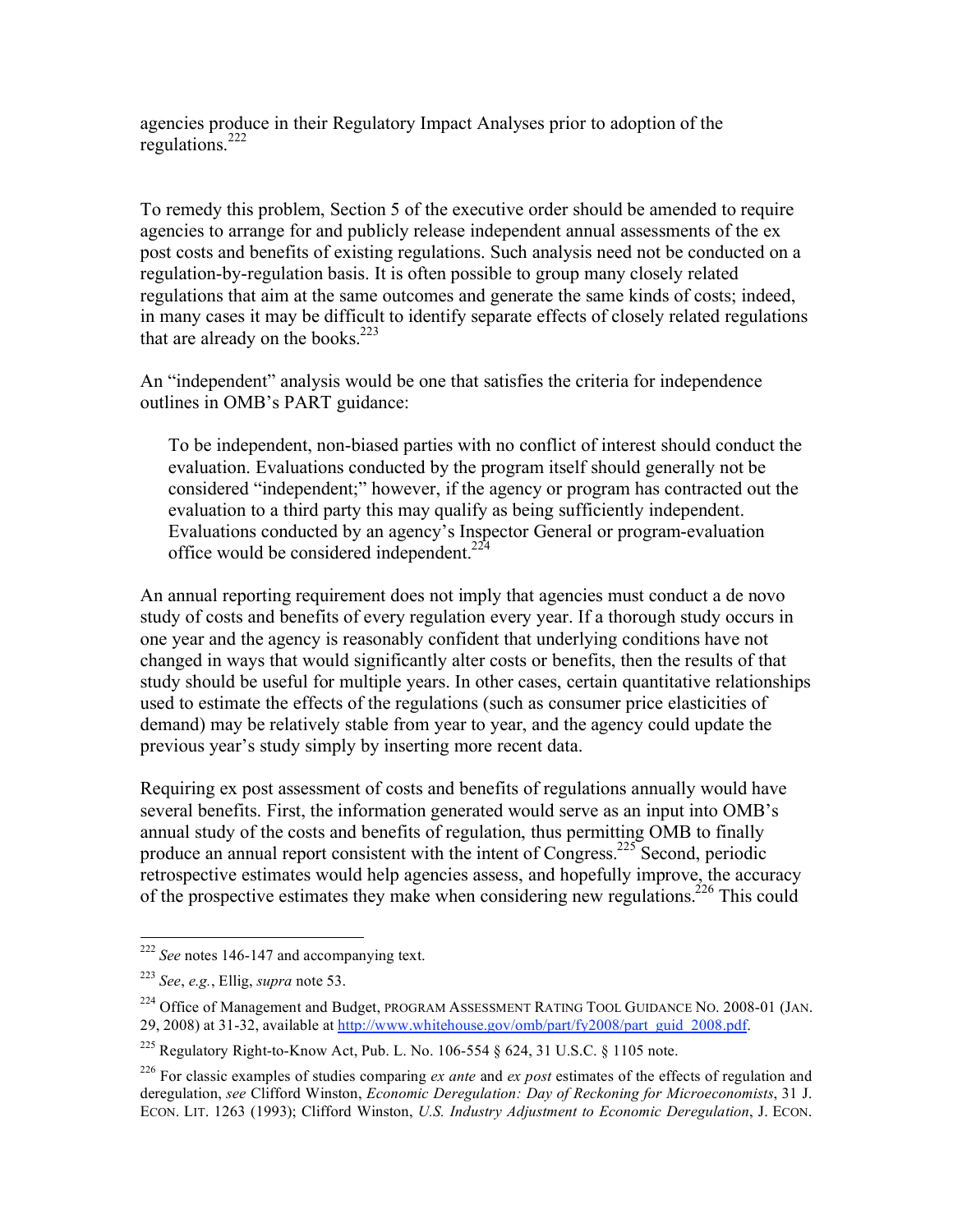agencies produce in their Regulatory Impact Analyses prior to adoption of the regulations.[222]

To remedy this problem, Section 5 of the executive order should be amended to require agencies to arrange for and publicly release independent annual assessments of the ex post costs and benefits of existing regulations. Such analysis need not be conducted on a regulation-by-regulation basis. It is often possible to group many closely related regulations that aim at the same outcomes and generate the same kinds of costs; indeed, in many cases it may be difficult to identify separate effects of closely related regulations that are already on the books.[223]

An "independent" analysis would be one that satisfies the criteria for independence outlines in OMB's PART guidance:

> To be independent, non-biased parties with no conflict of interest should conduct the evaluation. Evaluations conducted by the program itself should generally not be considered "independent;" however, if the agency or program has contracted out the evaluation to a third party this may qualify as being sufficiently independent. Evaluations conducted by an agency's Inspector General or program-evaluation office would be considered independent.[224]

An annual reporting requirement does not imply that agencies must conduct a de novo study of costs and benefits of every regulation every year. If a thorough study occurs in one year and the agency is reasonably confident that underlying conditions have not changed in ways that would significantly alter costs or benefits, then the results of that study should be useful for multiple years. In other cases, certain quantitative relationships used to estimate the effects of the regulations (such as consumer price elasticities of demand) may be relatively stable from year to year, and the agency could update the previous year's study simply by inserting more recent data.

Requiring ex post assessment of costs and benefits of regulations annually would have several benefits. First, the information generated would serve as an input into OMB's annual study of the costs and benefits of regulation, thus permitting OMB to finally produce an annual report consistent with the intent of Congress.[225] Second, periodic retrospective estimates would help agencies assess, and hopefully improve, the accuracy of the prospective estimates they make when considering new regulations.[226] This could

---

[222] *See* notes 146-147 and accompanying text.

[223] *See*, *e.g.*, Ellig, *supra* note 53.

[224] Office of Management and Budget, PROGRAM ASSESSMENT RATING TOOL GUIDANCE NO. 2008-01 (JAN. 29, 2008) at 31-32, available at http://www.whitehouse.gov/omb/part/fy2008/part_guid_2008.pdf.

[225] Regulatory Right-to-Know Act, Pub. L. No. 106-554 § 624, 31 U.S.C. § 1105 note.

[226] For classic examples of studies comparing *ex ante* and *ex post* estimates of the effects of regulation and deregulation, *see* Clifford Winston, *Economic Deregulation: Day of Reckoning for Microeconomists*, 31 J. ECON. LIT. 1263 (1993); Clifford Winston, *U.S. Industry Adjustment to Economic Deregulation*, J. ECON.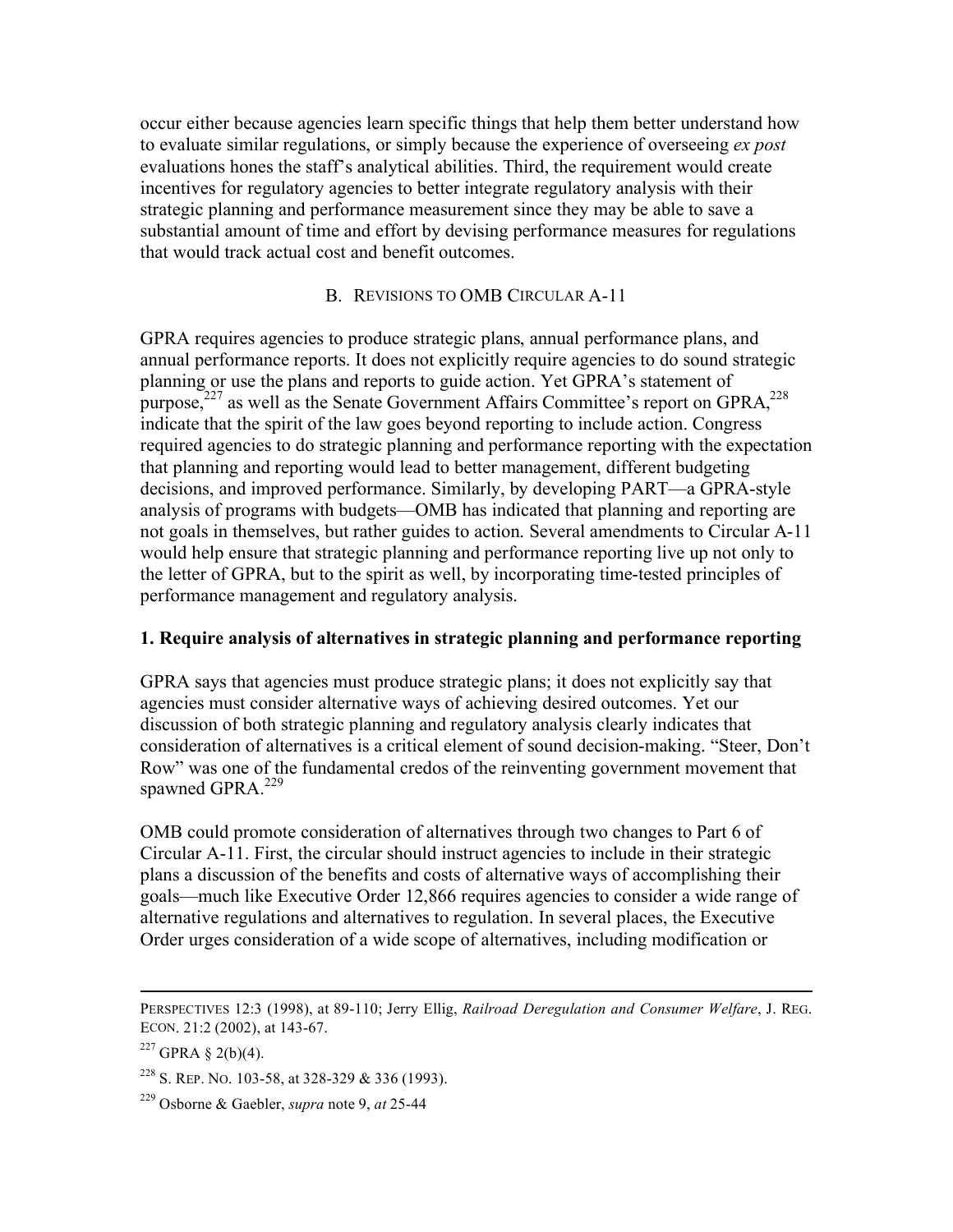occur either because agencies learn specific things that help them better understand how to evaluate similar regulations, or simply because the experience of overseeing *ex post* evaluations hones the staff's analytical abilities. Third, the requirement would create incentives for regulatory agencies to better integrate regulatory analysis with their strategic planning and performance measurement since they may be able to save a substantial amount of time and effort by devising performance measures for regulations that would track actual cost and benefit outcomes.

### B. REVISIONS TO OMB CIRCULAR A-11

GPRA requires agencies to produce strategic plans, annual performance plans, and annual performance reports. It does not explicitly require agencies to do sound strategic planning or use the plans and reports to guide action. Yet GPRA's statement of purpose,[227] as well as the Senate Government Affairs Committee's report on GPRA,[228] indicate that the spirit of the law goes beyond reporting to include action. Congress required agencies to do strategic planning and performance reporting with the expectation that planning and reporting would lead to better management, different budgeting decisions, and improved performance. Similarly, by developing PART—a GPRA-style analysis of programs with budgets—OMB has indicated that planning and reporting are not goals in themselves, but rather guides to action. Several amendments to Circular A-11 would help ensure that strategic planning and performance reporting live up not only to the letter of GPRA, but to the spirit as well, by incorporating time-tested principles of performance management and regulatory analysis.

#### 1. Require analysis of alternatives in strategic planning and performance reporting

GPRA says that agencies must produce strategic plans; it does not explicitly say that agencies must consider alternative ways of achieving desired outcomes. Yet our discussion of both strategic planning and regulatory analysis clearly indicates that consideration of alternatives is a critical element of sound decision-making. "Steer, Don't Row" was one of the fundamental credos of the reinventing government movement that spawned GPRA.[229]

OMB could promote consideration of alternatives through two changes to Part 6 of Circular A-11. First, the circular should instruct agencies to include in their strategic plans a discussion of the benefits and costs of alternative ways of accomplishing their goals—much like Executive Order 12,866 requires agencies to consider a wide range of alternative regulations and alternatives to regulation. In several places, the Executive Order urges consideration of a wide scope of alternatives, including modification or

---

PERSPECTIVES 12:3 (1998), at 89-110; Jerry Ellig, *Railroad Deregulation and Consumer Welfare*, J. REG. ECON. 21:2 (2002), at 143-67.

[227] GPRA § 2(b)(4).

[228] S. REP. NO. 103-58, at 328-329 & 336 (1993).

[229] Osborne & Gaebler, *supra* note 9, *at* 25-44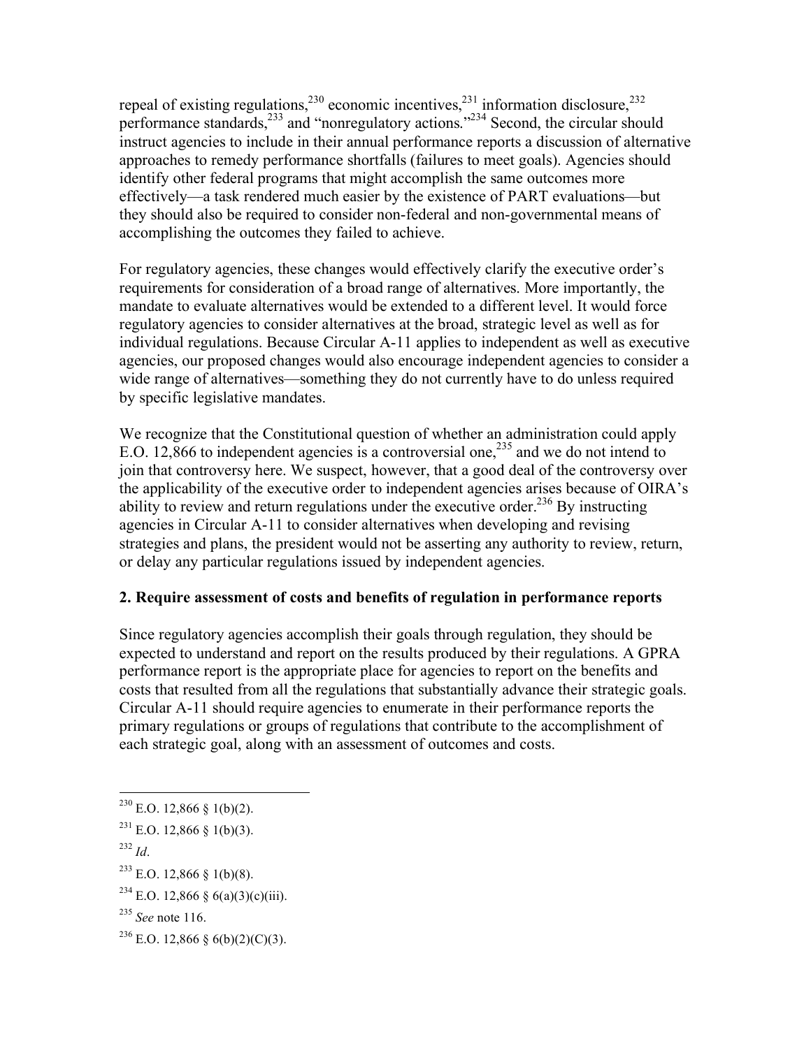repeal of existing regulations,[230] economic incentives,[231] information disclosure,[232] performance standards,[233] and "nonregulatory actions."[234] Second, the circular should instruct agencies to include in their annual performance reports a discussion of alternative approaches to remedy performance shortfalls (failures to meet goals). Agencies should identify other federal programs that might accomplish the same outcomes more effectively—a task rendered much easier by the existence of PART evaluations—but they should also be required to consider non-federal and non-governmental means of accomplishing the outcomes they failed to achieve.

For regulatory agencies, these changes would effectively clarify the executive order's requirements for consideration of a broad range of alternatives. More importantly, the mandate to evaluate alternatives would be extended to a different level. It would force regulatory agencies to consider alternatives at the broad, strategic level as well as for individual regulations. Because Circular A-11 applies to independent as well as executive agencies, our proposed changes would also encourage independent agencies to consider a wide range of alternatives—something they do not currently have to do unless required by specific legislative mandates.

We recognize that the Constitutional question of whether an administration could apply E.O. 12,866 to independent agencies is a controversial one,[235] and we do not intend to join that controversy here. We suspect, however, that a good deal of the controversy over the applicability of the executive order to independent agencies arises because of OIRA's ability to review and return regulations under the executive order.[236] By instructing agencies in Circular A-11 to consider alternatives when developing and revising strategies and plans, the president would not be asserting any authority to review, return, or delay any particular regulations issued by independent agencies.

### 2. Require assessment of costs and benefits of regulation in performance reports

Since regulatory agencies accomplish their goals through regulation, they should be expected to understand and report on the results produced by their regulations. A GPRA performance report is the appropriate place for agencies to report on the benefits and costs that resulted from all the regulations that substantially advance their strategic goals. Circular A-11 should require agencies to enumerate in their performance reports the primary regulations or groups of regulations that contribute to the accomplishment of each strategic goal, along with an assessment of outcomes and costs.

---

[230] E.O. 12,866 § 1(b)(2).

[231] E.O. 12,866 § 1(b)(3).

[232] *Id*.

[233] E.O. 12,866 § 1(b)(8).

[234] E.O. 12,866 § 6(a)(3)(c)(iii).

[235] *See* note 116.

[236] E.O. 12,866 § 6(b)(2)(C)(3).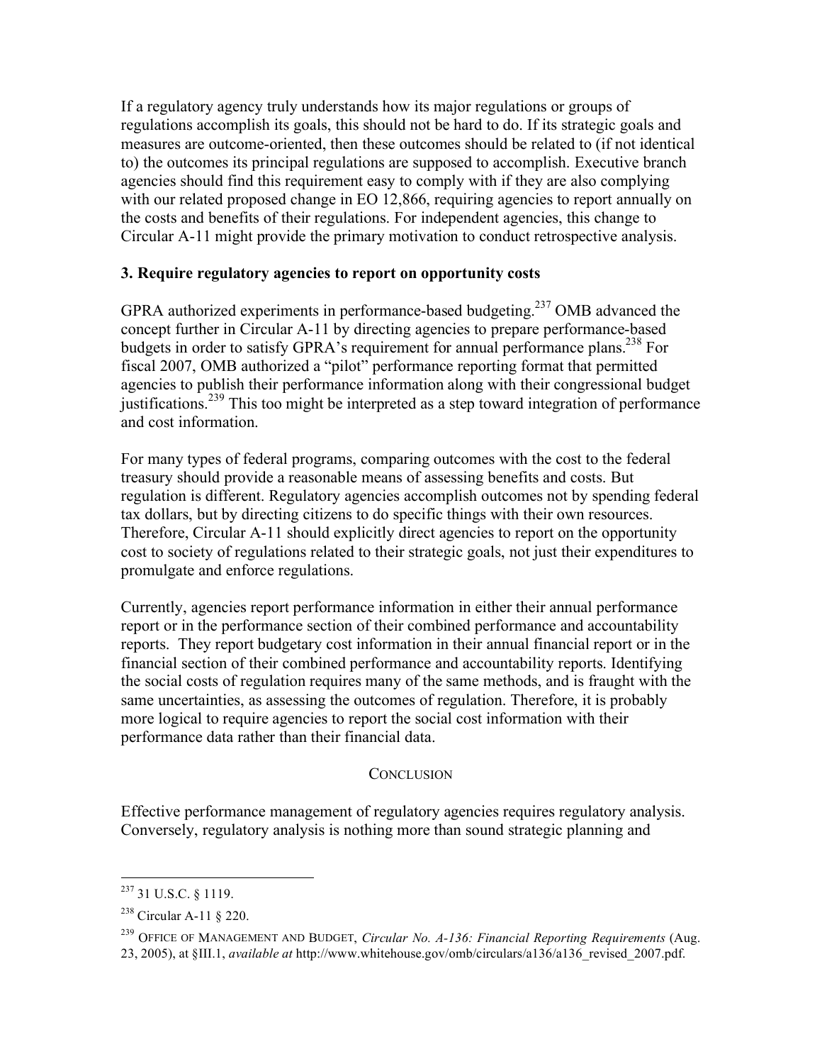If a regulatory agency truly understands how its major regulations or groups of regulations accomplish its goals, this should not be hard to do. If its strategic goals and measures are outcome-oriented, then these outcomes should be related to (if not identical to) the outcomes its principal regulations are supposed to accomplish. Executive branch agencies should find this requirement easy to comply with if they are also complying with our related proposed change in EO 12,866, requiring agencies to report annually on the costs and benefits of their regulations. For independent agencies, this change to Circular A-11 might provide the primary motivation to conduct retrospective analysis.

### 3. Require regulatory agencies to report on opportunity costs

GPRA authorized experiments in performance-based budgeting.[237] OMB advanced the concept further in Circular A-11 by directing agencies to prepare performance-based budgets in order to satisfy GPRA's requirement for annual performance plans.[238] For fiscal 2007, OMB authorized a "pilot" performance reporting format that permitted agencies to publish their performance information along with their congressional budget justifications.[239] This too might be interpreted as a step toward integration of performance and cost information.

For many types of federal programs, comparing outcomes with the cost to the federal treasury should provide a reasonable means of assessing benefits and costs. But regulation is different. Regulatory agencies accomplish outcomes not by spending federal tax dollars, but by directing citizens to do specific things with their own resources. Therefore, Circular A-11 should explicitly direct agencies to report on the opportunity cost to society of regulations related to their strategic goals, not just their expenditures to promulgate and enforce regulations.

Currently, agencies report performance information in either their annual performance report or in the performance section of their combined performance and accountability reports. They report budgetary cost information in their annual financial report or in the financial section of their combined performance and accountability reports. Identifying the social costs of regulation requires many of the same methods, and is fraught with the same uncertainties, as assessing the outcomes of regulation. Therefore, it is probably more logical to require agencies to report the social cost information with their performance data rather than their financial data.

## CONCLUSION

Effective performance management of regulatory agencies requires regulatory analysis. Conversely, regulatory analysis is nothing more than sound strategic planning and

---

[237] 31 U.S.C. § 1119.

[238] Circular A-11 § 220.

[239] OFFICE OF MANAGEMENT AND BUDGET, *Circular No. A-136: Financial Reporting Requirements* (Aug. 23, 2005), at §III.1, *available at* http://www.whitehouse.gov/omb/circulars/a136/a136_revised_2007.pdf.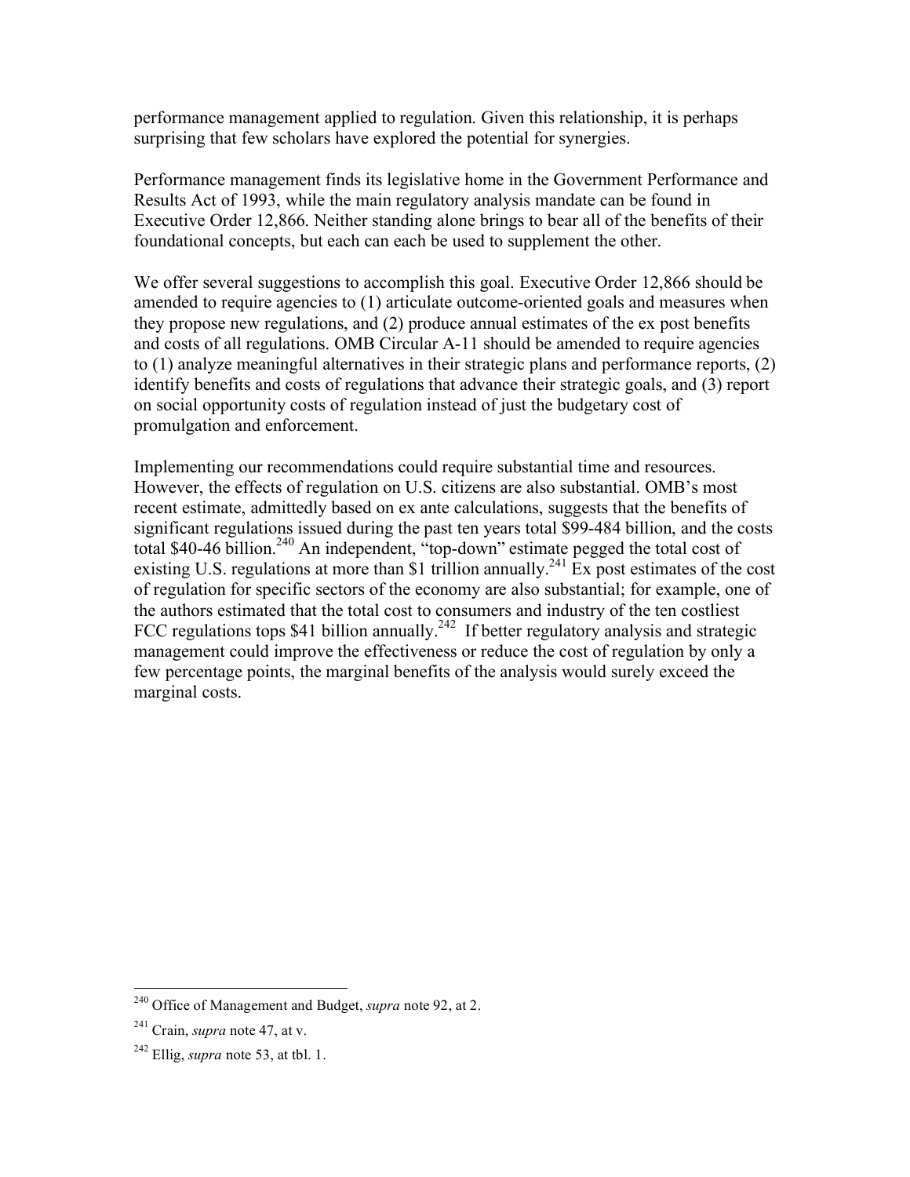performance management applied to regulation. Given this relationship, it is perhaps surprising that few scholars have explored the potential for synergies.

Performance management finds its legislative home in the Government Performance and Results Act of 1993, while the main regulatory analysis mandate can be found in Executive Order 12,866. Neither standing alone brings to bear all of the benefits of their foundational concepts, but each can each be used to supplement the other.

We offer several suggestions to accomplish this goal. Executive Order 12,866 should be amended to require agencies to (1) articulate outcome-oriented goals and measures when they propose new regulations, and (2) produce annual estimates of the ex post benefits and costs of all regulations. OMB Circular A-11 should be amended to require agencies to (1) analyze meaningful alternatives in their strategic plans and performance reports, (2) identify benefits and costs of regulations that advance their strategic goals, and (3) report on social opportunity costs of regulation instead of just the budgetary cost of promulgation and enforcement.

Implementing our recommendations could require substantial time and resources. However, the effects of regulation on U.S. citizens are also substantial. OMB's most recent estimate, admittedly based on ex ante calculations, suggests that the benefits of significant regulations issued during the past ten years total \$99-484 billion, and the costs total \$40-46 billion.[240] An independent, "top-down" estimate pegged the total cost of existing U.S. regulations at more than \$1 trillion annually.[241] Ex post estimates of the cost of regulation for specific sectors of the economy are also substantial; for example, one of the authors estimated that the total cost to consumers and industry of the ten costliest FCC regulations tops \$41 billion annually.[242] If better regulatory analysis and strategic management could improve the effectiveness or reduce the cost of regulation by only a few percentage points, the marginal benefits of the analysis would surely exceed the marginal costs.

---

[240] Office of Management and Budget, *supra* note 92, at 2.

[241] Crain, *supra* note 47, at v.

[242] Ellig, *supra* note 53, at tbl. 1.